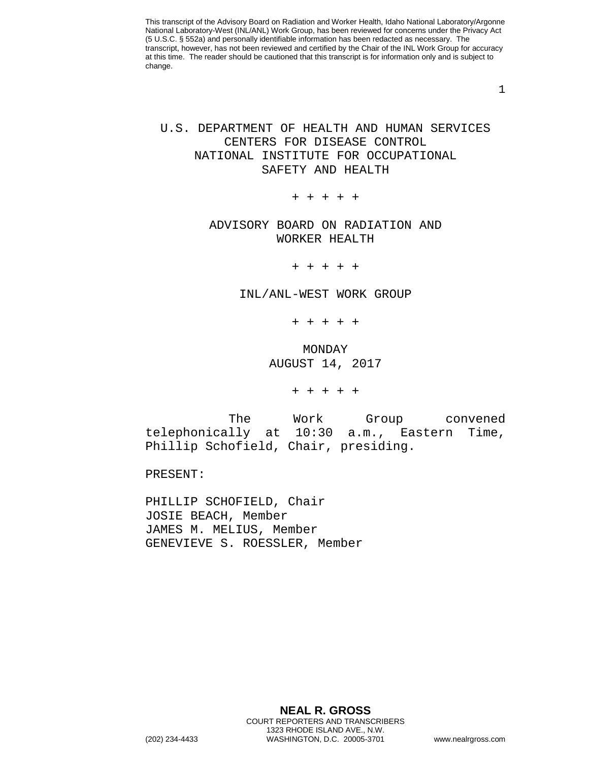This transcript of the Advisory Board on Radiation and Worker Health, Idaho National Laboratory/Argonne National Laboratory-West (INL/ANL) Work Group, has been reviewed for concerns under the Privacy Act (5 U.S.C. § 552a) and personally identifiable information has been redacted as necessary. The transcript, however, has not been reviewed and certified by the Chair of the INL Work Group for accuracy at this time. The reader should be cautioned that this transcript is for information only and is subject to change.

# U.S. DEPARTMENT OF HEALTH AND HUMAN SERVICES
# CENTERS FOR DISEASE CONTROL
# NATIONAL INSTITUTE FOR OCCUPATIONAL SAFETY AND HEALTH

+ + + + +

## ADVISORY BOARD ON RADIATION AND WORKER HEALTH

+ + + + +

## INL/ANL-WEST WORK GROUP

+ + + + +

MONDAY
AUGUST 14, 2017

+ + + + +

The Work Group convened telephonically at 10:30 a.m., Eastern Time, Phillip Schofield, Chair, presiding.

PRESENT:

PHILLIP SCHOFIELD, Chair
JOSIE BEACH, Member
JAMES M. MELIUS, Member
GENEVIEVE S. ROESSLER, Member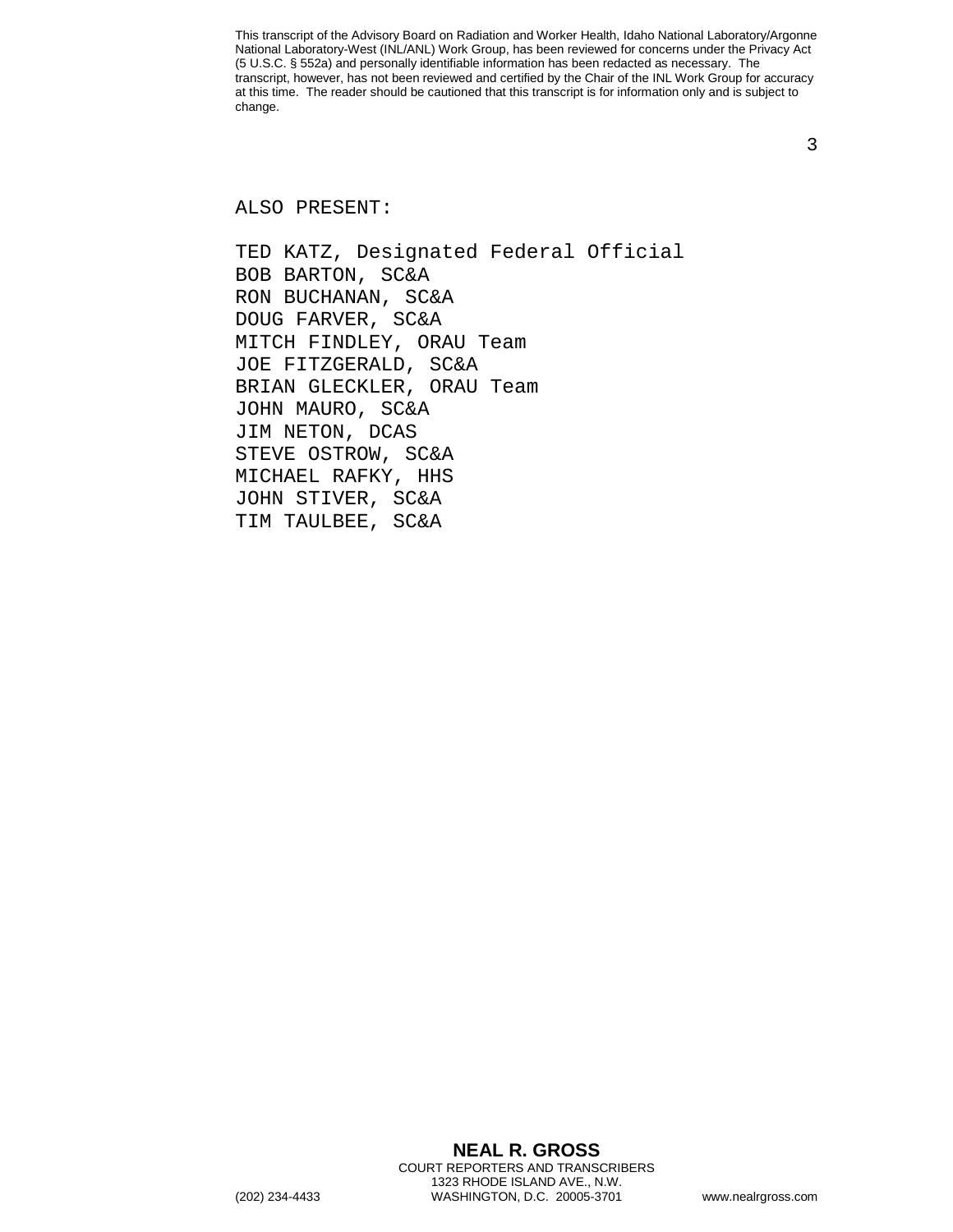ALSO PRESENT:

TED KATZ, Designated Federal Official
BOB BARTON, SC&A
RON BUCHANAN, SC&A
DOUG FARVER, SC&A
MITCH FINDLEY, ORAU Team
JOE FITZGERALD, SC&A
BRIAN GLECKLER, ORAU Team
JOHN MAURO, SC&A
JIM NETON, DCAS
STEVE OSTROW, SC&A
MICHAEL RAFKY, HHS
JOHN STIVER, SC&A
TIM TAULBEE, SC&A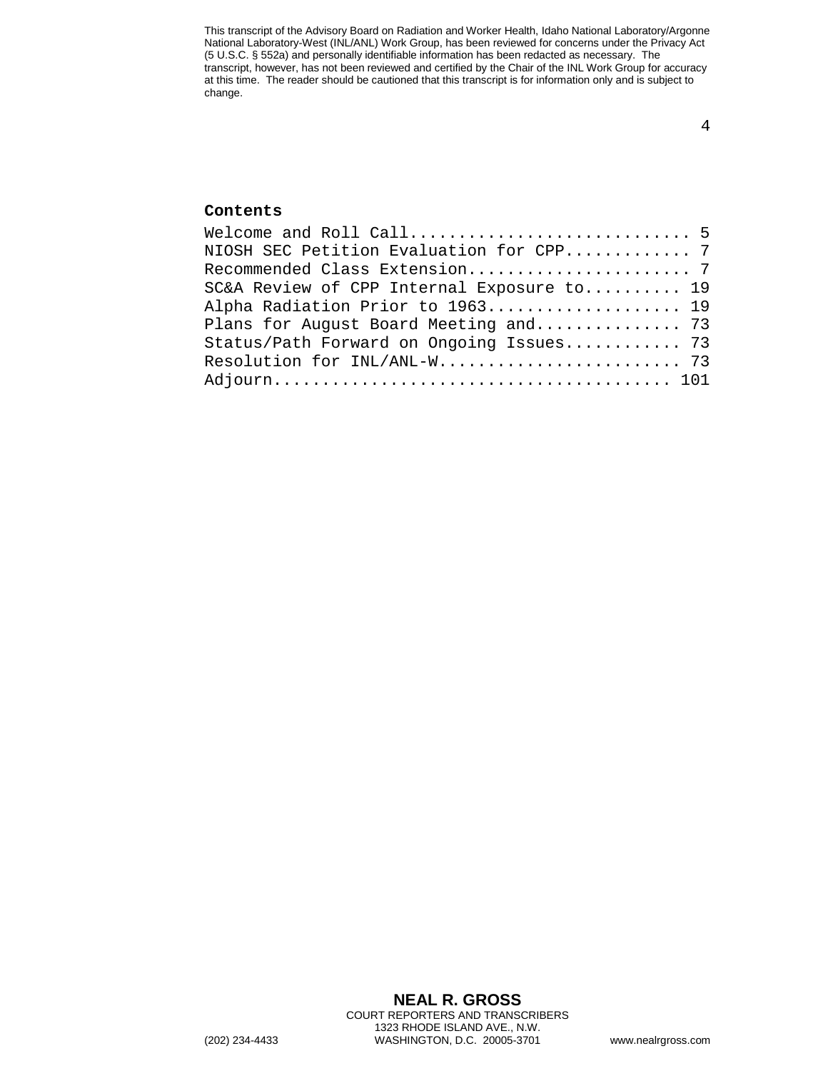**Contents**

Welcome and Roll Call............................ 5
NIOSH SEC Petition Evaluation for CPP............ 7
Recommended Class Extension...................... 7
SC&A Review of CPP Internal Exposure to.......... 19
Alpha Radiation Prior to 1963.................... 19
Plans for August Board Meeting and............... 73
Status/Path Forward on Ongoing Issues............ 73
Resolution for INL/ANL-W......................... 73
Adjourn.......................................... 101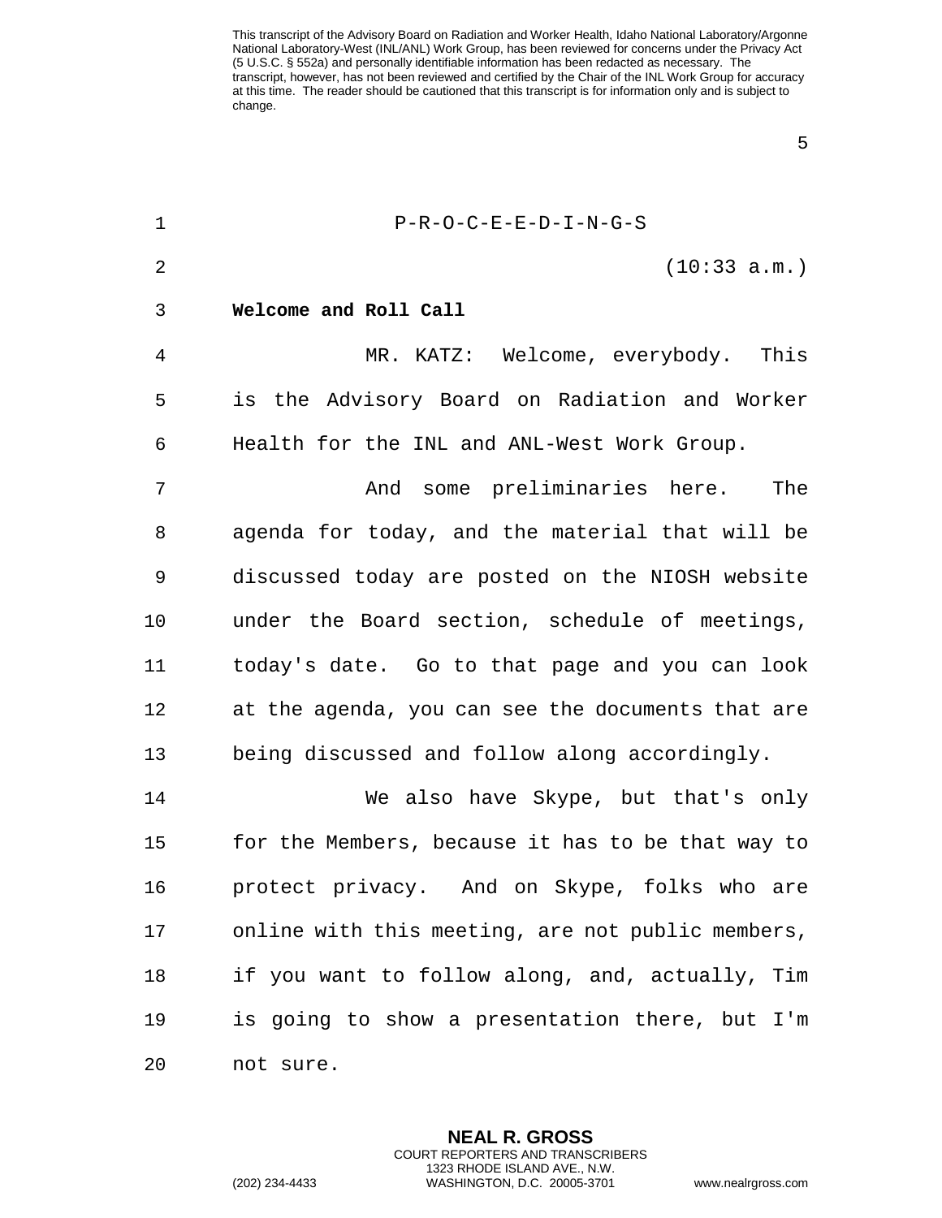P-R-O-C-E-E-D-I-N-G-S

(10:33 a.m.)

**Welcome and Roll Call**

MR. KATZ: Welcome, everybody. This is the Advisory Board on Radiation and Worker Health for the INL and ANL-West Work Group.

And some preliminaries here. The agenda for today, and the material that will be discussed today are posted on the NIOSH website under the Board section, schedule of meetings, today's date. Go to that page and you can look at the agenda, you can see the documents that are being discussed and follow along accordingly.

We also have Skype, but that's only for the Members, because it has to be that way to protect privacy. And on Skype, folks who are online with this meeting, are not public members, if you want to follow along, and, actually, Tim is going to show a presentation there, but I'm not sure.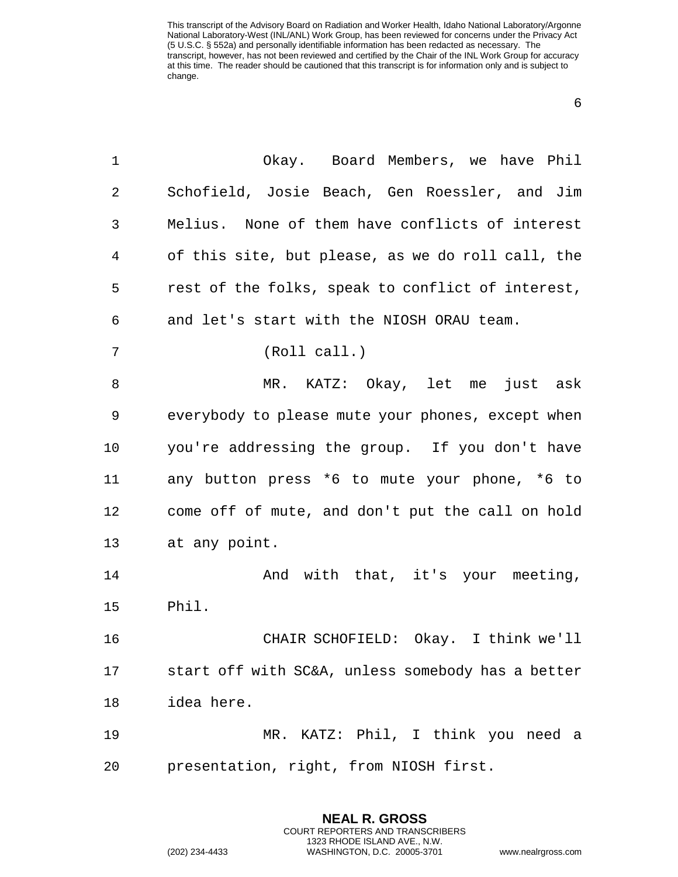Okay. Board Members, we have Phil Schofield, Josie Beach, Gen Roessler, and Jim Melius. None of them have conflicts of interest of this site, but please, as we do roll call, the rest of the folks, speak to conflict of interest, and let's start with the NIOSH ORAU team.

(Roll call.)

MR. KATZ: Okay, let me just ask everybody to please mute your phones, except when you're addressing the group. If you don't have any button press *6 to mute your phone, *6 to come off of mute, and don't put the call on hold at any point.

And with that, it's your meeting, Phil.

CHAIR SCHOFIELD: Okay. I think we'll start off with SC&A, unless somebody has a better idea here.

MR. KATZ: Phil, I think you need a presentation, right, from NIOSH first.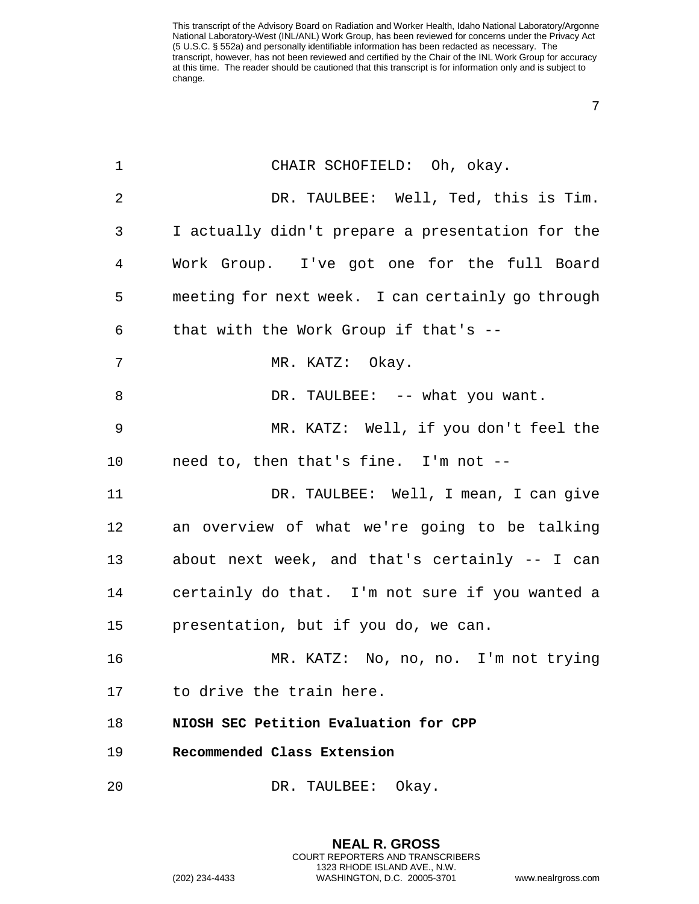CHAIR SCHOFIELD: Oh, okay.

DR. TAULBEE: Well, Ted, this is Tim. I actually didn't prepare a presentation for the Work Group. I've got one for the full Board meeting for next week. I can certainly go through that with the Work Group if that's --

MR. KATZ: Okay.

DR. TAULBEE: -- what you want.

MR. KATZ: Well, if you don't feel the need to, then that's fine. I'm not --

DR. TAULBEE: Well, I mean, I can give an overview of what we're going to be talking about next week, and that's certainly -- I can certainly do that. I'm not sure if you wanted a presentation, but if you do, we can.

MR. KATZ: No, no, no. I'm not trying to drive the train here.

**NIOSH SEC Petition Evaluation for CPP Recommended Class Extension**

DR. TAULBEE: Okay.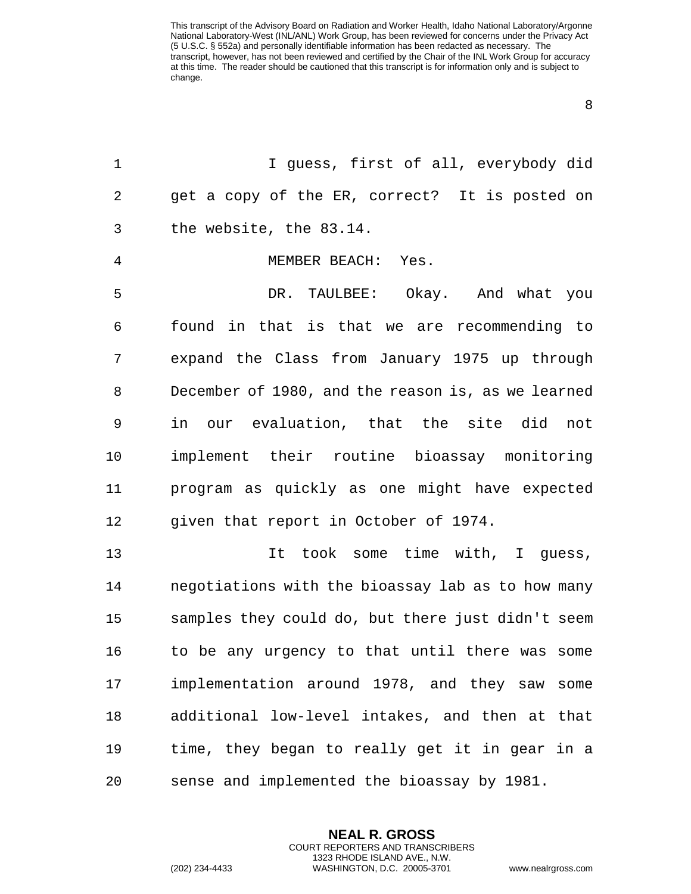I guess, first of all, everybody did get a copy of the ER, correct? It is posted on the website, the 83.14.

MEMBER BEACH: Yes.

DR. TAULBEE: Okay. And what you found in that is that we are recommending to expand the Class from January 1975 up through December of 1980, and the reason is, as we learned in our evaluation, that the site did not implement their routine bioassay monitoring program as quickly as one might have expected given that report in October of 1974.

It took some time with, I guess, negotiations with the bioassay lab as to how many samples they could do, but there just didn't seem to be any urgency to that until there was some implementation around 1978, and they saw some additional low-level intakes, and then at that time, they began to really get it in gear in a sense and implemented the bioassay by 1981.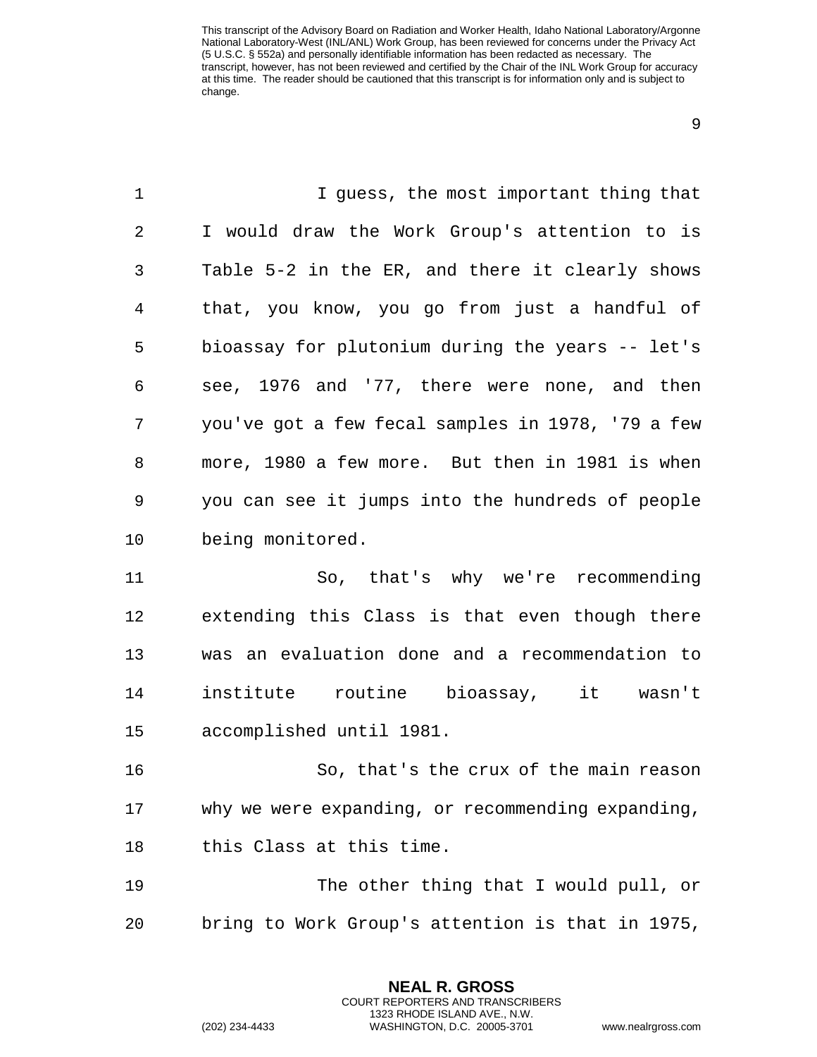I guess, the most important thing that I would draw the Work Group's attention to is Table 5-2 in the ER, and there it clearly shows that, you know, you go from just a handful of bioassay for plutonium during the years -- let's see, 1976 and '77, there were none, and then you've got a few fecal samples in 1978, '79 a few more, 1980 a few more. But then in 1981 is when you can see it jumps into the hundreds of people being monitored.

So, that's why we're recommending extending this Class is that even though there was an evaluation done and a recommendation to institute routine bioassay, it wasn't accomplished until 1981.

So, that's the crux of the main reason why we were expanding, or recommending expanding, this Class at this time.

The other thing that I would pull, or bring to Work Group's attention is that in 1975,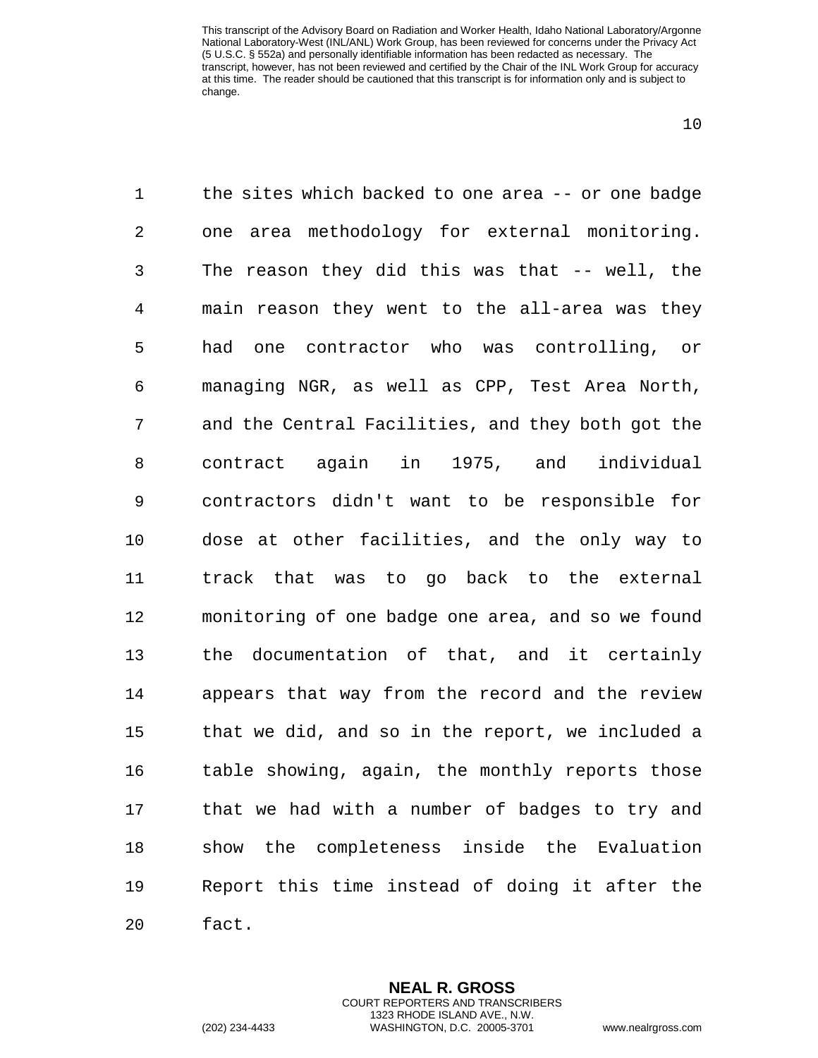the sites which backed to one area -- or one badge one area methodology for external monitoring. The reason they did this was that -- well, the main reason they went to the all-area was they had one contractor who was controlling, or managing NGR, as well as CPP, Test Area North, and the Central Facilities, and they both got the contract again in 1975, and individual contractors didn't want to be responsible for dose at other facilities, and the only way to track that was to go back to the external monitoring of one badge one area, and so we found the documentation of that, and it certainly appears that way from the record and the review that we did, and so in the report, we included a table showing, again, the monthly reports those that we had with a number of badges to try and show the completeness inside the Evaluation Report this time instead of doing it after the fact.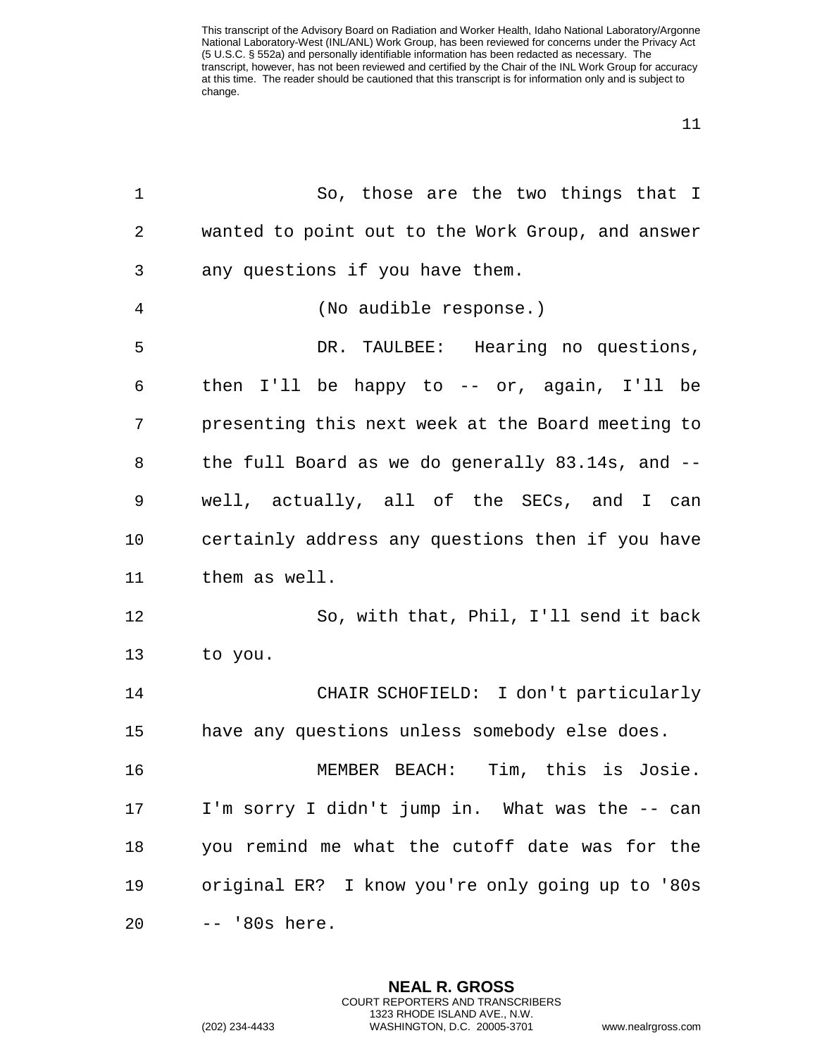So, those are the two things that I wanted to point out to the Work Group, and answer any questions if you have them.

(No audible response.)

DR. TAULBEE: Hearing no questions, then I'll be happy to -- or, again, I'll be presenting this next week at the Board meeting to the full Board as we do generally 83.14s, and -- well, actually, all of the SECs, and I can certainly address any questions then if you have them as well.

So, with that, Phil, I'll send it back to you.

CHAIR SCHOFIELD: I don't particularly have any questions unless somebody else does.

MEMBER BEACH: Tim, this is Josie. I'm sorry I didn't jump in. What was the -- can you remind me what the cutoff date was for the original ER? I know you're only going up to '80s -- '80s here.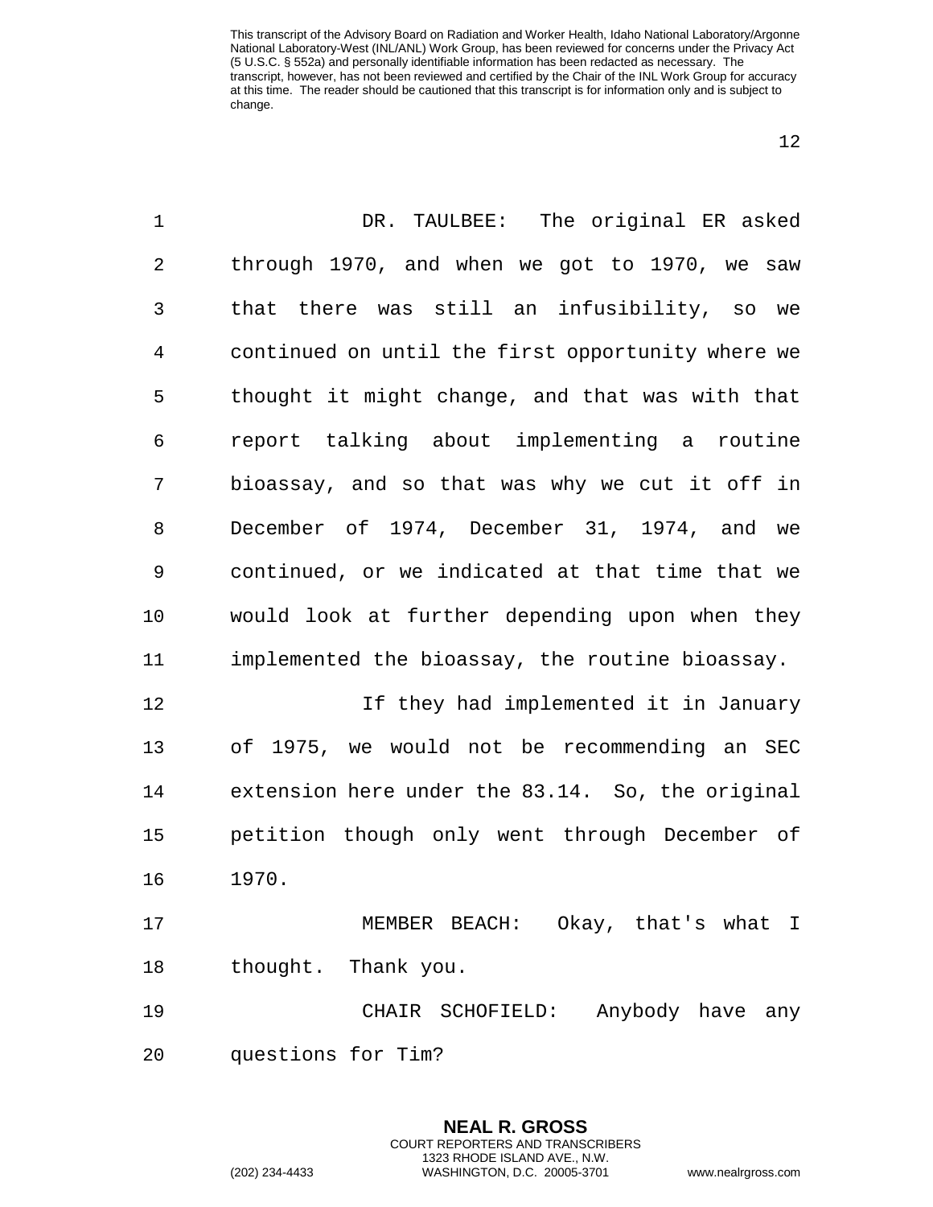DR. TAULBEE: The original ER asked through 1970, and when we got to 1970, we saw that there was still an infusibility, so we continued on until the first opportunity where we thought it might change, and that was with that report talking about implementing a routine bioassay, and so that was why we cut it off in December of 1974, December 31, 1974, and we continued, or we indicated at that time that we would look at further depending upon when they implemented the bioassay, the routine bioassay.

If they had implemented it in January of 1975, we would not be recommending an SEC extension here under the 83.14. So, the original petition though only went through December of 1970.

MEMBER BEACH: Okay, that's what I thought. Thank you.

CHAIR SCHOFIELD: Anybody have any questions for Tim?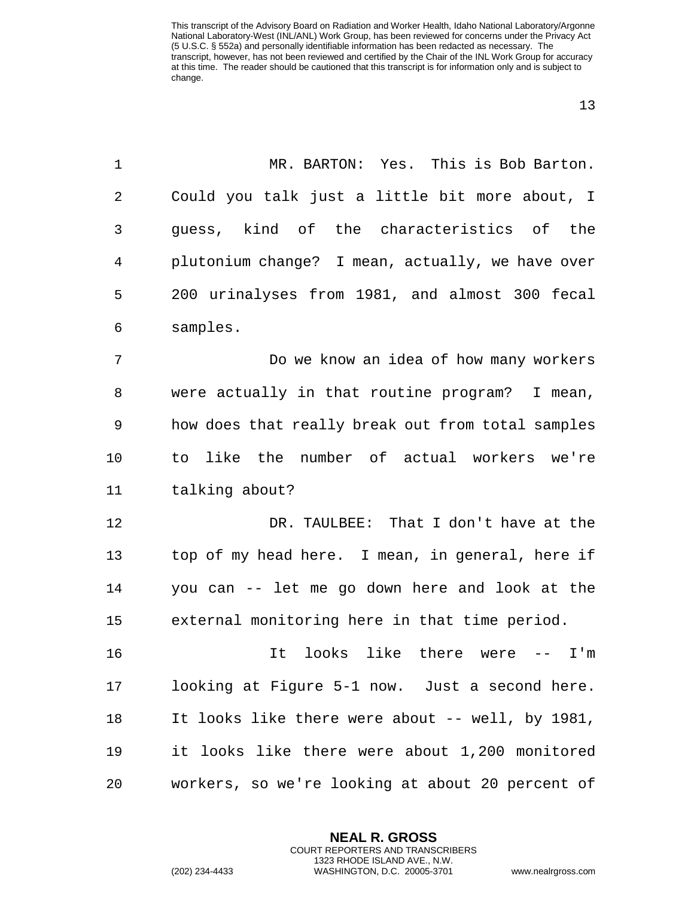MR. BARTON: Yes. This is Bob Barton. Could you talk just a little bit more about, I guess, kind of the characteristics of the plutonium change? I mean, actually, we have over 200 urinalyses from 1981, and almost 300 fecal samples.

Do we know an idea of how many workers were actually in that routine program? I mean, how does that really break out from total samples to like the number of actual workers we're talking about?

DR. TAULBEE: That I don't have at the top of my head here. I mean, in general, here if you can -- let me go down here and look at the external monitoring here in that time period.

It looks like there were -- I'm looking at Figure 5-1 now. Just a second here. It looks like there were about -- well, by 1981, it looks like there were about 1,200 monitored workers, so we're looking at about 20 percent of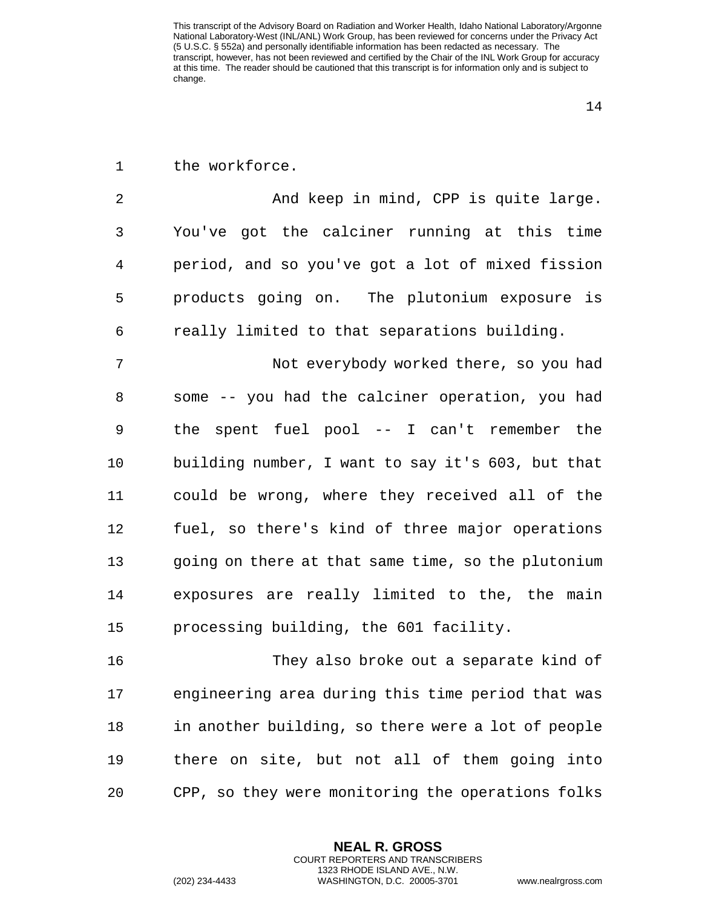the workforce.

And keep in mind, CPP is quite large. You've got the calciner running at this time period, and so you've got a lot of mixed fission products going on. The plutonium exposure is really limited to that separations building.

Not everybody worked there, so you had some -- you had the calciner operation, you had the spent fuel pool -- I can't remember the building number, I want to say it's 603, but that could be wrong, where they received all of the fuel, so there's kind of three major operations going on there at that same time, so the plutonium exposures are really limited to the, the main processing building, the 601 facility.

They also broke out a separate kind of engineering area during this time period that was in another building, so there were a lot of people there on site, but not all of them going into CPP, so they were monitoring the operations folks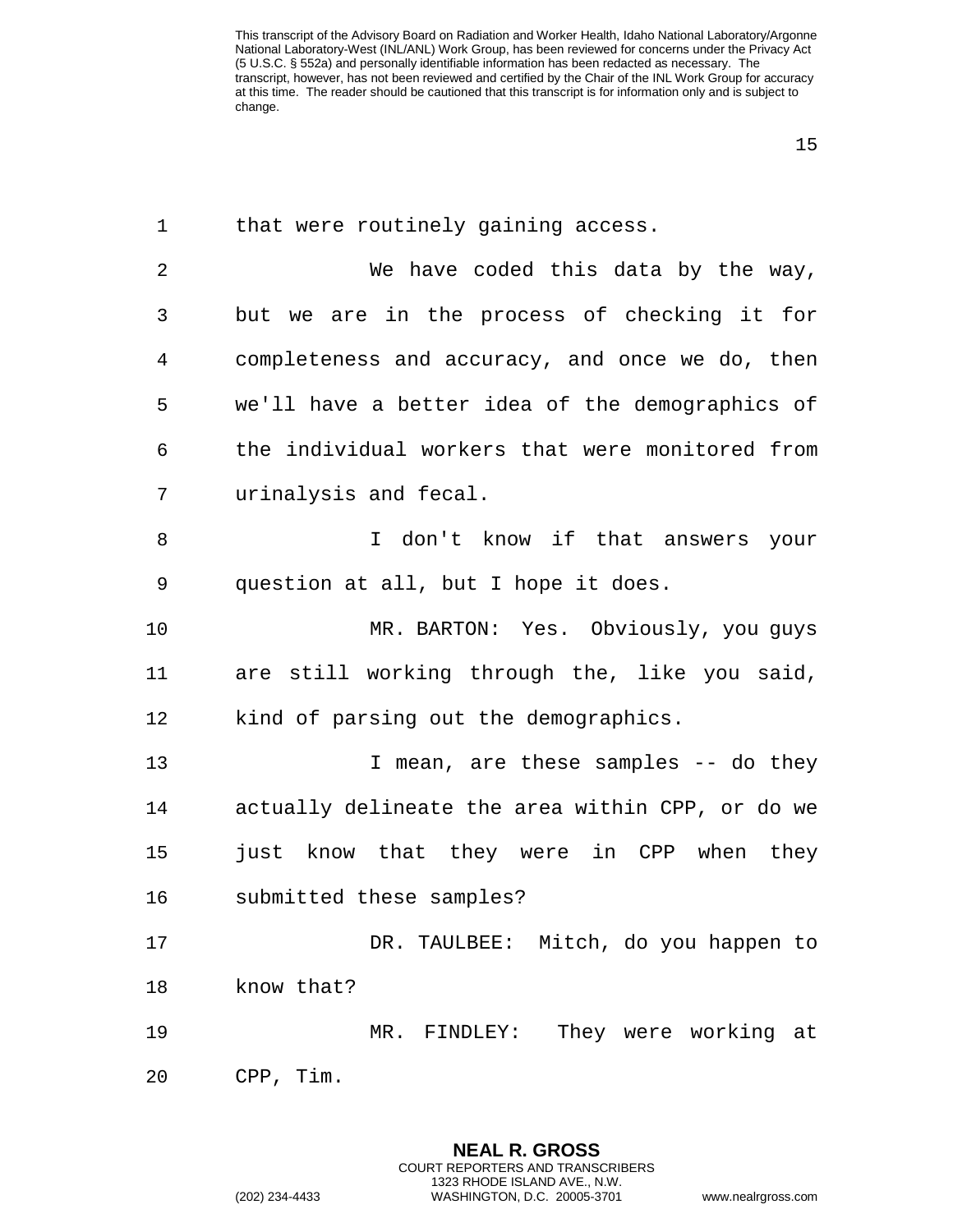that were routinely gaining access.

We have coded this data by the way, but we are in the process of checking it for completeness and accuracy, and once we do, then we'll have a better idea of the demographics of the individual workers that were monitored from urinalysis and fecal.

I don't know if that answers your question at all, but I hope it does.

MR. BARTON: Yes. Obviously, you guys are still working through the, like you said, kind of parsing out the demographics.

I mean, are these samples -- do they actually delineate the area within CPP, or do we just know that they were in CPP when they submitted these samples?

DR. TAULBEE: Mitch, do you happen to know that?

MR. FINDLEY: They were working at CPP, Tim.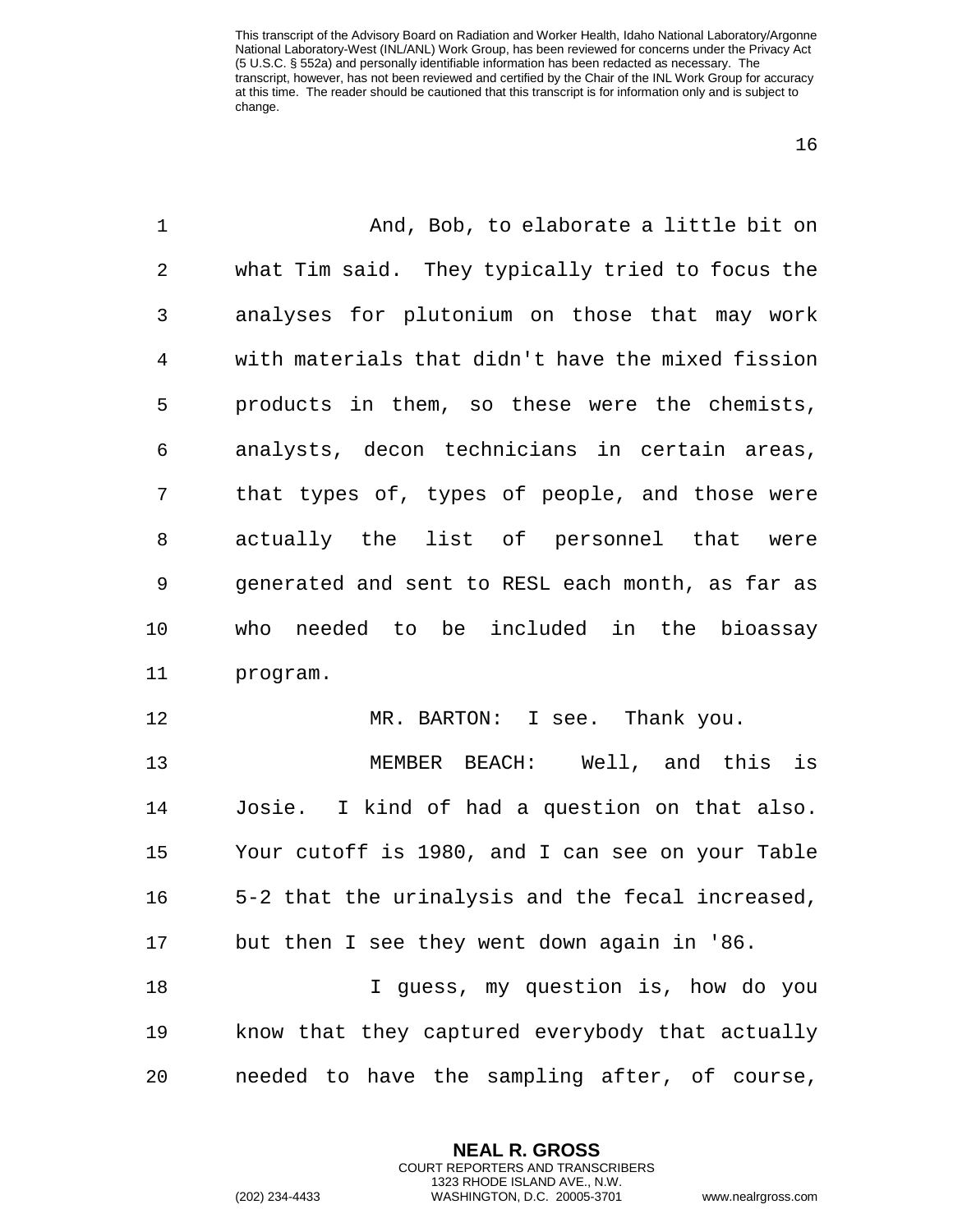And, Bob, to elaborate a little bit on what Tim said. They typically tried to focus the analyses for plutonium on those that may work with materials that didn't have the mixed fission products in them, so these were the chemists, analysts, decon technicians in certain areas, that types of, types of people, and those were actually the list of personnel that were generated and sent to RESL each month, as far as who needed to be included in the bioassay program.

MR. BARTON: I see. Thank you.

MEMBER BEACH: Well, and this is Josie. I kind of had a question on that also. Your cutoff is 1980, and I can see on your Table 5-2 that the urinalysis and the fecal increased, but then I see they went down again in '86.

I guess, my question is, how do you know that they captured everybody that actually needed to have the sampling after, of course,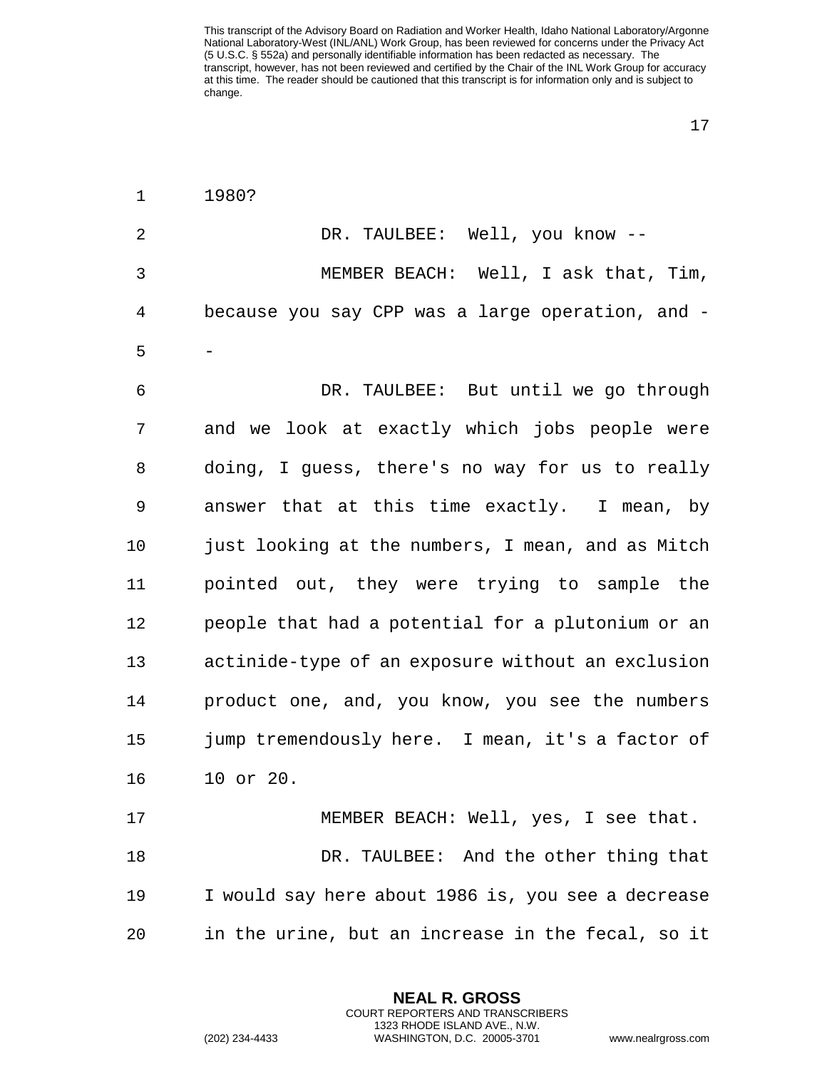1980?

DR. TAULBEE: Well, you know --

MEMBER BEACH: Well, I ask that, Tim, because you say CPP was a large operation, and --

DR. TAULBEE: But until we go through and we look at exactly which jobs people were doing, I guess, there's no way for us to really answer that at this time exactly. I mean, by just looking at the numbers, I mean, and as Mitch pointed out, they were trying to sample the people that had a potential for a plutonium or an actinide-type of an exposure without an exclusion product one, and, you know, you see the numbers jump tremendously here. I mean, it's a factor of 10 or 20.

MEMBER BEACH: Well, yes, I see that.

DR. TAULBEE: And the other thing that I would say here about 1986 is, you see a decrease in the urine, but an increase in the fecal, so it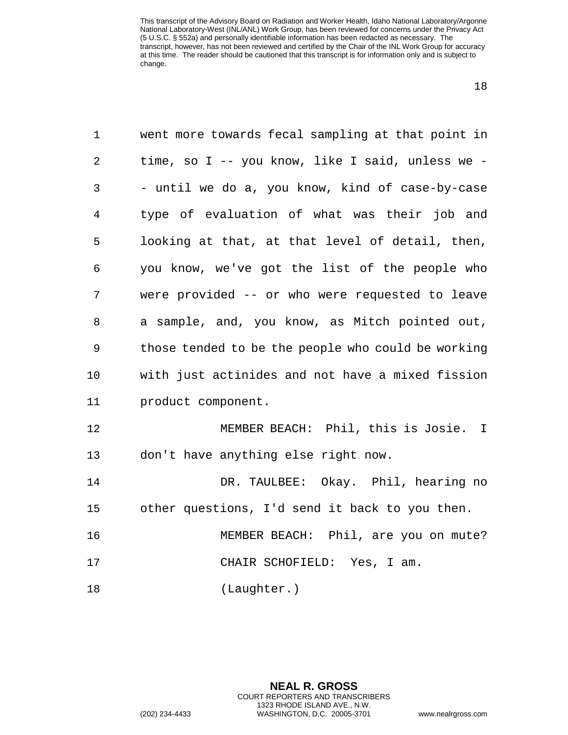went more towards fecal sampling at that point in time, so I -- you know, like I said, unless we -- until we do a, you know, kind of case-by-case type of evaluation of what was their job and looking at that, at that level of detail, then, you know, we've got the list of the people who were provided -- or who were requested to leave a sample, and, you know, as Mitch pointed out, those tended to be the people who could be working with just actinides and not have a mixed fission product component.

MEMBER BEACH: Phil, this is Josie. I don't have anything else right now.

DR. TAULBEE: Okay. Phil, hearing no other questions, I'd send it back to you then.

MEMBER BEACH: Phil, are you on mute?

CHAIR SCHOFIELD: Yes, I am.

(Laughter.)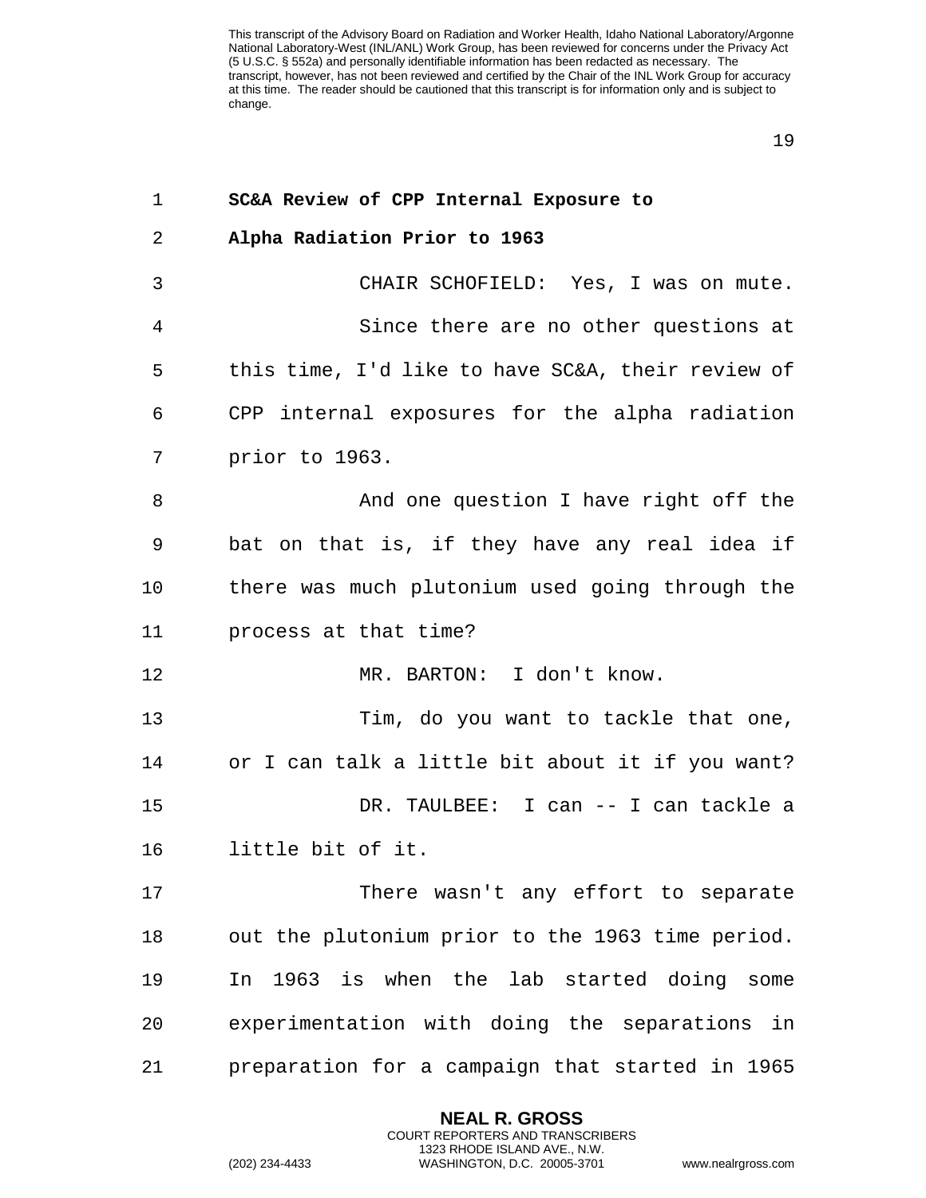**SC&A Review of CPP Internal Exposure to Alpha Radiation Prior to 1963**

CHAIR SCHOFIELD: Yes, I was on mute.

Since there are no other questions at this time, I'd like to have SC&A, their review of CPP internal exposures for the alpha radiation prior to 1963.

And one question I have right off the bat on that is, if they have any real idea if there was much plutonium used going through the process at that time?

MR. BARTON: I don't know.

Tim, do you want to tackle that one, or I can talk a little bit about it if you want?

DR. TAULBEE: I can -- I can tackle a little bit of it.

There wasn't any effort to separate out the plutonium prior to the 1963 time period. In 1963 is when the lab started doing some experimentation with doing the separations in preparation for a campaign that started in 1965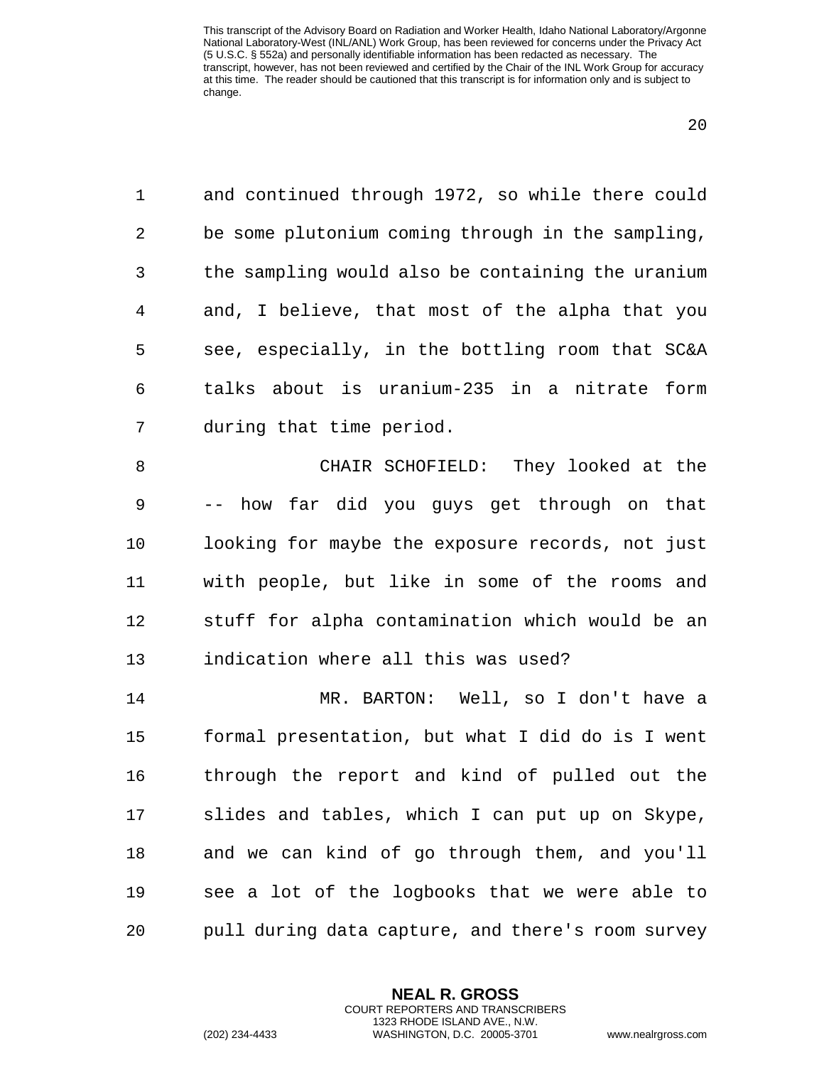and continued through 1972, so while there could be some plutonium coming through in the sampling, the sampling would also be containing the uranium and, I believe, that most of the alpha that you see, especially, in the bottling room that SC&A talks about is uranium-235 in a nitrate form during that time period.

CHAIR SCHOFIELD: They looked at the -- how far did you guys get through on that looking for maybe the exposure records, not just with people, but like in some of the rooms and stuff for alpha contamination which would be an indication where all this was used?

MR. BARTON: Well, so I don't have a formal presentation, but what I did do is I went through the report and kind of pulled out the slides and tables, which I can put up on Skype, and we can kind of go through them, and you'll see a lot of the logbooks that we were able to pull during data capture, and there's room survey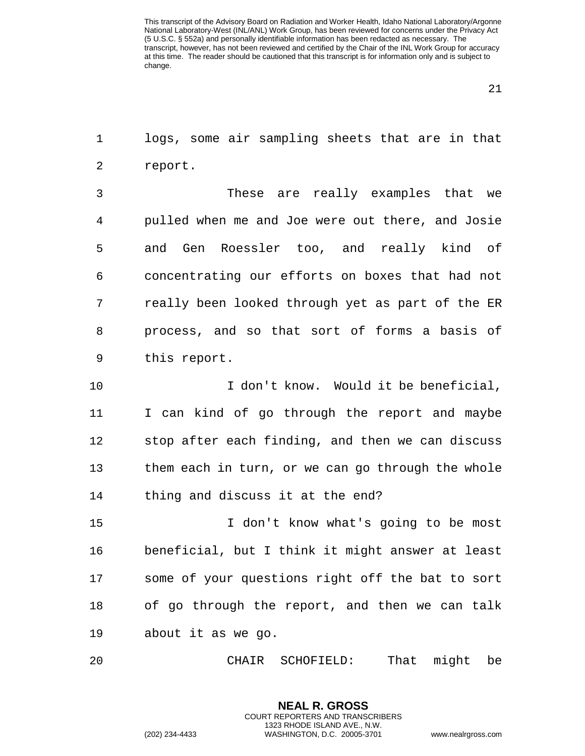logs, some air sampling sheets that are in that report.

These are really examples that we pulled when me and Joe were out there, and Josie and Gen Roessler too, and really kind of concentrating our efforts on boxes that had not really been looked through yet as part of the ER process, and so that sort of forms a basis of this report.

I don't know. Would it be beneficial, I can kind of go through the report and maybe stop after each finding, and then we can discuss them each in turn, or we can go through the whole thing and discuss it at the end?

I don't know what's going to be most beneficial, but I think it might answer at least some of your questions right off the bat to sort of go through the report, and then we can talk about it as we go.

CHAIR SCHOFIELD: That might be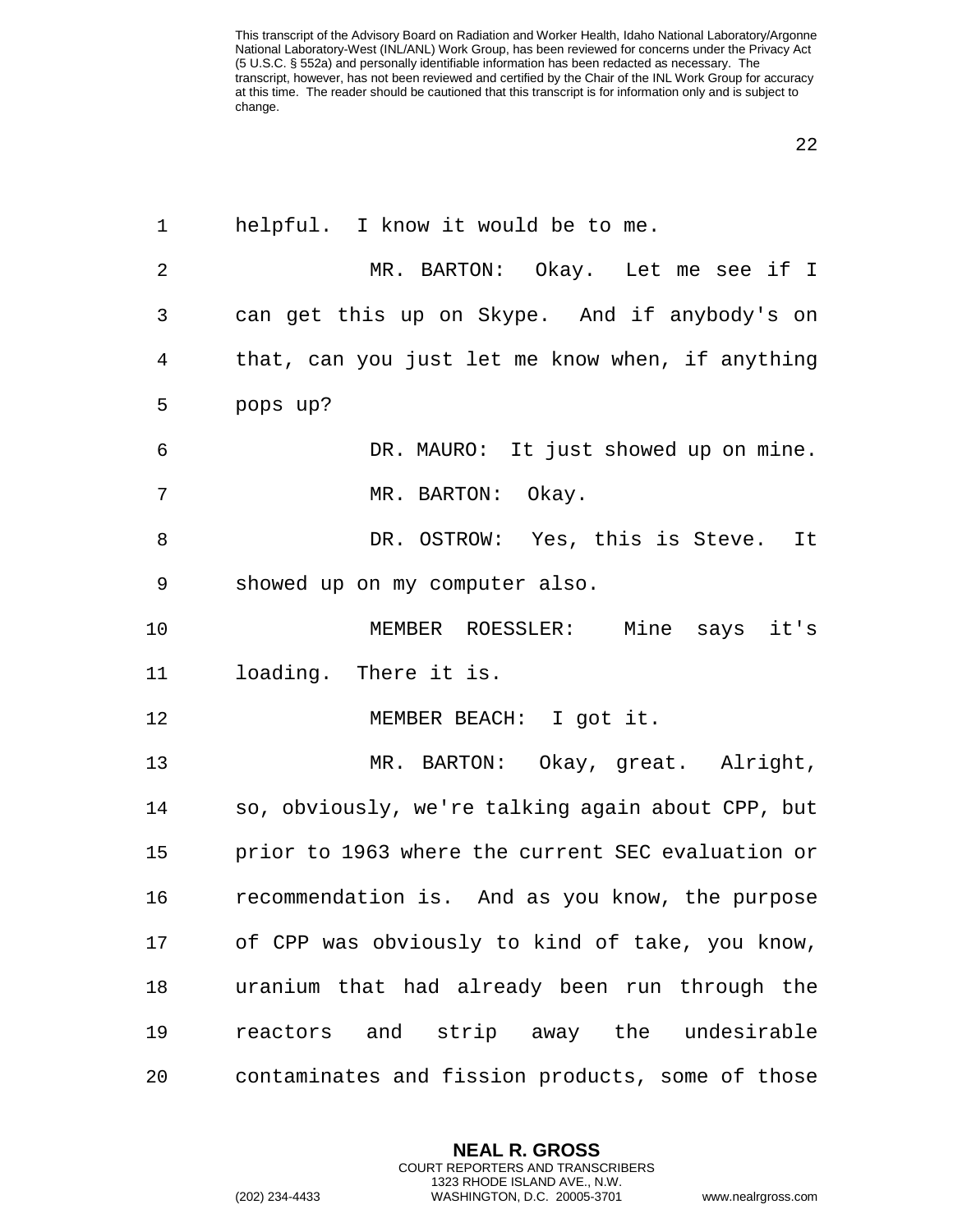helpful. I know it would be to me.

MR. BARTON: Okay. Let me see if I can get this up on Skype. And if anybody's on that, can you just let me know when, if anything pops up?

DR. MAURO: It just showed up on mine.

MR. BARTON: Okay.

DR. OSTROW: Yes, this is Steve. It showed up on my computer also.

MEMBER ROESSLER: Mine says it's loading. There it is.

MEMBER BEACH: I got it.

MR. BARTON: Okay, great. Alright, so, obviously, we're talking again about CPP, but prior to 1963 where the current SEC evaluation or recommendation is. And as you know, the purpose of CPP was obviously to kind of take, you know, uranium that had already been run through the reactors and strip away the undesirable contaminates and fission products, some of those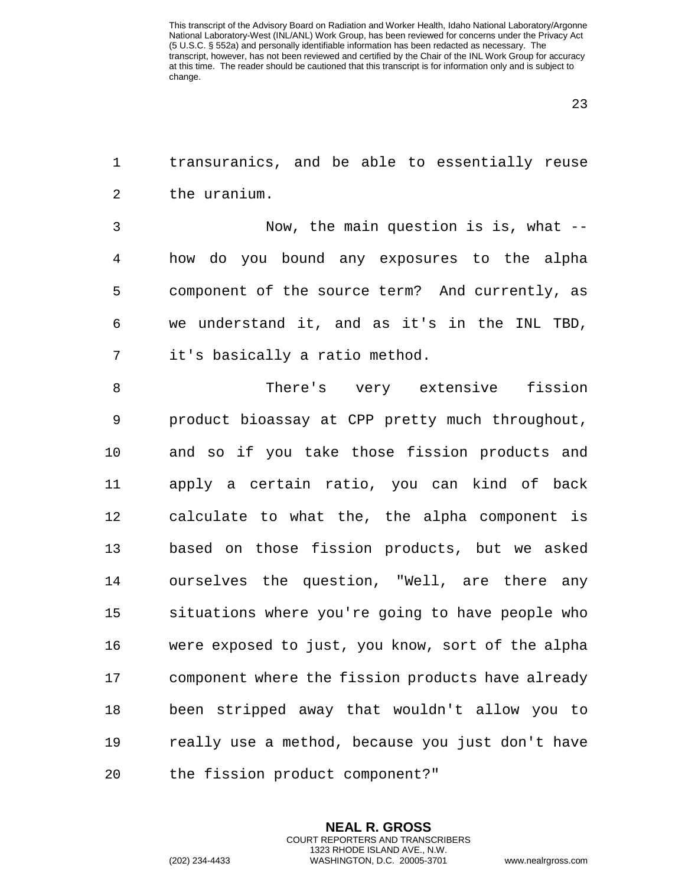transuranics, and be able to essentially reuse the uranium.

Now, the main question is is, what -- how do you bound any exposures to the alpha component of the source term? And currently, as we understand it, and as it's in the INL TBD, it's basically a ratio method.

There's very extensive fission product bioassay at CPP pretty much throughout, and so if you take those fission products and apply a certain ratio, you can kind of back calculate to what the, the alpha component is based on those fission products, but we asked ourselves the question, "Well, are there any situations where you're going to have people who were exposed to just, you know, sort of the alpha component where the fission products have already been stripped away that wouldn't allow you to really use a method, because you just don't have the fission product component?"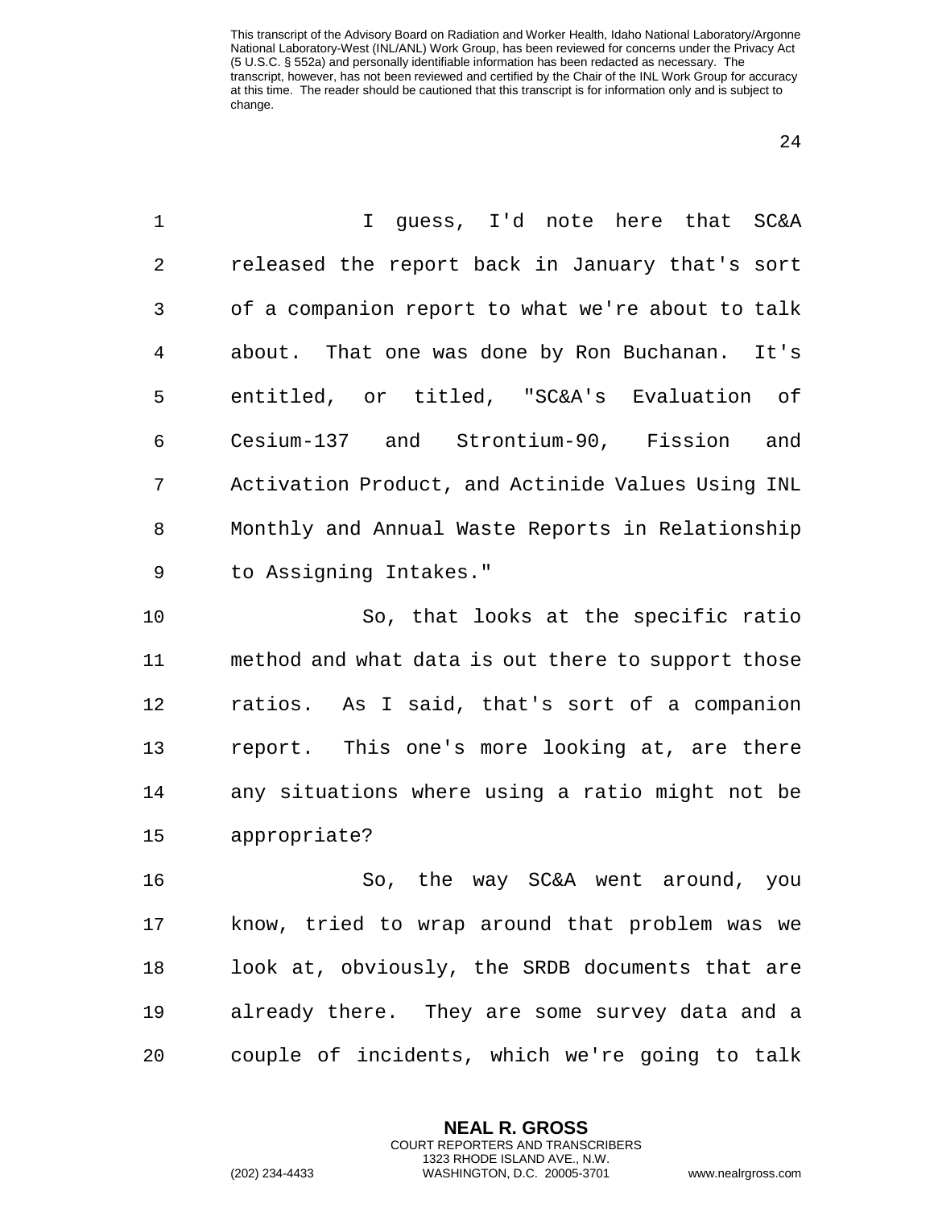I guess, I'd note here that SC&A released the report back in January that's sort of a companion report to what we're about to talk about. That one was done by Ron Buchanan. It's entitled, or titled, "SC&A's Evaluation of Cesium-137 and Strontium-90, Fission and Activation Product, and Actinide Values Using INL Monthly and Annual Waste Reports in Relationship to Assigning Intakes."

So, that looks at the specific ratio method and what data is out there to support those ratios. As I said, that's sort of a companion report. This one's more looking at, are there any situations where using a ratio might not be appropriate?

So, the way SC&A went around, you know, tried to wrap around that problem was we look at, obviously, the SRDB documents that are already there. They are some survey data and a couple of incidents, which we're going to talk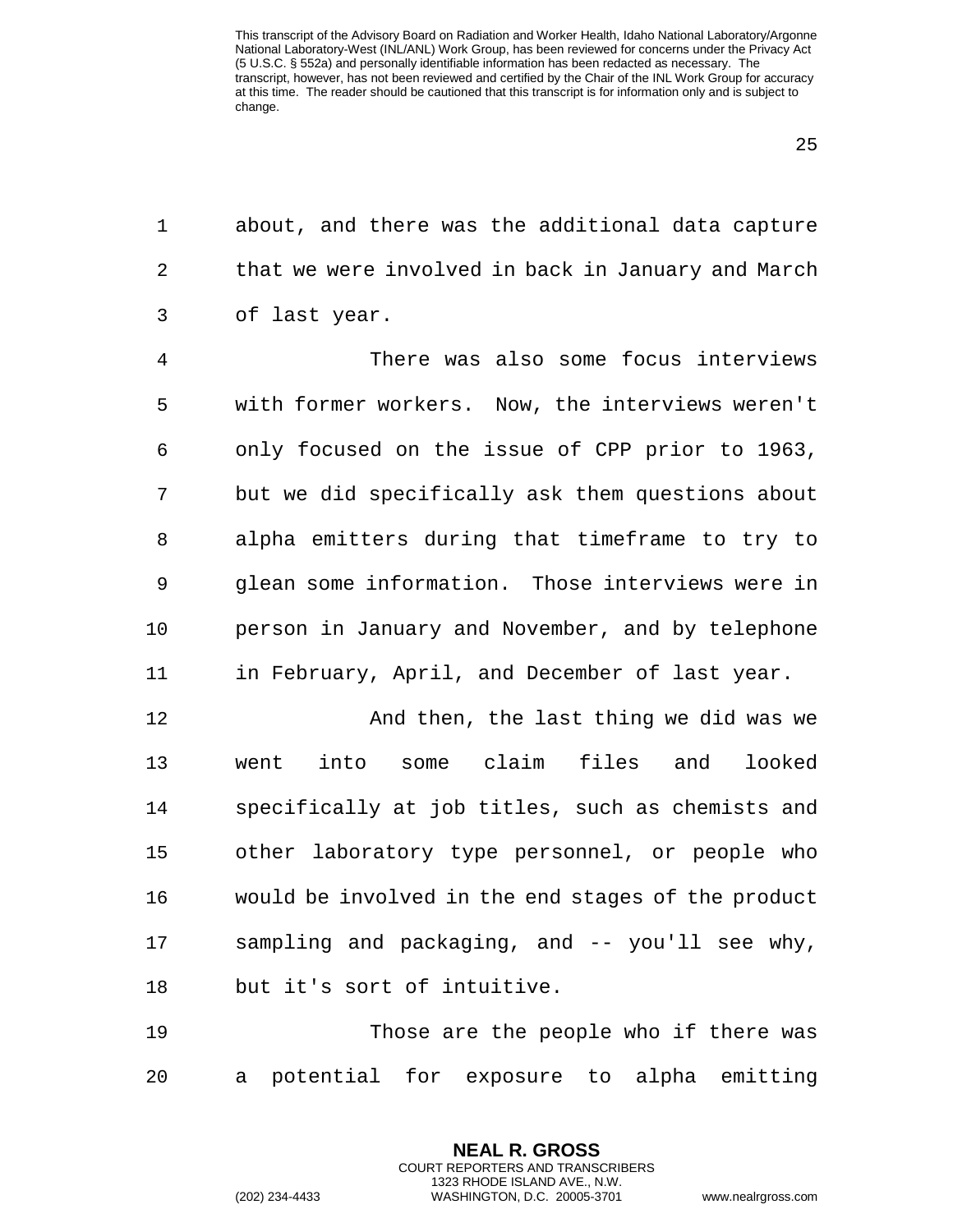about, and there was the additional data capture that we were involved in back in January and March of last year.

There was also some focus interviews with former workers. Now, the interviews weren't only focused on the issue of CPP prior to 1963, but we did specifically ask them questions about alpha emitters during that timeframe to try to glean some information. Those interviews were in person in January and November, and by telephone in February, April, and December of last year.

And then, the last thing we did was we went into some claim files and looked specifically at job titles, such as chemists and other laboratory type personnel, or people who would be involved in the end stages of the product sampling and packaging, and -- you'll see why, but it's sort of intuitive.

Those are the people who if there was a potential for exposure to alpha emitting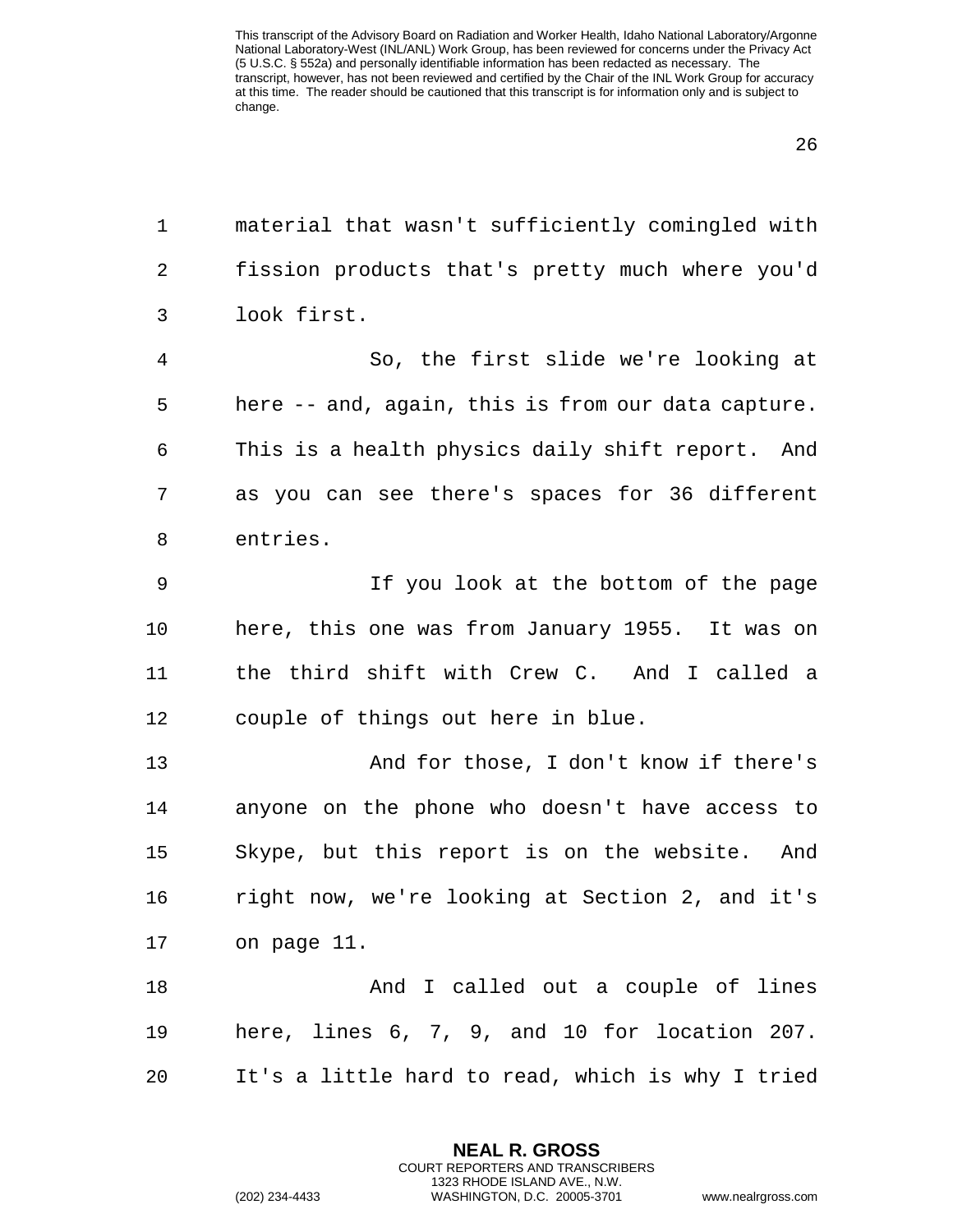material that wasn't sufficiently comingled with fission products that's pretty much where you'd look first.

So, the first slide we're looking at here -- and, again, this is from our data capture. This is a health physics daily shift report. And as you can see there's spaces for 36 different entries.

If you look at the bottom of the page here, this one was from January 1955. It was on the third shift with Crew C. And I called a couple of things out here in blue.

And for those, I don't know if there's anyone on the phone who doesn't have access to Skype, but this report is on the website. And right now, we're looking at Section 2, and it's on page 11.

And I called out a couple of lines here, lines 6, 7, 9, and 10 for location 207. It's a little hard to read, which is why I tried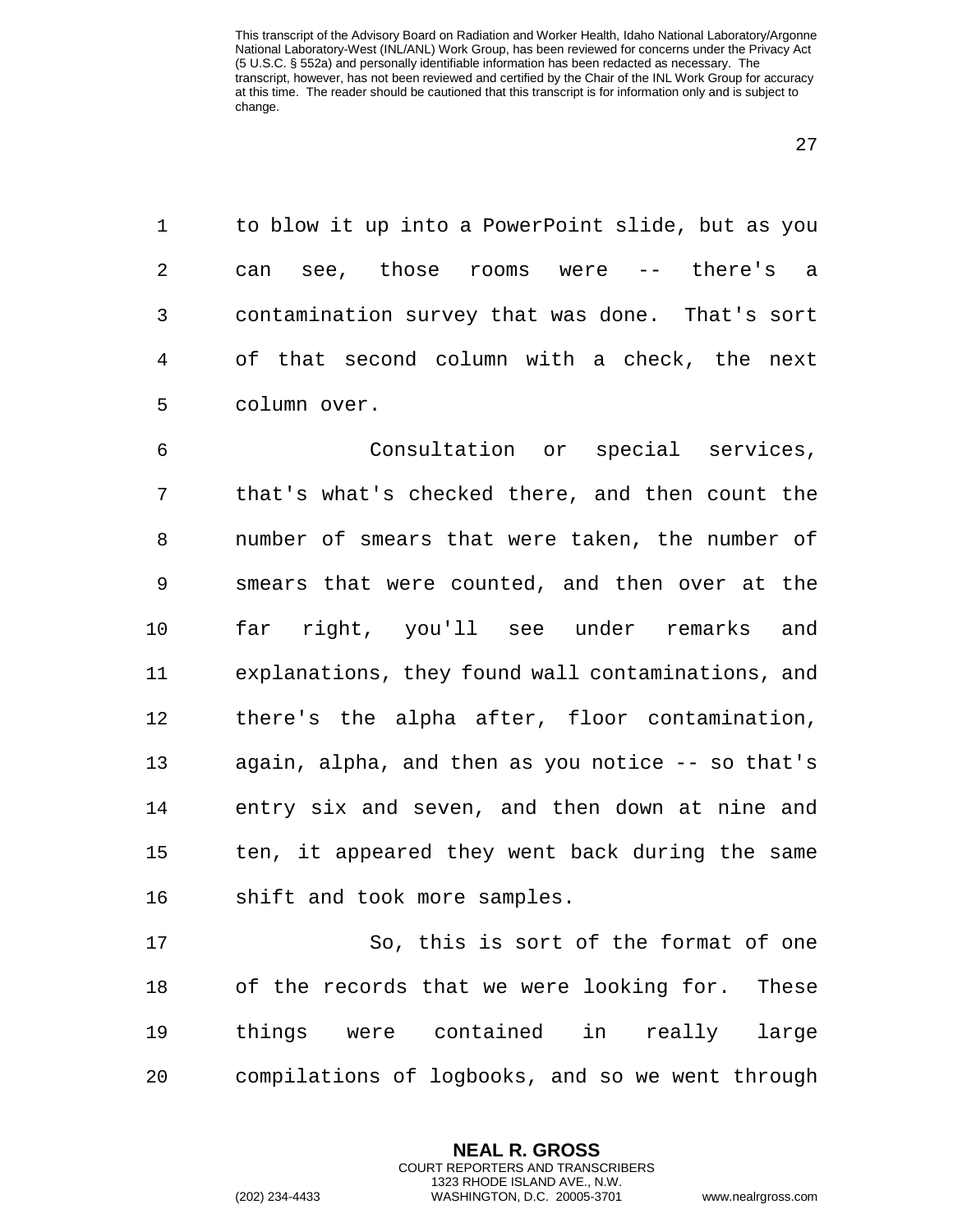to blow it up into a PowerPoint slide, but as you can see, those rooms were -- there's a contamination survey that was done. That's sort of that second column with a check, the next column over.

Consultation or special services, that's what's checked there, and then count the number of smears that were taken, the number of smears that were counted, and then over at the far right, you'll see under remarks and explanations, they found wall contaminations, and there's the alpha after, floor contamination, again, alpha, and then as you notice -- so that's entry six and seven, and then down at nine and ten, it appeared they went back during the same shift and took more samples.

So, this is sort of the format of one of the records that we were looking for. These things were contained in really large compilations of logbooks, and so we went through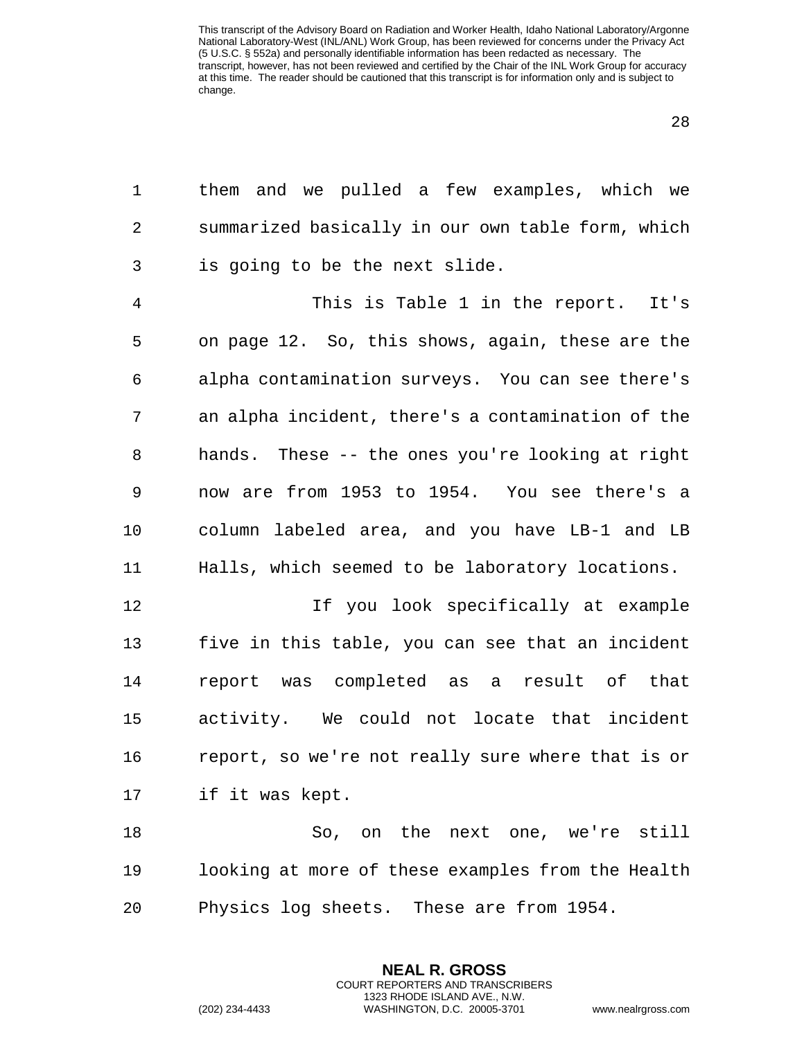them and we pulled a few examples, which we summarized basically in our own table form, which is going to be the next slide.

This is Table 1 in the report. It's on page 12. So, this shows, again, these are the alpha contamination surveys. You can see there's an alpha incident, there's a contamination of the hands. These -- the ones you're looking at right now are from 1953 to 1954. You see there's a column labeled area, and you have LB-1 and LB Halls, which seemed to be laboratory locations.

If you look specifically at example five in this table, you can see that an incident report was completed as a result of that activity. We could not locate that incident report, so we're not really sure where that is or if it was kept.

So, on the next one, we're still looking at more of these examples from the Health Physics log sheets. These are from 1954.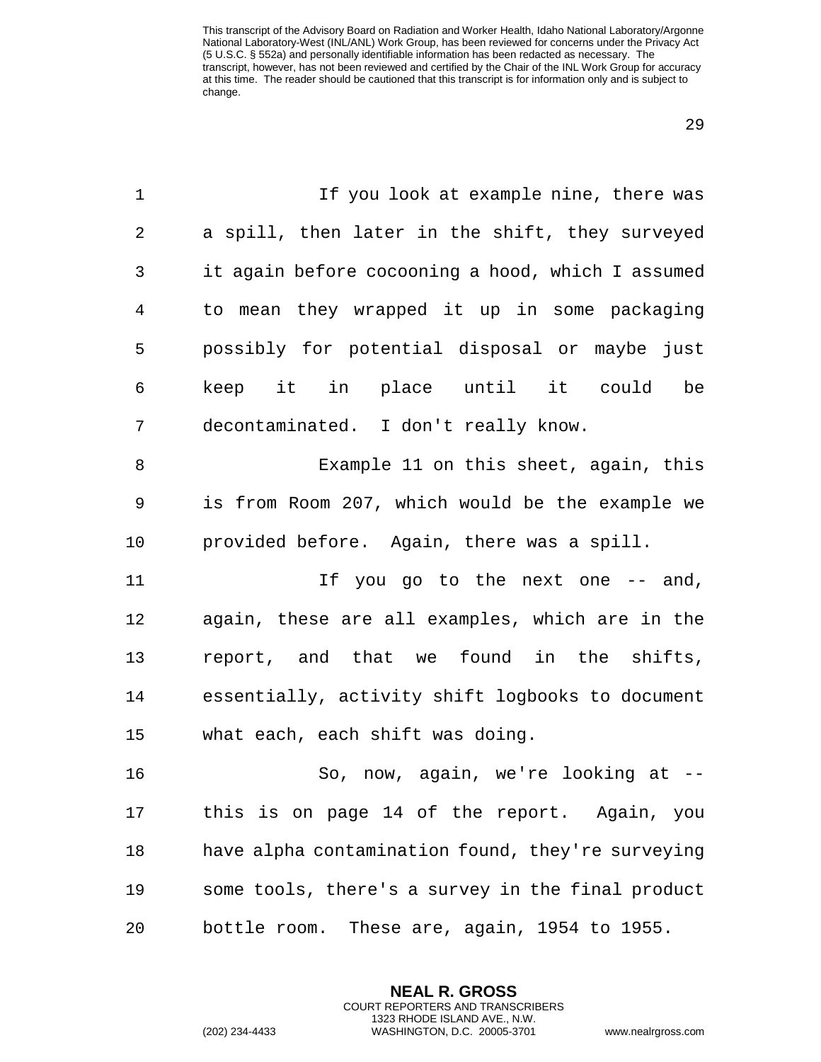If you look at example nine, there was a spill, then later in the shift, they surveyed it again before cocooning a hood, which I assumed to mean they wrapped it up in some packaging possibly for potential disposal or maybe just keep it in place until it could be decontaminated. I don't really know.

Example 11 on this sheet, again, this is from Room 207, which would be the example we provided before. Again, there was a spill.

If you go to the next one -- and, again, these are all examples, which are in the report, and that we found in the shifts, essentially, activity shift logbooks to document what each, each shift was doing.

So, now, again, we're looking at -- this is on page 14 of the report. Again, you have alpha contamination found, they're surveying some tools, there's a survey in the final product bottle room. These are, again, 1954 to 1955.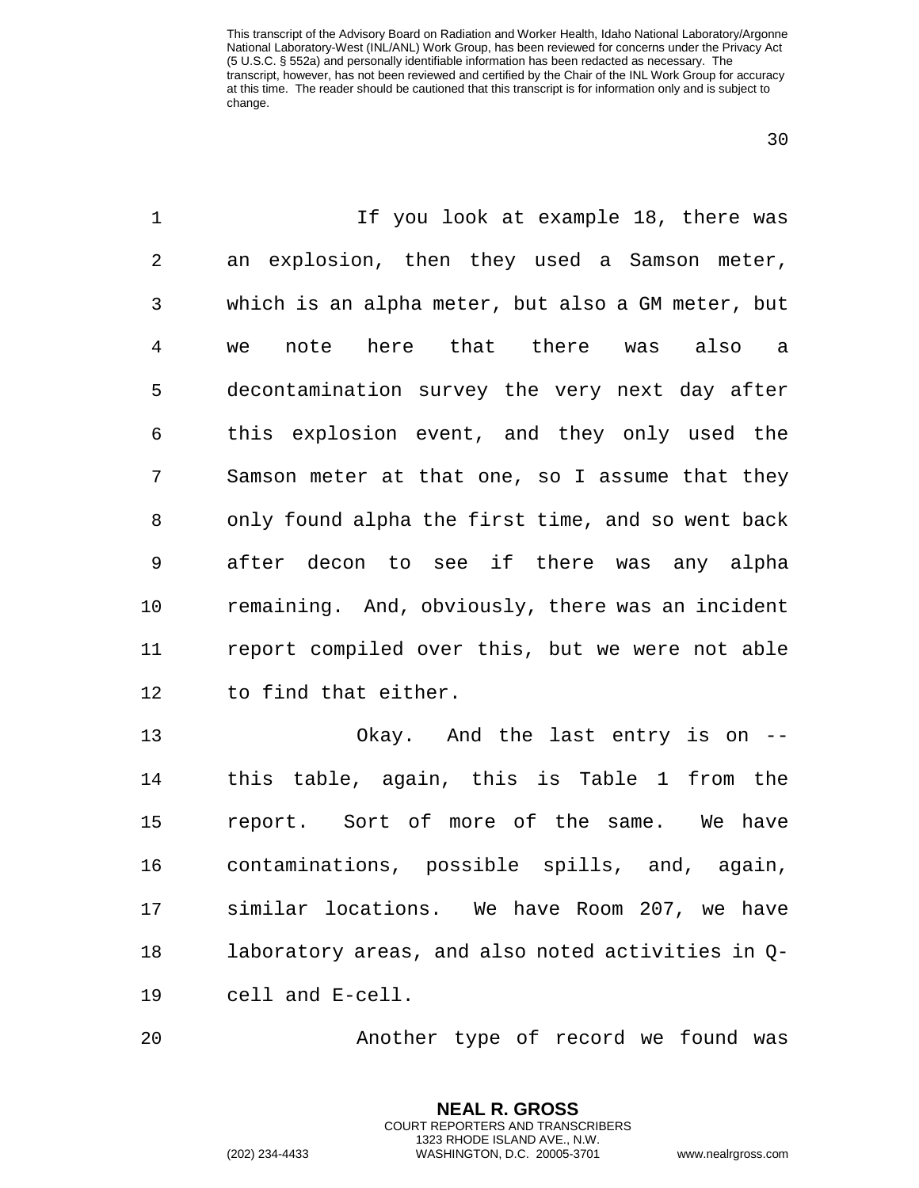If you look at example 18, there was an explosion, then they used a Samson meter, which is an alpha meter, but also a GM meter, but we note here that there was also a decontamination survey the very next day after this explosion event, and they only used the Samson meter at that one, so I assume that they only found alpha the first time, and so went back after decon to see if there was any alpha remaining. And, obviously, there was an incident report compiled over this, but we were not able to find that either.

Okay. And the last entry is on -- this table, again, this is Table 1 from the report. Sort of more of the same. We have contaminations, possible spills, and, again, similar locations. We have Room 207, we have laboratory areas, and also noted activities in Q-cell and E-cell.

Another type of record we found was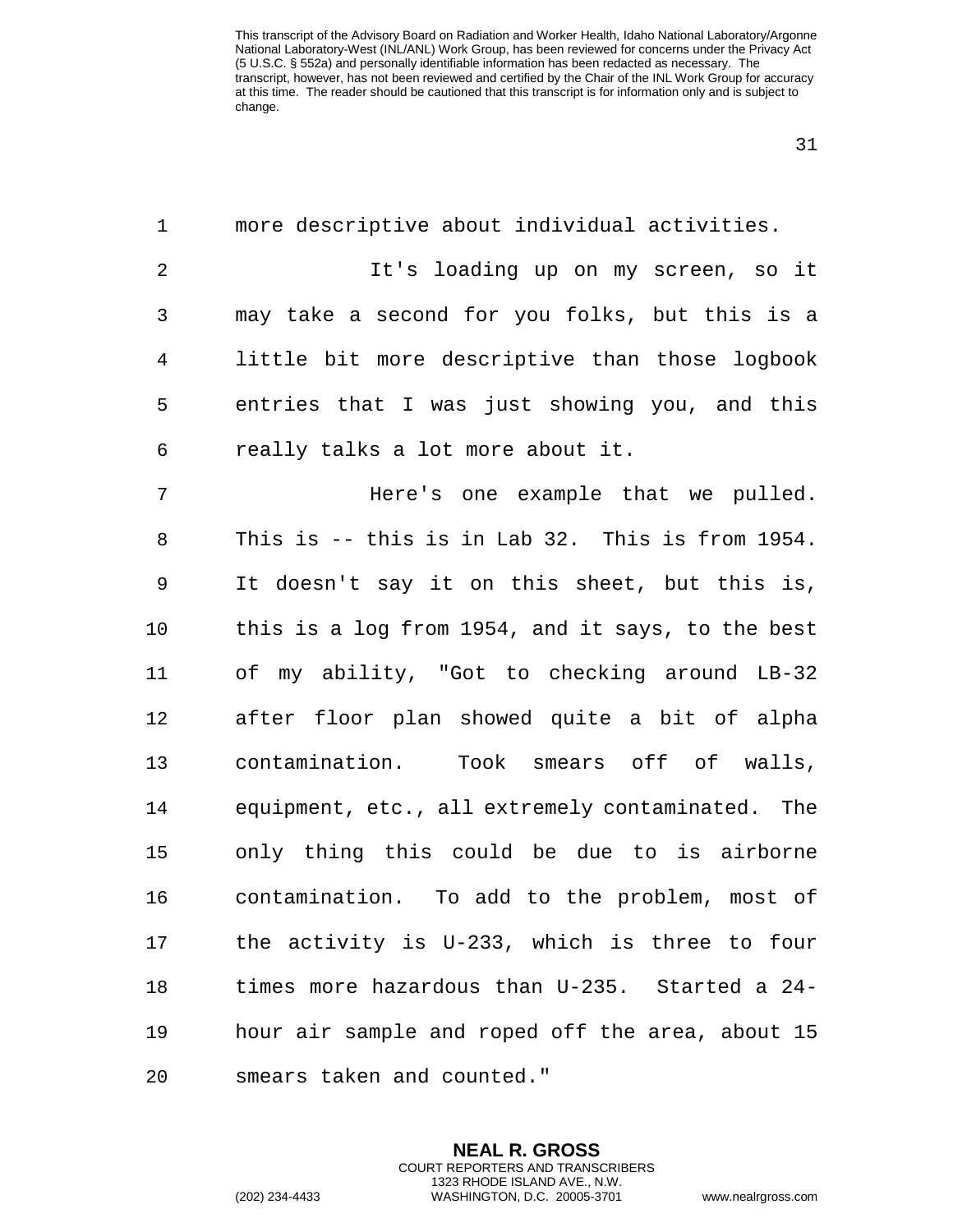more descriptive about individual activities.

It's loading up on my screen, so it may take a second for you folks, but this is a little bit more descriptive than those logbook entries that I was just showing you, and this really talks a lot more about it.

Here's one example that we pulled. This is -- this is in Lab 32. This is from 1954. It doesn't say it on this sheet, but this is, this is a log from 1954, and it says, to the best of my ability, "Got to checking around LB-32 after floor plan showed quite a bit of alpha contamination. Took smears off of walls, equipment, etc., all extremely contaminated. The only thing this could be due to is airborne contamination. To add to the problem, most of the activity is U-233, which is three to four times more hazardous than U-235. Started a 24-hour air sample and roped off the area, about 15 smears taken and counted."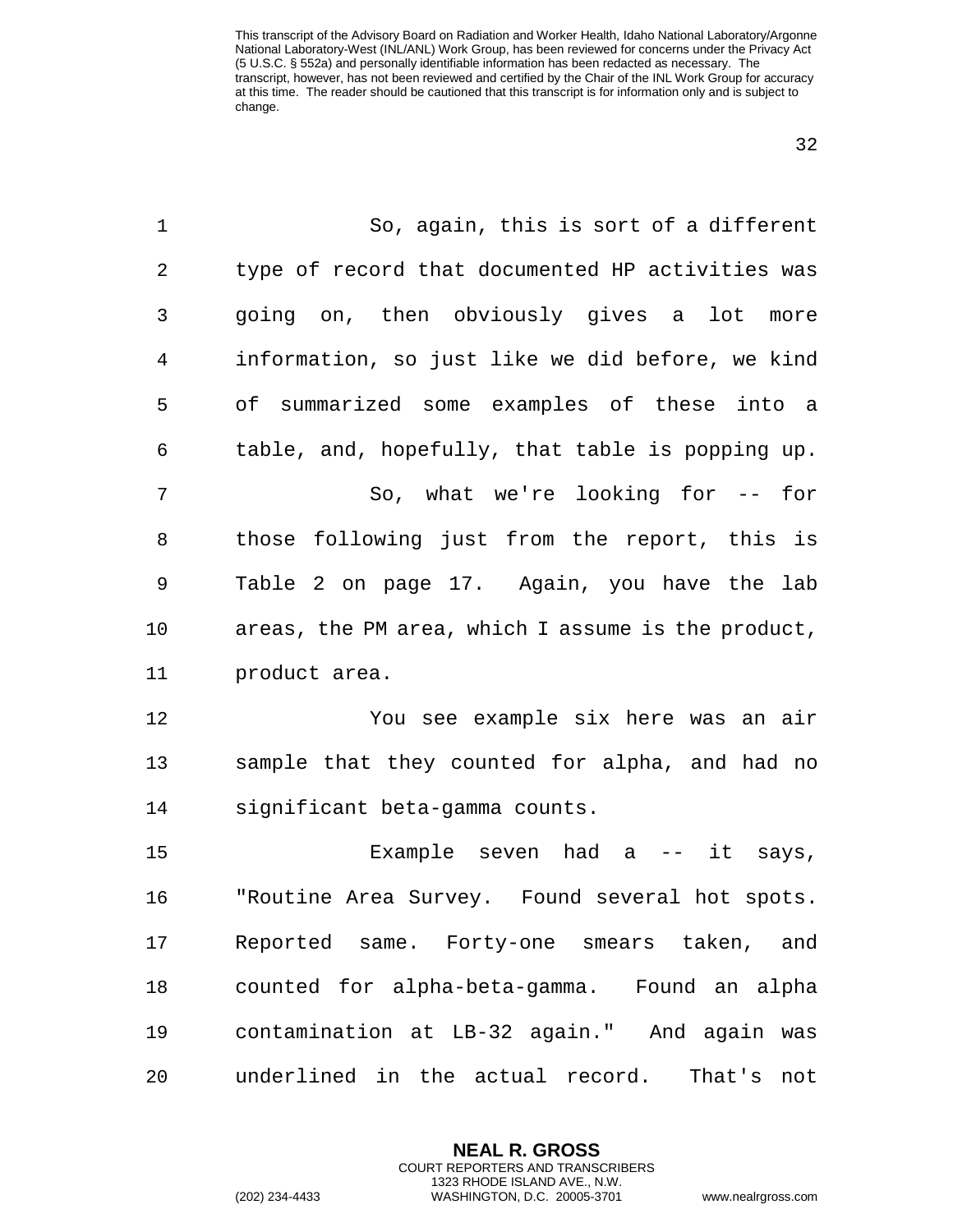So, again, this is sort of a different type of record that documented HP activities was going on, then obviously gives a lot more information, so just like we did before, we kind of summarized some examples of these into a table, and, hopefully, that table is popping up.

So, what we're looking for -- for those following just from the report, this is Table 2 on page 17. Again, you have the lab areas, the PM area, which I assume is the product, product area.

You see example six here was an air sample that they counted for alpha, and had no significant beta-gamma counts.

Example seven had a -- it says, "Routine Area Survey. Found several hot spots. Reported same. Forty-one smears taken, and counted for alpha-beta-gamma. Found an alpha contamination at LB-32 again." And again was underlined in the actual record. That's not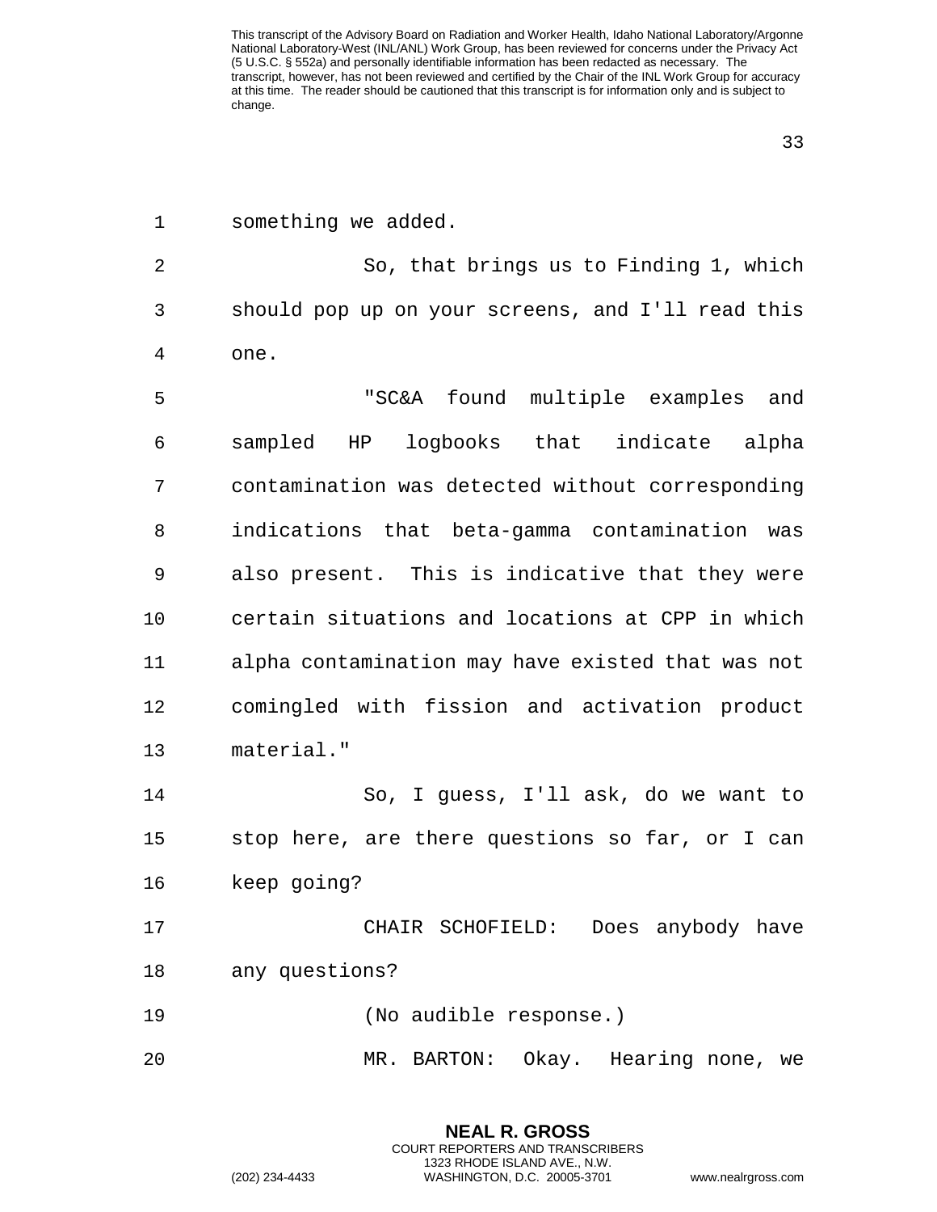something we added.

So, that brings us to Finding 1, which should pop up on your screens, and I'll read this one.

"SC&A found multiple examples and sampled HP logbooks that indicate alpha contamination was detected without corresponding indications that beta-gamma contamination was also present. This is indicative that they were certain situations and locations at CPP in which alpha contamination may have existed that was not comingled with fission and activation product material."

So, I guess, I'll ask, do we want to stop here, are there questions so far, or I can keep going?

CHAIR SCHOFIELD: Does anybody have any questions?

(No audible response.)

MR. BARTON: Okay. Hearing none, we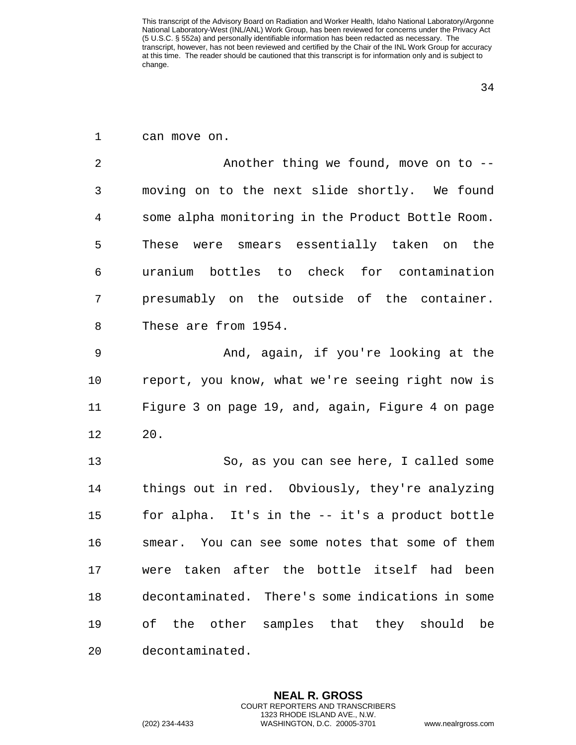can move on.

Another thing we found, move on to -- moving on to the next slide shortly. We found some alpha monitoring in the Product Bottle Room. These were smears essentially taken on the uranium bottles to check for contamination presumably on the outside of the container. These are from 1954.

And, again, if you're looking at the report, you know, what we're seeing right now is Figure 3 on page 19, and, again, Figure 4 on page 20.

So, as you can see here, I called some things out in red. Obviously, they're analyzing for alpha. It's in the -- it's a product bottle smear. You can see some notes that some of them were taken after the bottle itself had been decontaminated. There's some indications in some of the other samples that they should be decontaminated.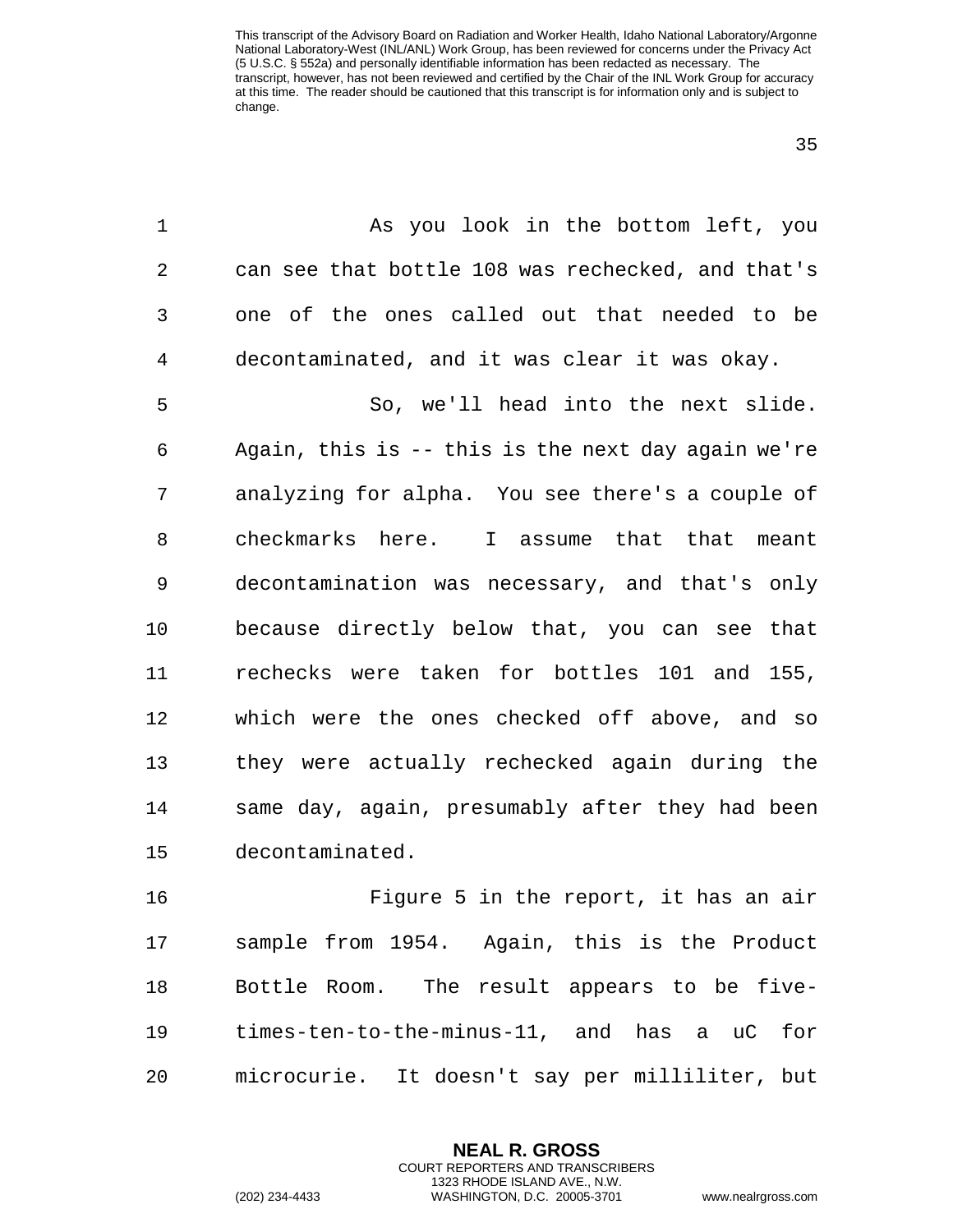As you look in the bottom left, you can see that bottle 108 was rechecked, and that's one of the ones called out that needed to be decontaminated, and it was clear it was okay.

So, we'll head into the next slide. Again, this is -- this is the next day again we're analyzing for alpha. You see there's a couple of checkmarks here. I assume that that meant decontamination was necessary, and that's only because directly below that, you can see that rechecks were taken for bottles 101 and 155, which were the ones checked off above, and so they were actually rechecked again during the same day, again, presumably after they had been decontaminated.

Figure 5 in the report, it has an air sample from 1954. Again, this is the Product Bottle Room. The result appears to be five-times-ten-to-the-minus-11, and has a uC for microcurie. It doesn't say per milliliter, but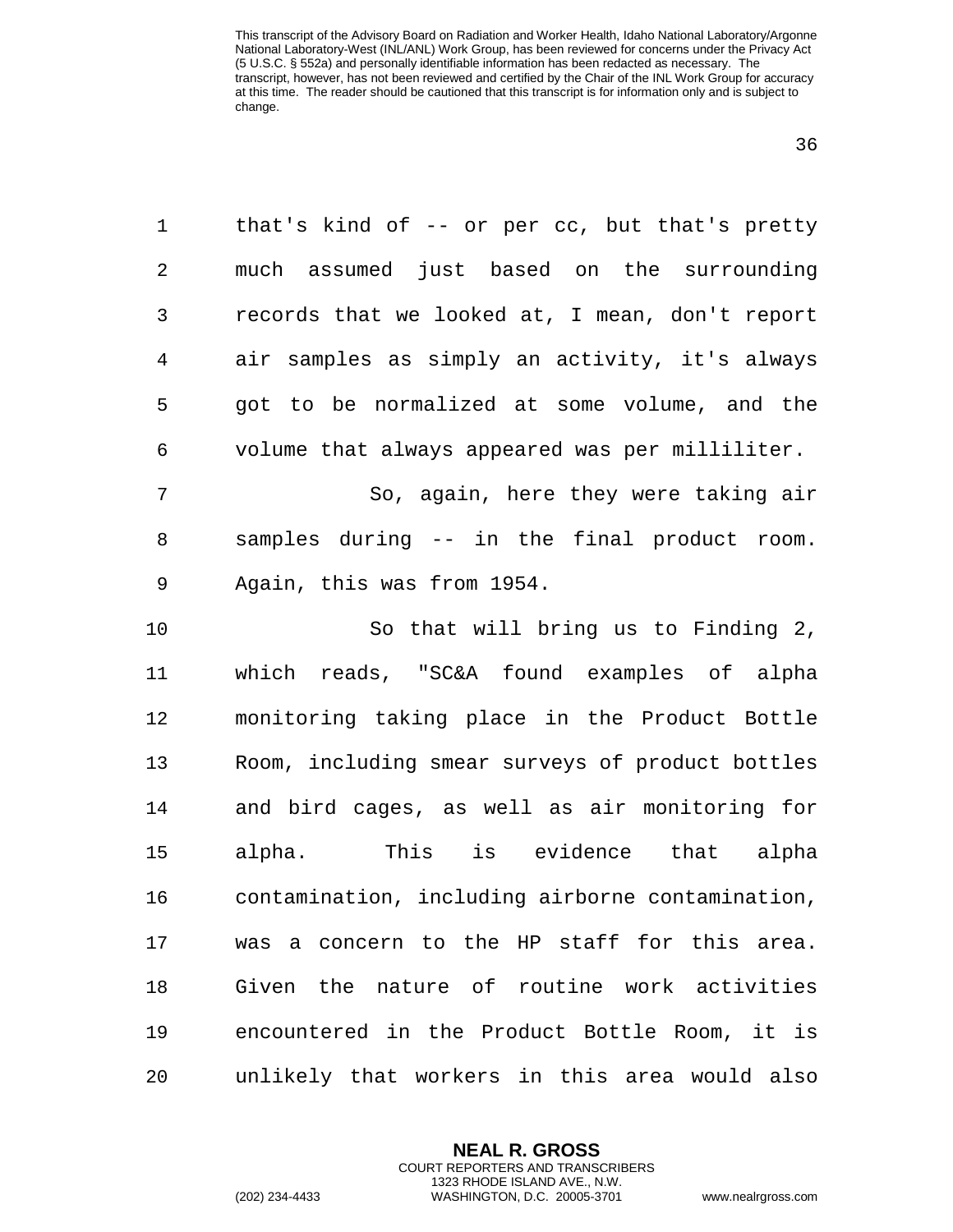that's kind of -- or per cc, but that's pretty much assumed just based on the surrounding records that we looked at, I mean, don't report air samples as simply an activity, it's always got to be normalized at some volume, and the volume that always appeared was per milliliter.

So, again, here they were taking air samples during -- in the final product room. Again, this was from 1954.

So that will bring us to Finding 2, which reads, "SC&A found examples of alpha monitoring taking place in the Product Bottle Room, including smear surveys of product bottles and bird cages, as well as air monitoring for alpha. This is evidence that alpha contamination, including airborne contamination, was a concern to the HP staff for this area. Given the nature of routine work activities encountered in the Product Bottle Room, it is unlikely that workers in this area would also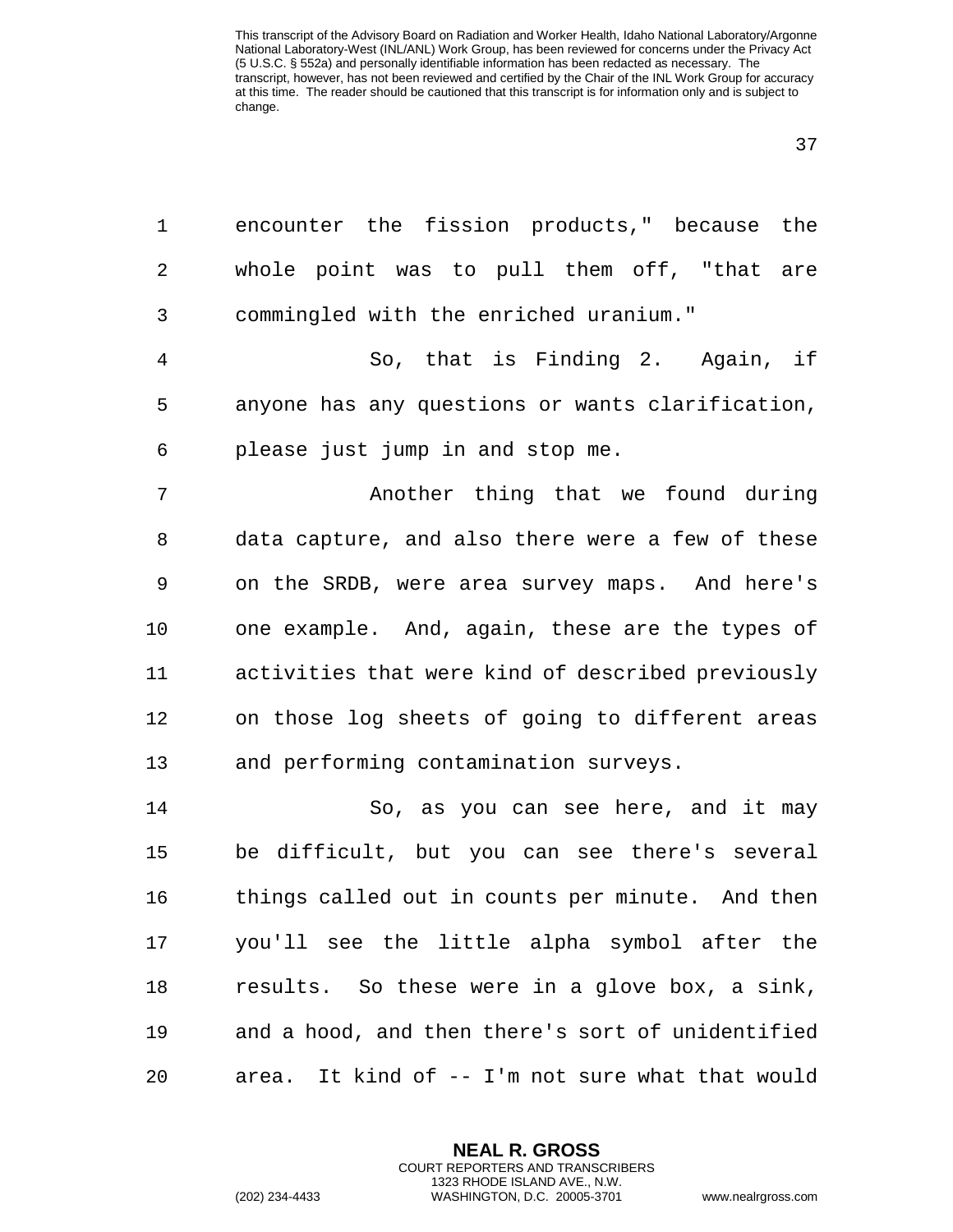encounter the fission products," because the whole point was to pull them off, "that are commingled with the enriched uranium."

So, that is Finding 2. Again, if anyone has any questions or wants clarification, please just jump in and stop me.

Another thing that we found during data capture, and also there were a few of these on the SRDB, were area survey maps. And here's one example. And, again, these are the types of activities that were kind of described previously on those log sheets of going to different areas and performing contamination surveys.

So, as you can see here, and it may be difficult, but you can see there's several things called out in counts per minute. And then you'll see the little alpha symbol after the results. So these were in a glove box, a sink, and a hood, and then there's sort of unidentified area. It kind of -- I'm not sure what that would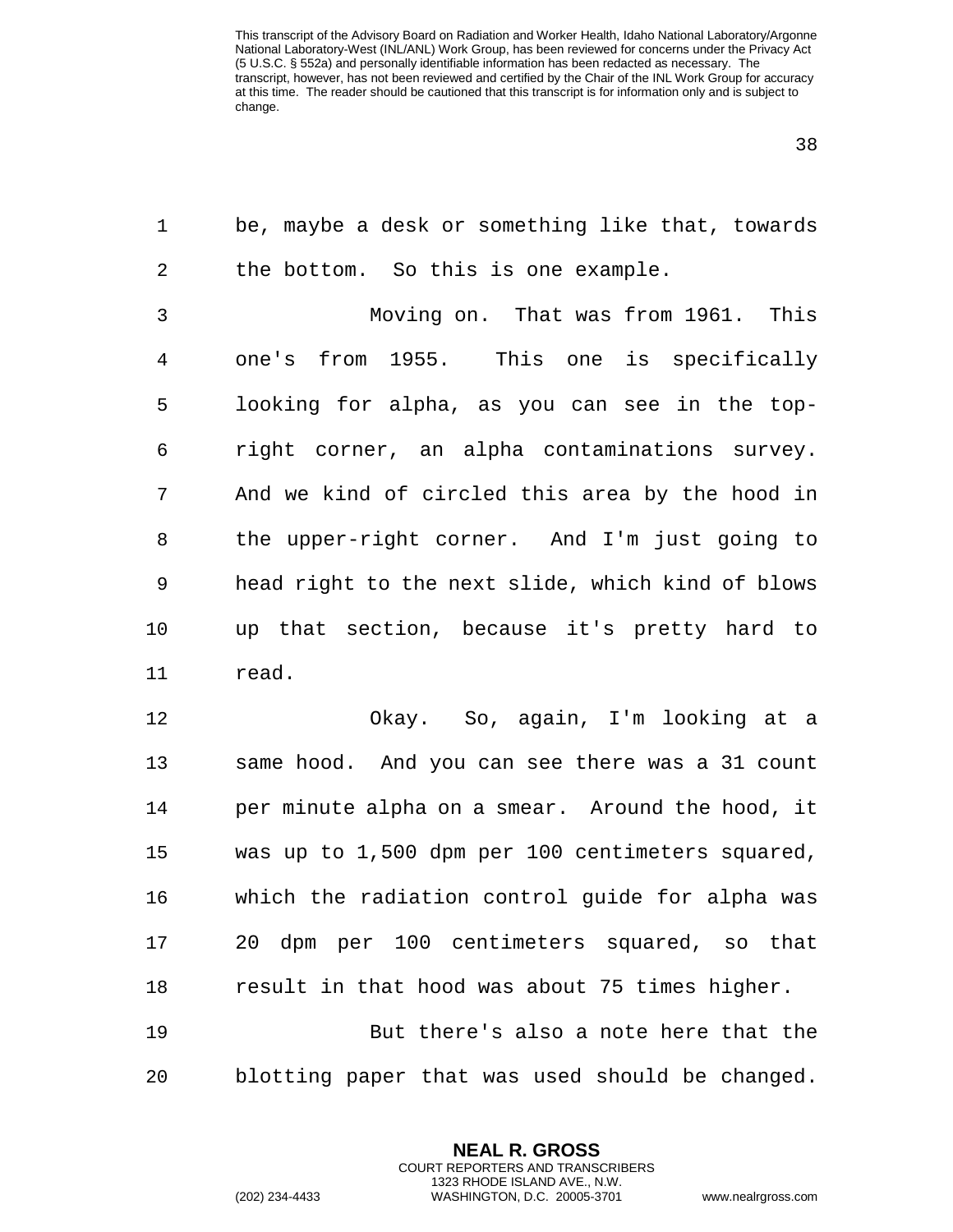be, maybe a desk or something like that, towards the bottom. So this is one example.

Moving on. That was from 1961. This one's from 1955. This one is specifically looking for alpha, as you can see in the top-right corner, an alpha contaminations survey. And we kind of circled this area by the hood in the upper-right corner. And I'm just going to head right to the next slide, which kind of blows up that section, because it's pretty hard to read.

Okay. So, again, I'm looking at a same hood. And you can see there was a 31 count per minute alpha on a smear. Around the hood, it was up to 1,500 dpm per 100 centimeters squared, which the radiation control guide for alpha was 20 dpm per 100 centimeters squared, so that result in that hood was about 75 times higher.

But there's also a note here that the blotting paper that was used should be changed.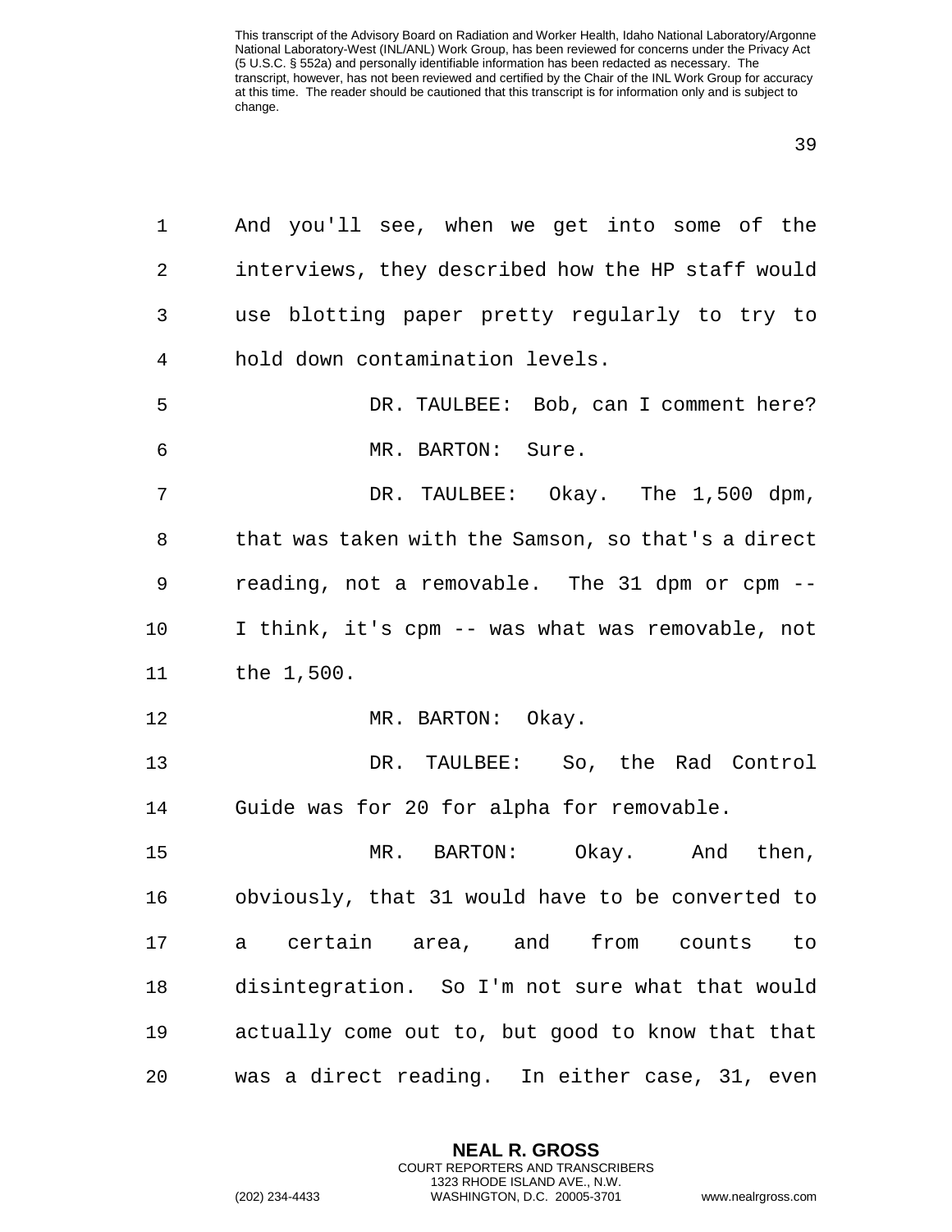And you'll see, when we get into some of the interviews, they described how the HP staff would use blotting paper pretty regularly to try to hold down contamination levels.

DR. TAULBEE: Bob, can I comment here?

MR. BARTON: Sure.

DR. TAULBEE: Okay. The 1,500 dpm, that was taken with the Samson, so that's a direct reading, not a removable. The 31 dpm or cpm -- I think, it's cpm -- was what was removable, not the 1,500.

MR. BARTON: Okay.

DR. TAULBEE: So, the Rad Control Guide was for 20 for alpha for removable.

MR. BARTON: Okay. And then, obviously, that 31 would have to be converted to a certain area, and from counts to disintegration. So I'm not sure what that would actually come out to, but good to know that that was a direct reading. In either case, 31, even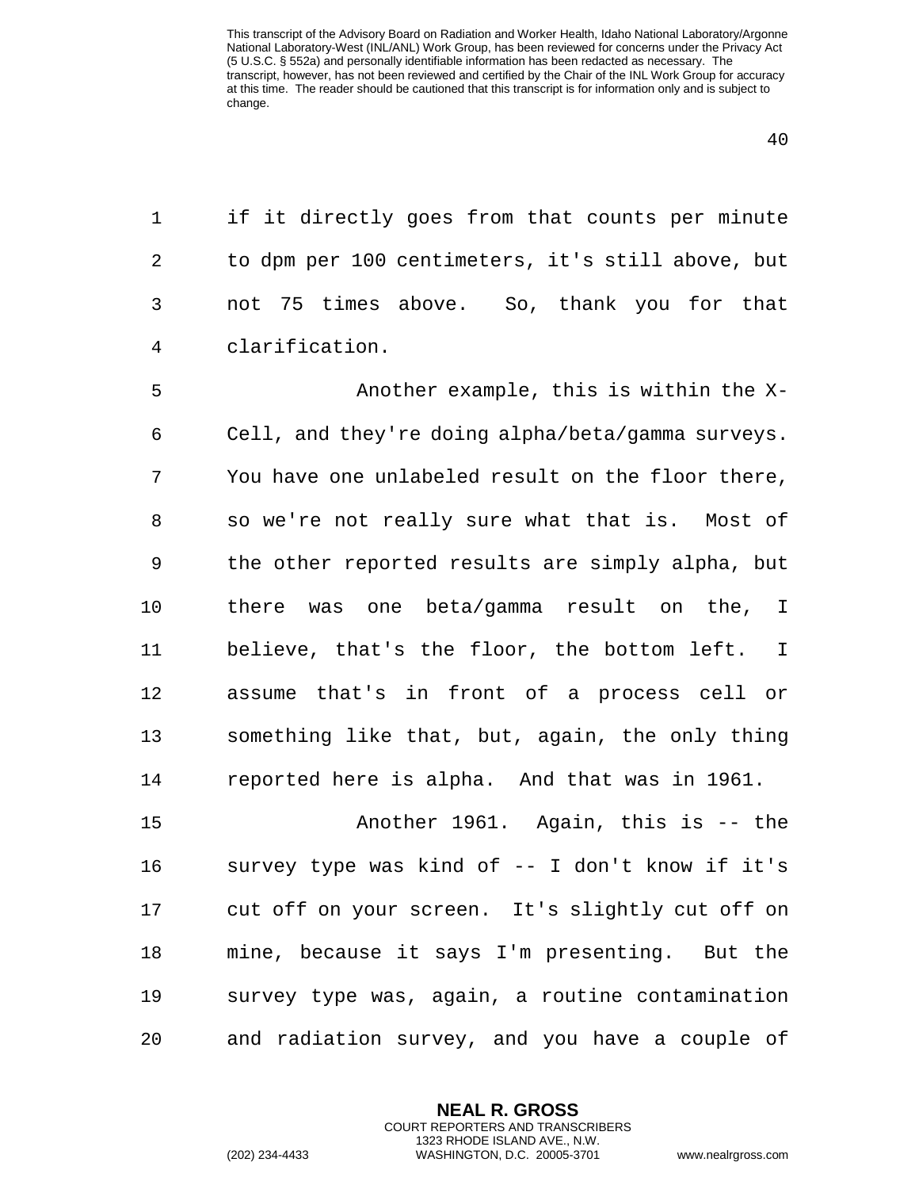if it directly goes from that counts per minute to dpm per 100 centimeters, it's still above, but not 75 times above. So, thank you for that clarification.

Another example, this is within the X-Cell, and they're doing alpha/beta/gamma surveys. You have one unlabeled result on the floor there, so we're not really sure what that is. Most of the other reported results are simply alpha, but there was one beta/gamma result on the, I believe, that's the floor, the bottom left. I assume that's in front of a process cell or something like that, but, again, the only thing reported here is alpha. And that was in 1961.

Another 1961. Again, this is -- the survey type was kind of -- I don't know if it's cut off on your screen. It's slightly cut off on mine, because it says I'm presenting. But the survey type was, again, a routine contamination and radiation survey, and you have a couple of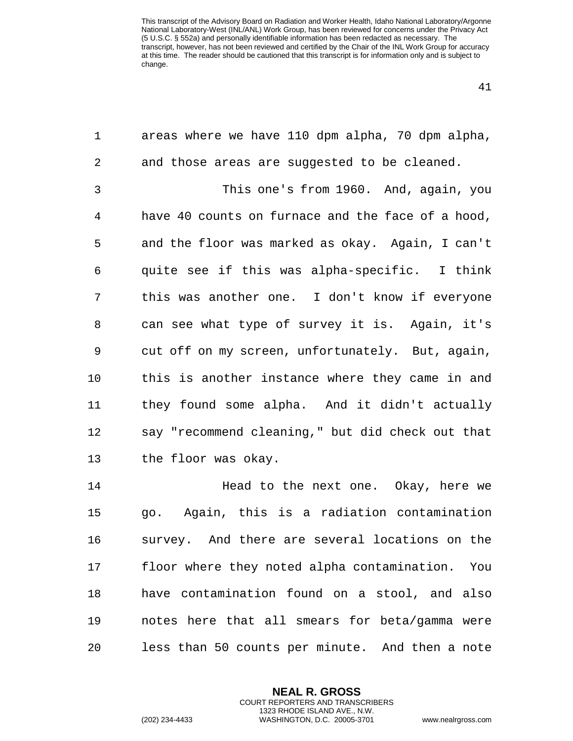areas where we have 110 dpm alpha, 70 dpm alpha, and those areas are suggested to be cleaned.

This one's from 1960. And, again, you have 40 counts on furnace and the face of a hood, and the floor was marked as okay. Again, I can't quite see if this was alpha-specific. I think this was another one. I don't know if everyone can see what type of survey it is. Again, it's cut off on my screen, unfortunately. But, again, this is another instance where they came in and they found some alpha. And it didn't actually say "recommend cleaning," but did check out that the floor was okay.

Head to the next one. Okay, here we go. Again, this is a radiation contamination survey. And there are several locations on the floor where they noted alpha contamination. You have contamination found on a stool, and also notes here that all smears for beta/gamma were less than 50 counts per minute. And then a note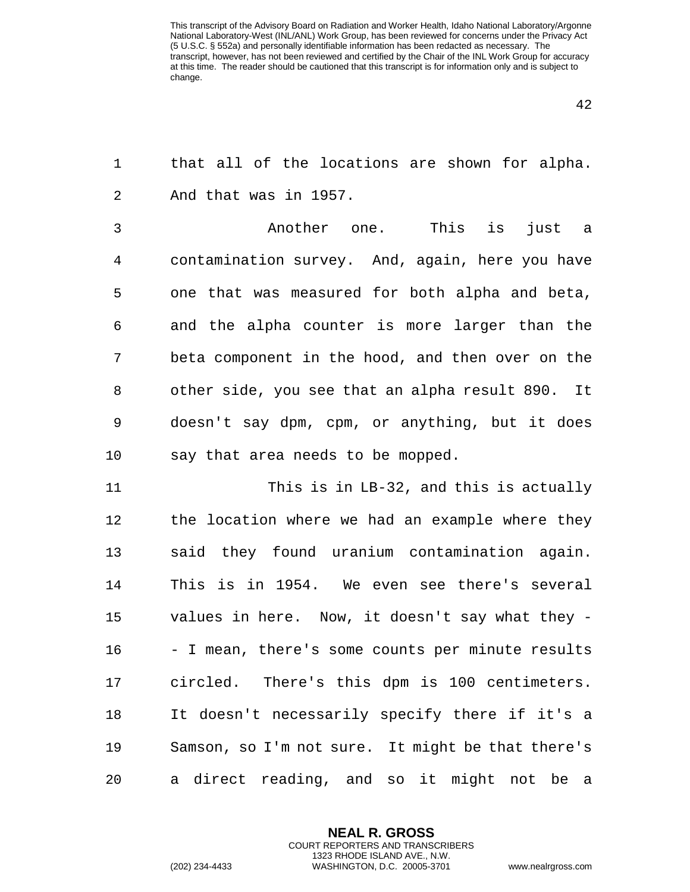that all of the locations are shown for alpha. And that was in 1957.

Another one. This is just a contamination survey. And, again, here you have one that was measured for both alpha and beta, and the alpha counter is more larger than the beta component in the hood, and then over on the other side, you see that an alpha result 890. It doesn't say dpm, cpm, or anything, but it does say that area needs to be mopped.

This is in LB-32, and this is actually the location where we had an example where they said they found uranium contamination again. This is in 1954. We even see there's several values in here. Now, it doesn't say what they -- I mean, there's some counts per minute results circled. There's this dpm is 100 centimeters. It doesn't necessarily specify there if it's a Samson, so I'm not sure. It might be that there's a direct reading, and so it might not be a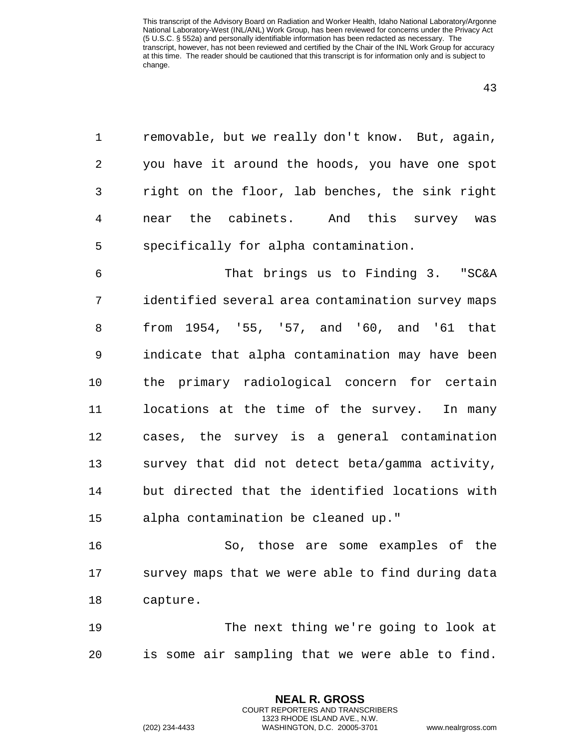removable, but we really don't know. But, again, you have it around the hoods, you have one spot right on the floor, lab benches, the sink right near the cabinets. And this survey was specifically for alpha contamination.

That brings us to Finding 3. "SC&A identified several area contamination survey maps from 1954, '55, '57, and '60, and '61 that indicate that alpha contamination may have been the primary radiological concern for certain locations at the time of the survey. In many cases, the survey is a general contamination survey that did not detect beta/gamma activity, but directed that the identified locations with alpha contamination be cleaned up."

So, those are some examples of the survey maps that we were able to find during data capture.

The next thing we're going to look at is some air sampling that we were able to find.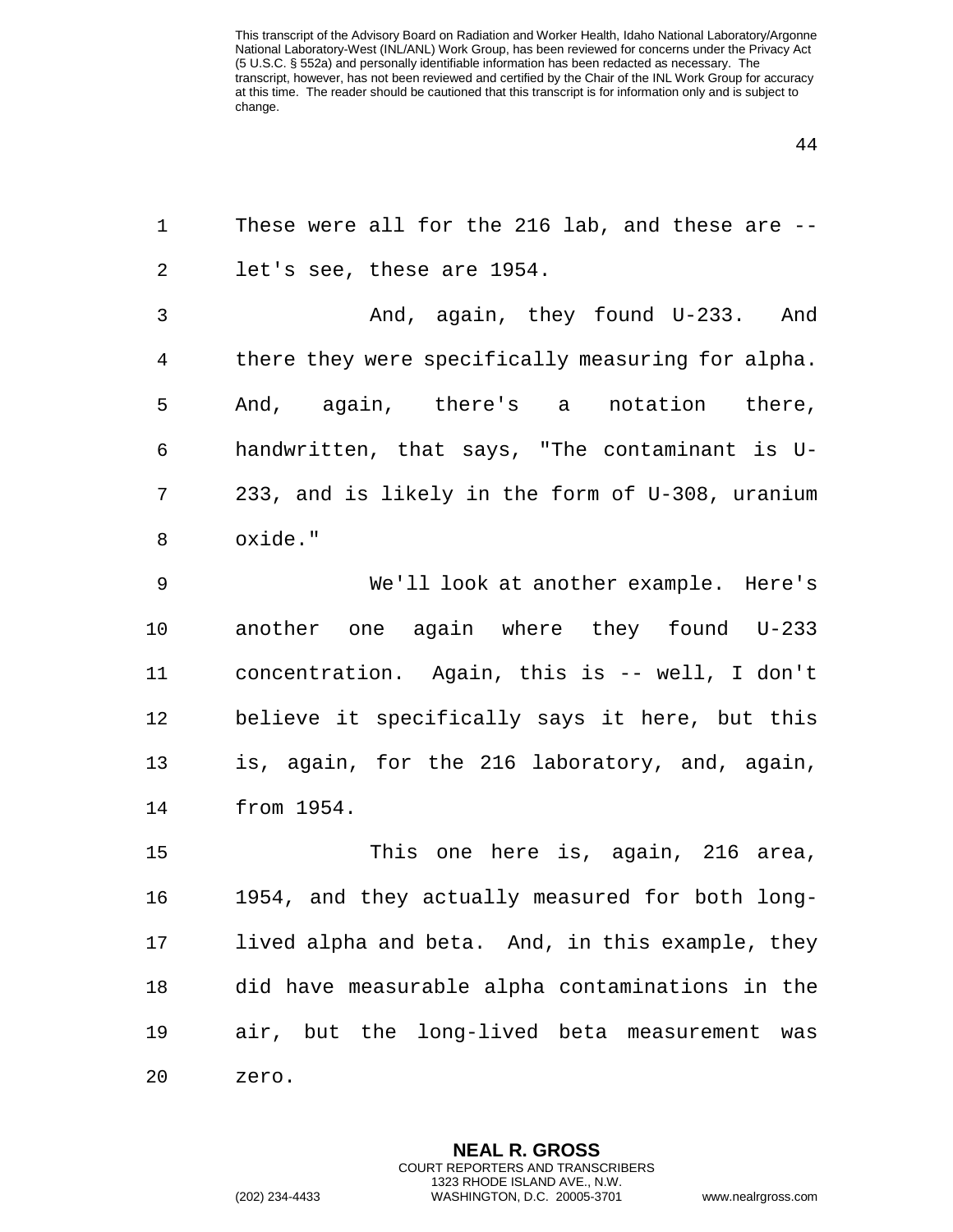These were all for the 216 lab, and these are -- let's see, these are 1954.

And, again, they found U-233. And there they were specifically measuring for alpha. And, again, there's a notation there, handwritten, that says, "The contaminant is U-233, and is likely in the form of U-308, uranium oxide."

We'll look at another example. Here's another one again where they found U-233 concentration. Again, this is -- well, I don't believe it specifically says it here, but this is, again, for the 216 laboratory, and, again, from 1954.

This one here is, again, 216 area, 1954, and they actually measured for both long-lived alpha and beta. And, in this example, they did have measurable alpha contaminations in the air, but the long-lived beta measurement was zero.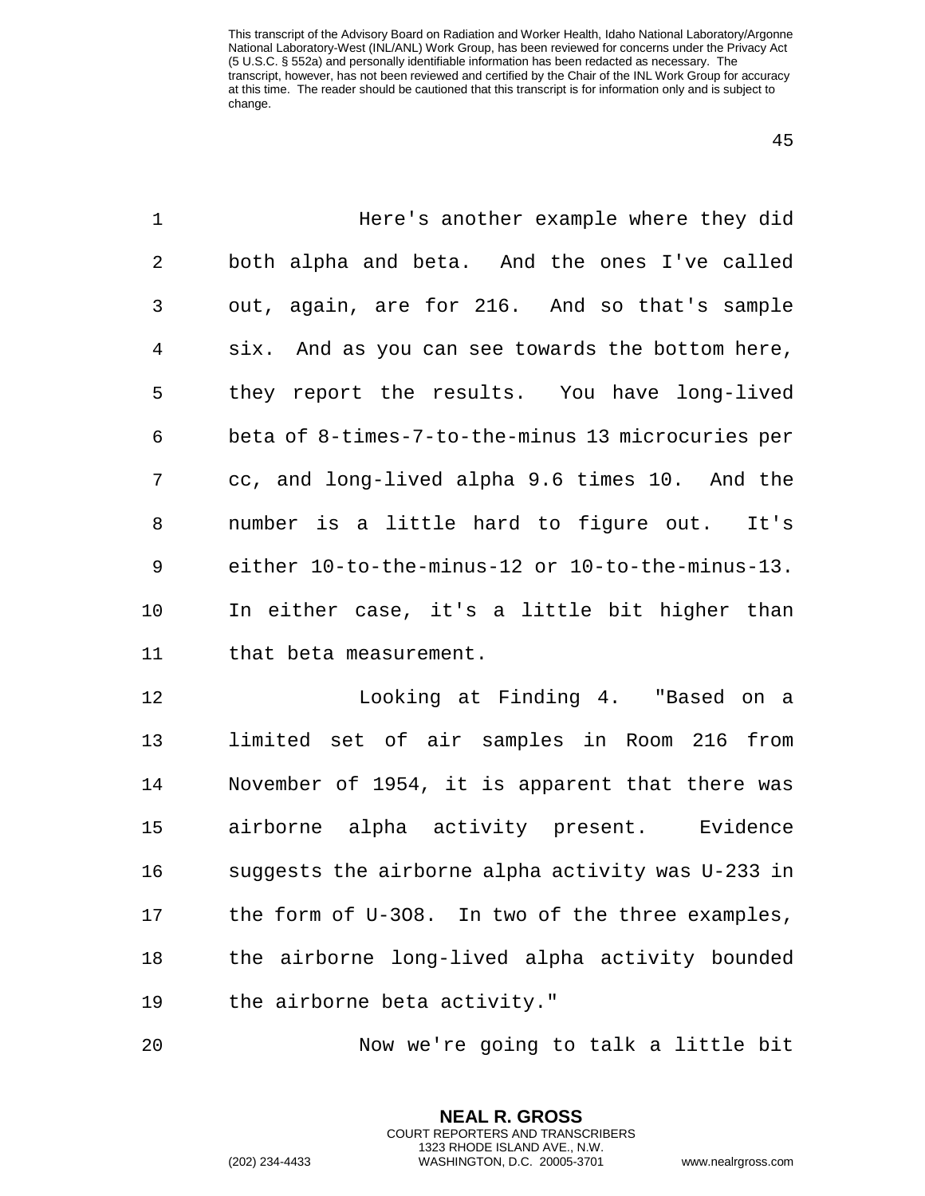Here's another example where they did both alpha and beta. And the ones I've called out, again, are for 216. And so that's sample six. And as you can see towards the bottom here, they report the results. You have long-lived beta of 8-times-7-to-the-minus 13 microcuries per cc, and long-lived alpha 9.6 times 10. And the number is a little hard to figure out. It's either 10-to-the-minus-12 or 10-to-the-minus-13. In either case, it's a little bit higher than that beta measurement.

Looking at Finding 4. "Based on a limited set of air samples in Room 216 from November of 1954, it is apparent that there was airborne alpha activity present. Evidence suggests the airborne alpha activity was U-233 in the form of U-3O8. In two of the three examples, the airborne long-lived alpha activity bounded the airborne beta activity."

Now we're going to talk a little bit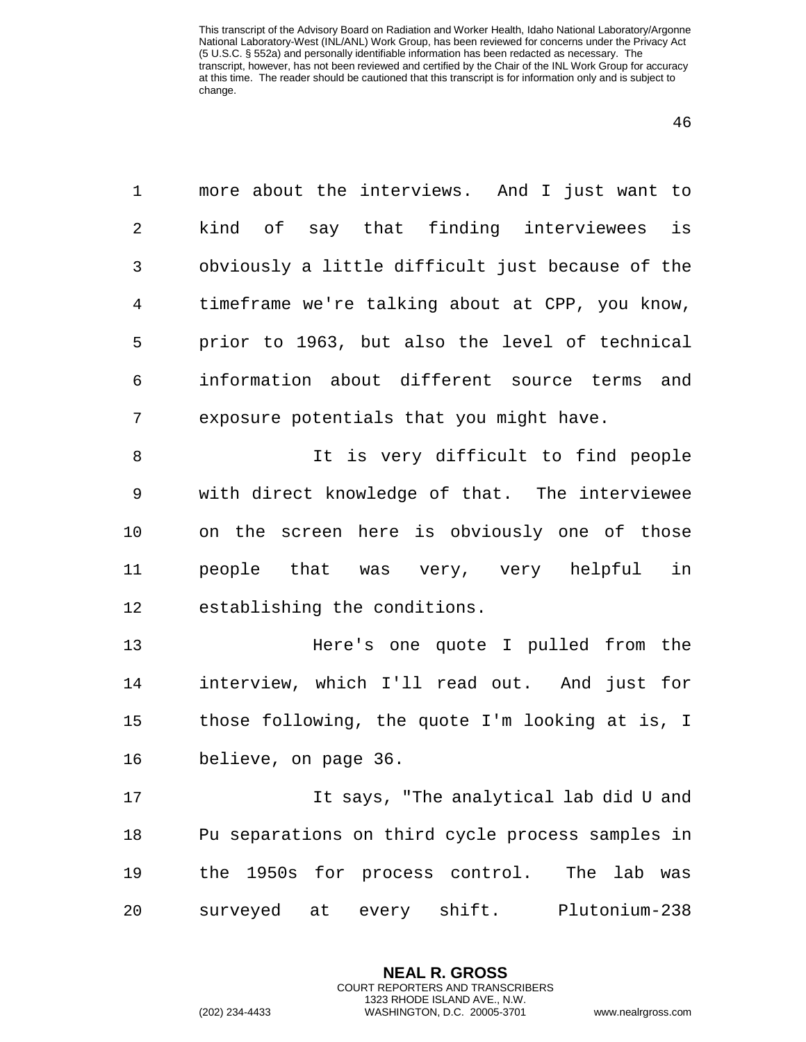more about the interviews. And I just want to kind of say that finding interviewees is obviously a little difficult just because of the timeframe we're talking about at CPP, you know, prior to 1963, but also the level of technical information about different source terms and exposure potentials that you might have.

It is very difficult to find people with direct knowledge of that. The interviewee on the screen here is obviously one of those people that was very, very helpful in establishing the conditions.

Here's one quote I pulled from the interview, which I'll read out. And just for those following, the quote I'm looking at is, I believe, on page 36.

It says, "The analytical lab did U and Pu separations on third cycle process samples in the 1950s for process control. The lab was surveyed at every shift. Plutonium-238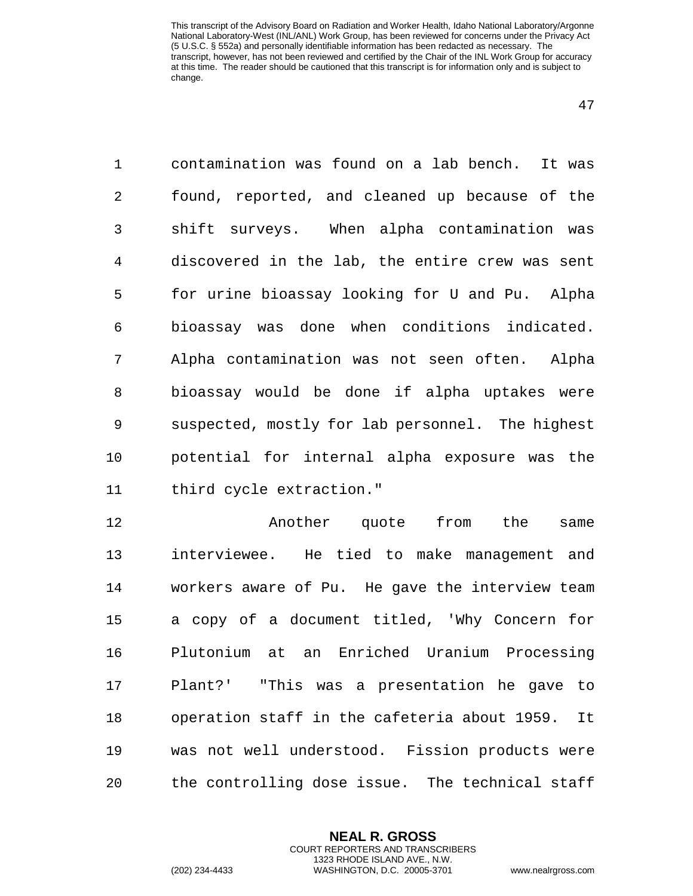contamination was found on a lab bench. It was found, reported, and cleaned up because of the shift surveys. When alpha contamination was discovered in the lab, the entire crew was sent for urine bioassay looking for U and Pu. Alpha bioassay was done when conditions indicated. Alpha contamination was not seen often. Alpha bioassay would be done if alpha uptakes were suspected, mostly for lab personnel. The highest potential for internal alpha exposure was the third cycle extraction."

Another quote from the same interviewee. He tied to make management and workers aware of Pu. He gave the interview team a copy of a document titled, 'Why Concern for Plutonium at an Enriched Uranium Processing Plant?' "This was a presentation he gave to operation staff in the cafeteria about 1959. It was not well understood. Fission products were the controlling dose issue. The technical staff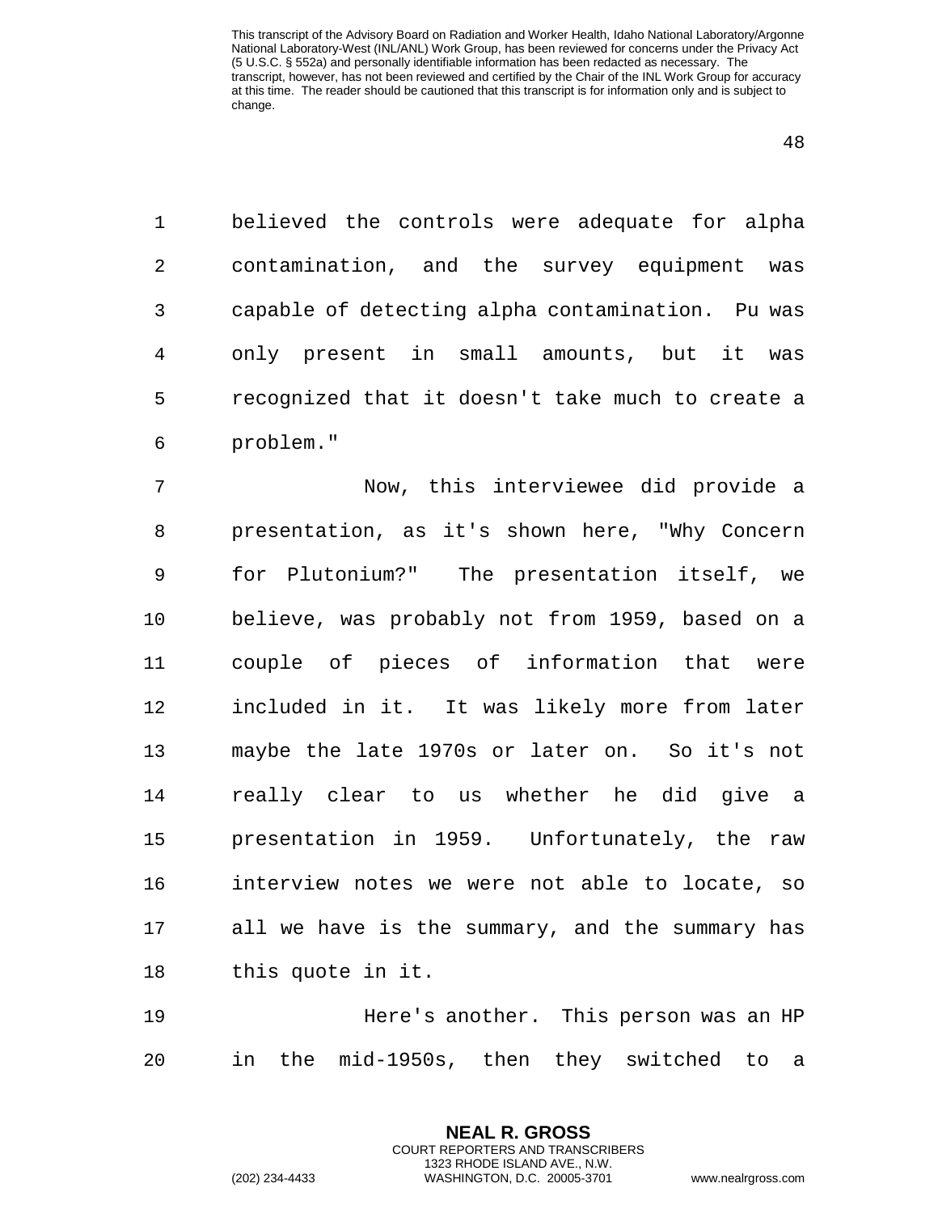believed the controls were adequate for alpha contamination, and the survey equipment was capable of detecting alpha contamination. Pu was only present in small amounts, but it was recognized that it doesn't take much to create a problem."

Now, this interviewee did provide a presentation, as it's shown here, "Why Concern for Plutonium?" The presentation itself, we believe, was probably not from 1959, based on a couple of pieces of information that were included in it. It was likely more from later maybe the late 1970s or later on. So it's not really clear to us whether he did give a presentation in 1959. Unfortunately, the raw interview notes we were not able to locate, so all we have is the summary, and the summary has this quote in it.

Here's another. This person was an HP in the mid-1950s, then they switched to a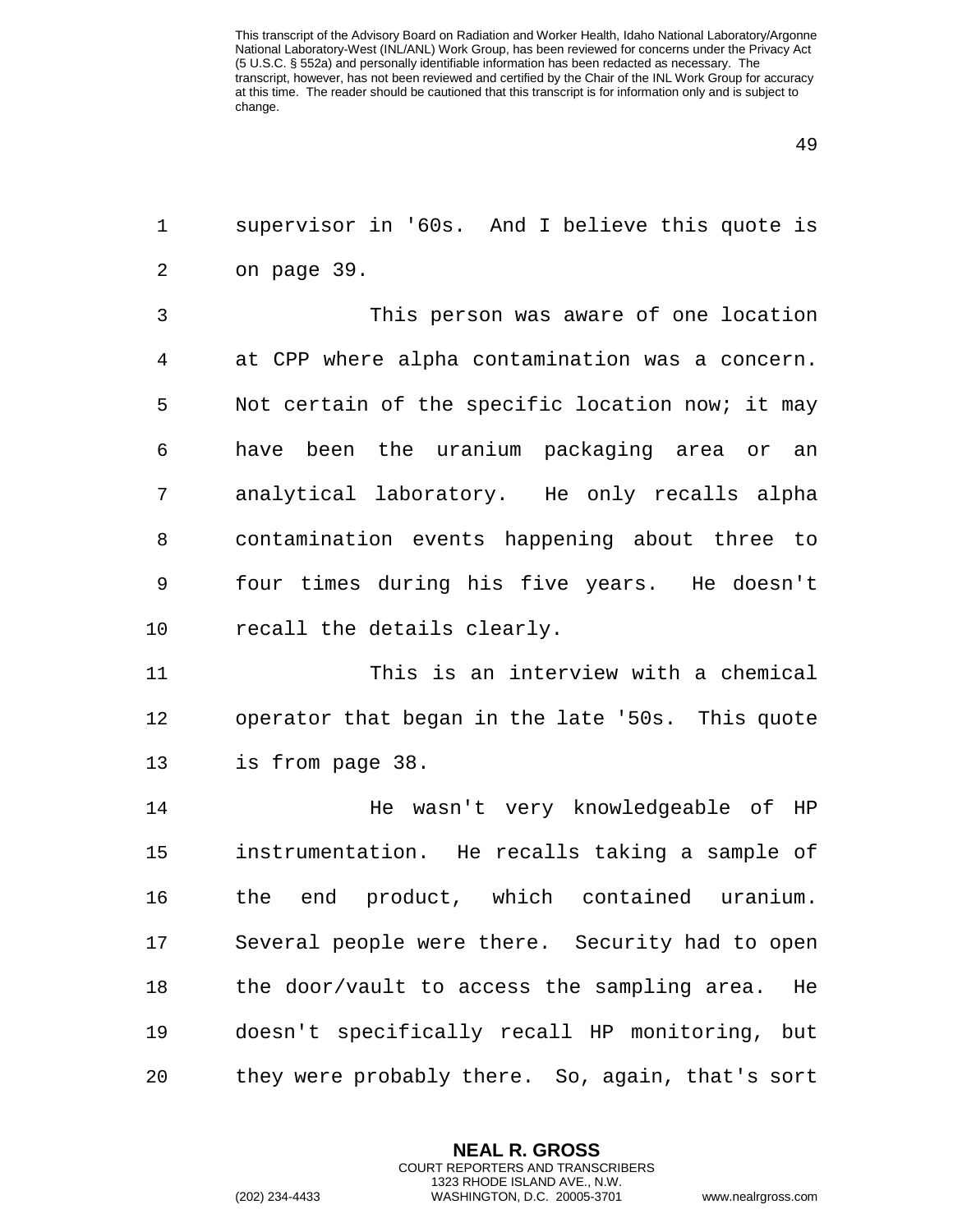supervisor in '60s. And I believe this quote is on page 39.

This person was aware of one location at CPP where alpha contamination was a concern. Not certain of the specific location now; it may have been the uranium packaging area or an analytical laboratory. He only recalls alpha contamination events happening about three to four times during his five years. He doesn't recall the details clearly.

This is an interview with a chemical operator that began in the late '50s. This quote is from page 38.

He wasn't very knowledgeable of HP instrumentation. He recalls taking a sample of the end product, which contained uranium. Several people were there. Security had to open the door/vault to access the sampling area. He doesn't specifically recall HP monitoring, but they were probably there. So, again, that's sort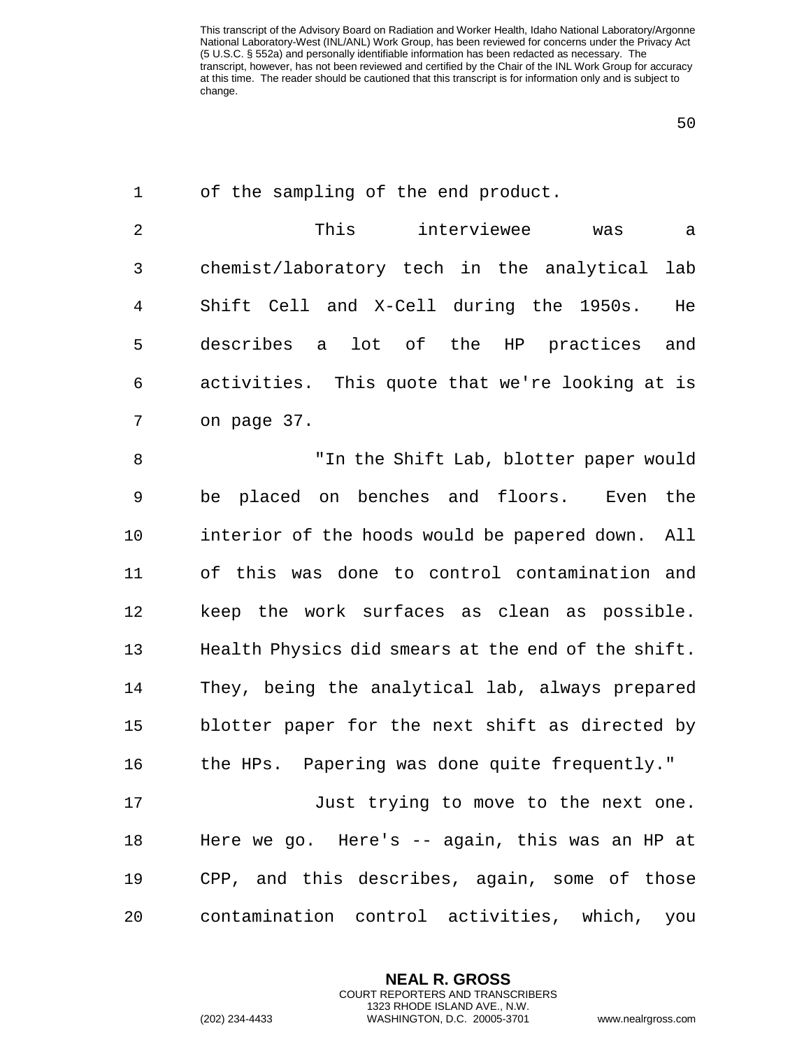of the sampling of the end product.

This interviewee was a chemist/laboratory tech in the analytical lab Shift Cell and X-Cell during the 1950s. He describes a lot of the HP practices and activities. This quote that we're looking at is on page 37.

"In the Shift Lab, blotter paper would be placed on benches and floors. Even the interior of the hoods would be papered down. All of this was done to control contamination and keep the work surfaces as clean as possible. Health Physics did smears at the end of the shift. They, being the analytical lab, always prepared blotter paper for the next shift as directed by the HPs. Papering was done quite frequently."

Just trying to move to the next one. Here we go. Here's -- again, this was an HP at CPP, and this describes, again, some of those contamination control activities, which, you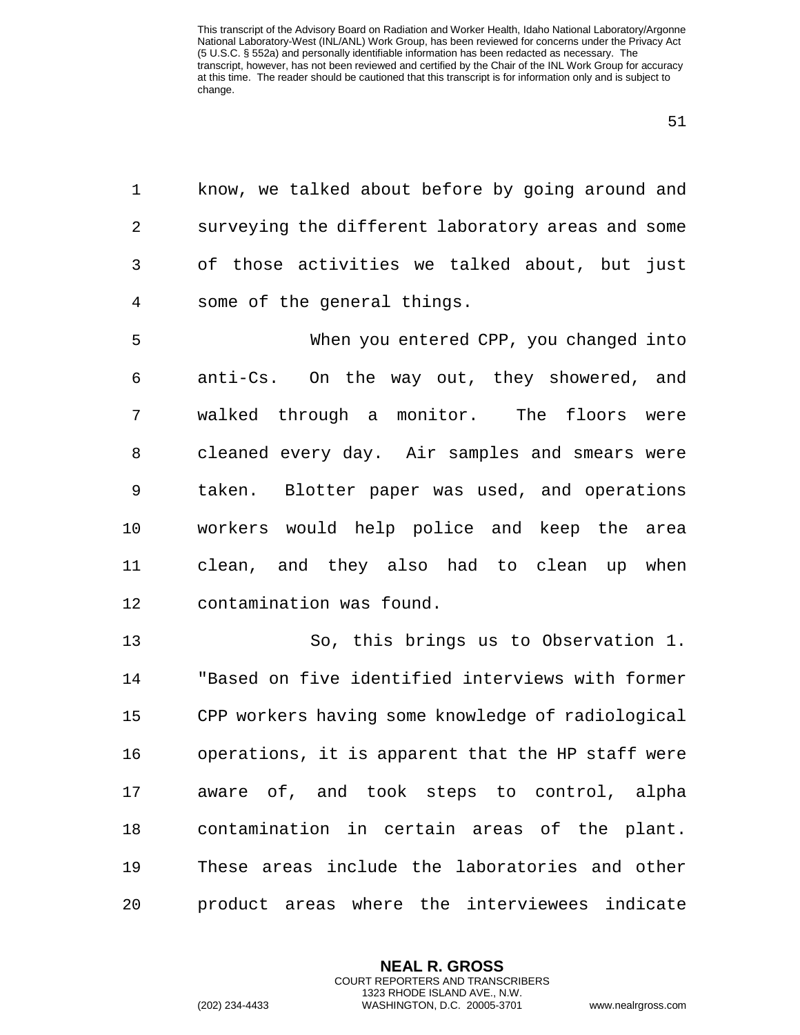know, we talked about before by going around and surveying the different laboratory areas and some of those activities we talked about, but just some of the general things.

When you entered CPP, you changed into anti-Cs. On the way out, they showered, and walked through a monitor. The floors were cleaned every day. Air samples and smears were taken. Blotter paper was used, and operations workers would help police and keep the area clean, and they also had to clean up when contamination was found.

So, this brings us to Observation 1. "Based on five identified interviews with former CPP workers having some knowledge of radiological operations, it is apparent that the HP staff were aware of, and took steps to control, alpha contamination in certain areas of the plant. These areas include the laboratories and other product areas where the interviewees indicate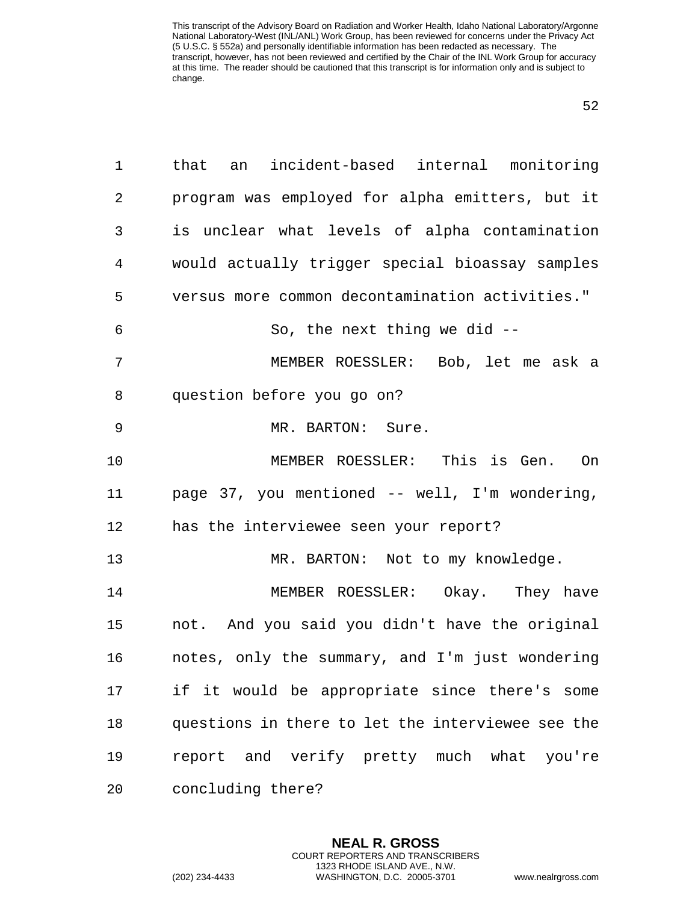that an incident-based internal monitoring program was employed for alpha emitters, but it is unclear what levels of alpha contamination would actually trigger special bioassay samples versus more common decontamination activities."

So, the next thing we did --

MEMBER ROESSLER: Bob, let me ask a question before you go on?

MR. BARTON: Sure.

MEMBER ROESSLER: This is Gen. On page 37, you mentioned -- well, I'm wondering, has the interviewee seen your report?

MR. BARTON: Not to my knowledge.

MEMBER ROESSLER: Okay. They have not. And you said you didn't have the original notes, only the summary, and I'm just wondering if it would be appropriate since there's some questions in there to let the interviewee see the report and verify pretty much what you're concluding there?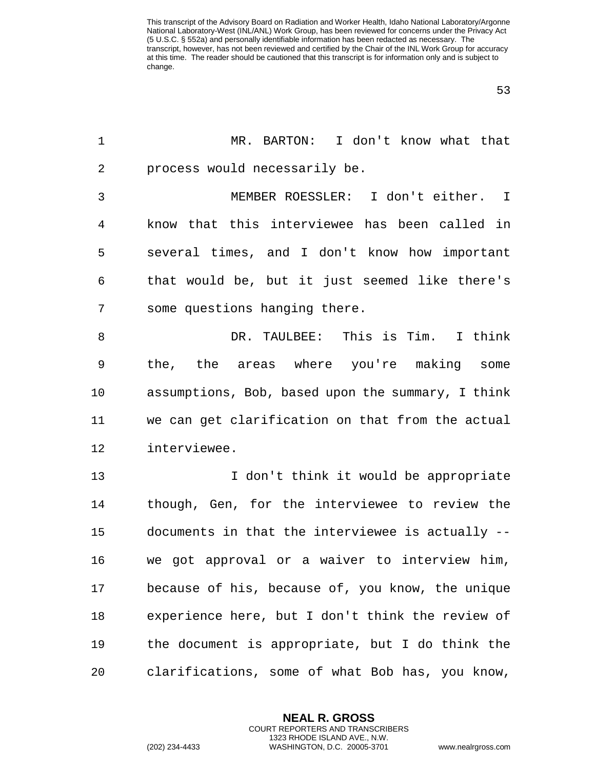MR. BARTON: I don't know what that process would necessarily be.

MEMBER ROESSLER: I don't either. I know that this interviewee has been called in several times, and I don't know how important that would be, but it just seemed like there's some questions hanging there.

DR. TAULBEE: This is Tim. I think the, the areas where you're making some assumptions, Bob, based upon the summary, I think we can get clarification on that from the actual interviewee.

I don't think it would be appropriate though, Gen, for the interviewee to review the documents in that the interviewee is actually -- we got approval or a waiver to interview him, because of his, because of, you know, the unique experience here, but I don't think the review of the document is appropriate, but I do think the clarifications, some of what Bob has, you know,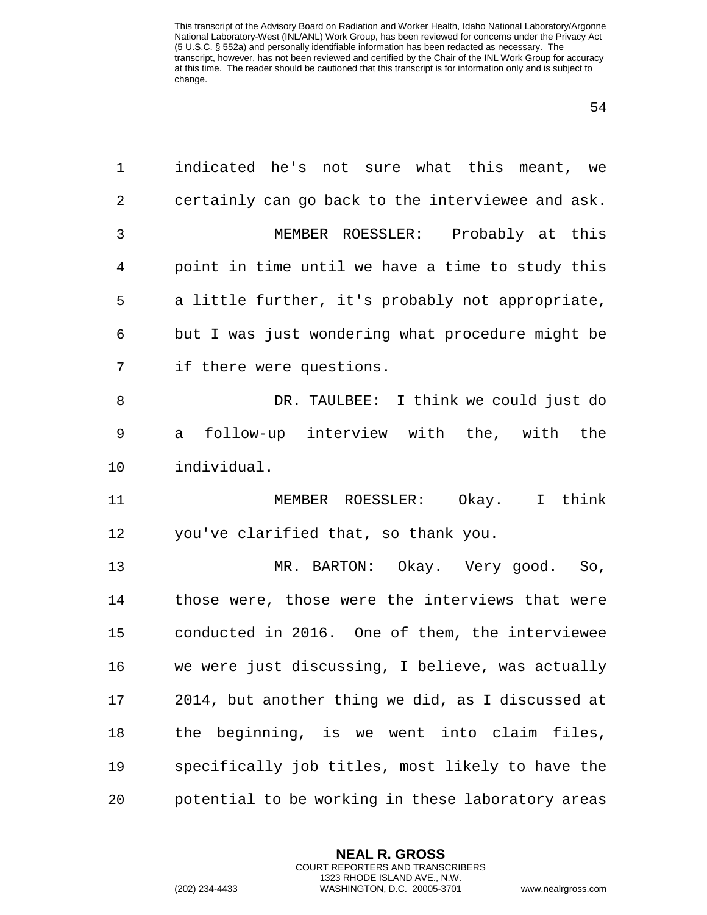indicated he's not sure what this meant, we certainly can go back to the interviewee and ask.

MEMBER ROESSLER: Probably at this point in time until we have a time to study this a little further, it's probably not appropriate, but I was just wondering what procedure might be if there were questions.

DR. TAULBEE: I think we could just do a follow-up interview with the, with the individual.

MEMBER ROESSLER: Okay. I think you've clarified that, so thank you.

MR. BARTON: Okay. Very good. So, those were, those were the interviews that were conducted in 2016. One of them, the interviewee we were just discussing, I believe, was actually 2014, but another thing we did, as I discussed at the beginning, is we went into claim files, specifically job titles, most likely to have the potential to be working in these laboratory areas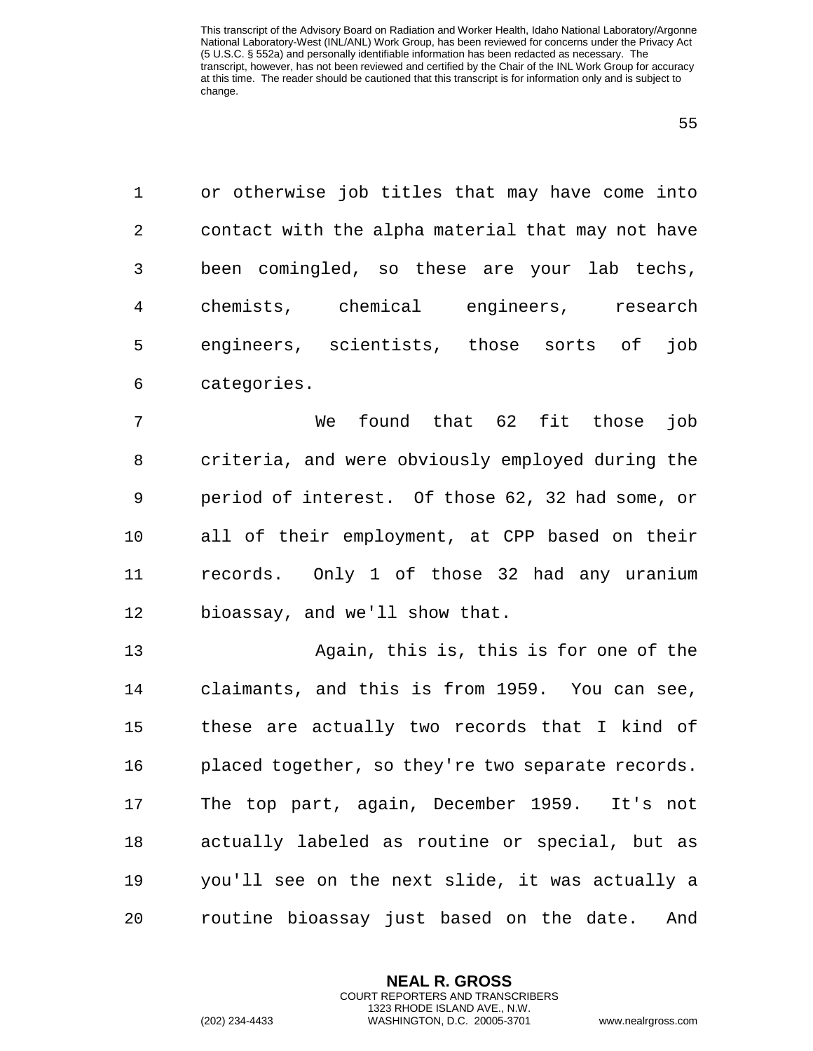or otherwise job titles that may have come into contact with the alpha material that may not have been comingled, so these are your lab techs, chemists, chemical engineers, research engineers, scientists, those sorts of job categories.

We found that 62 fit those job criteria, and were obviously employed during the period of interest. Of those 62, 32 had some, or all of their employment, at CPP based on their records. Only 1 of those 32 had any uranium bioassay, and we'll show that.

Again, this is, this is for one of the claimants, and this is from 1959. You can see, these are actually two records that I kind of placed together, so they're two separate records. The top part, again, December 1959. It's not actually labeled as routine or special, but as you'll see on the next slide, it was actually a routine bioassay just based on the date. And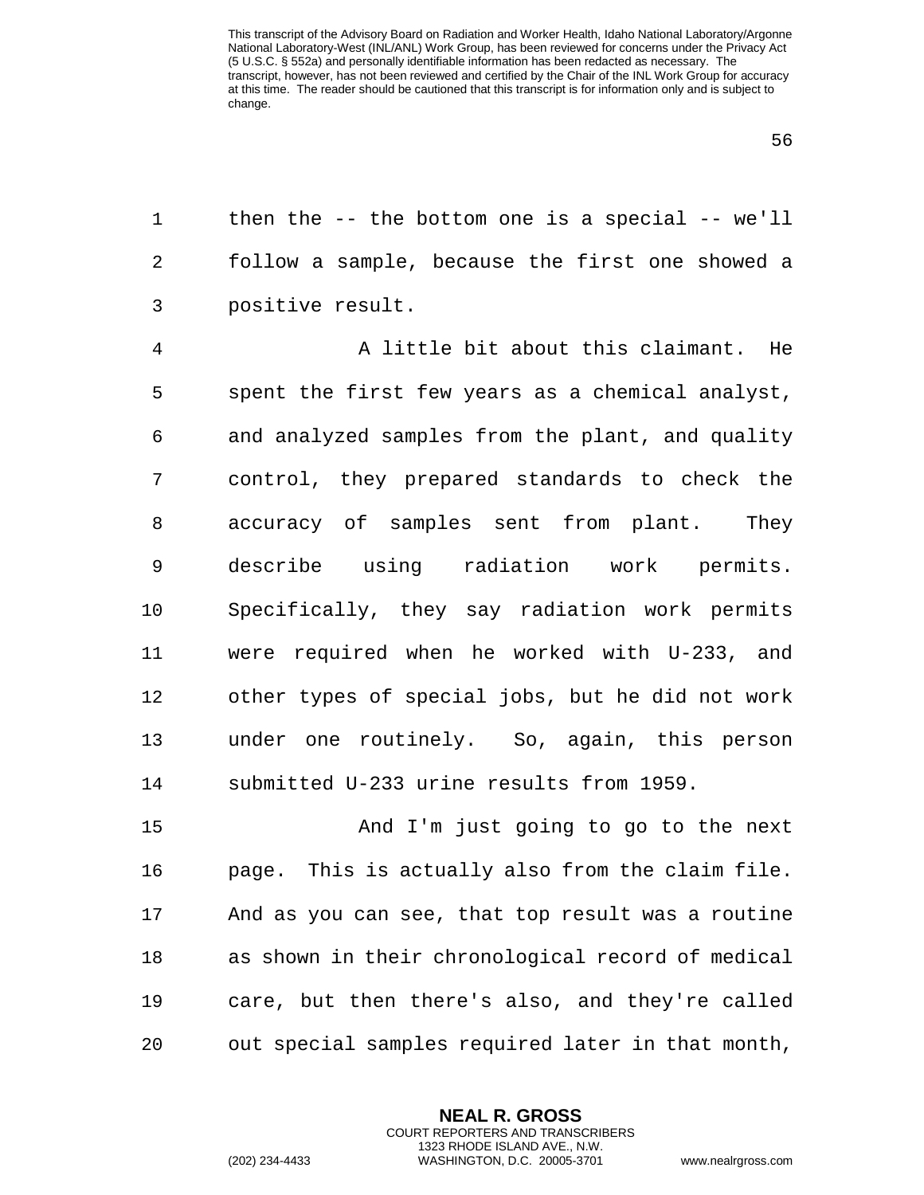then the -- the bottom one is a special -- we'll follow a sample, because the first one showed a positive result.

A little bit about this claimant. He spent the first few years as a chemical analyst, and analyzed samples from the plant, and quality control, they prepared standards to check the accuracy of samples sent from plant. They describe using radiation work permits. Specifically, they say radiation work permits were required when he worked with U-233, and other types of special jobs, but he did not work under one routinely. So, again, this person submitted U-233 urine results from 1959.

And I'm just going to go to the next page. This is actually also from the claim file. And as you can see, that top result was a routine as shown in their chronological record of medical care, but then there's also, and they're called out special samples required later in that month,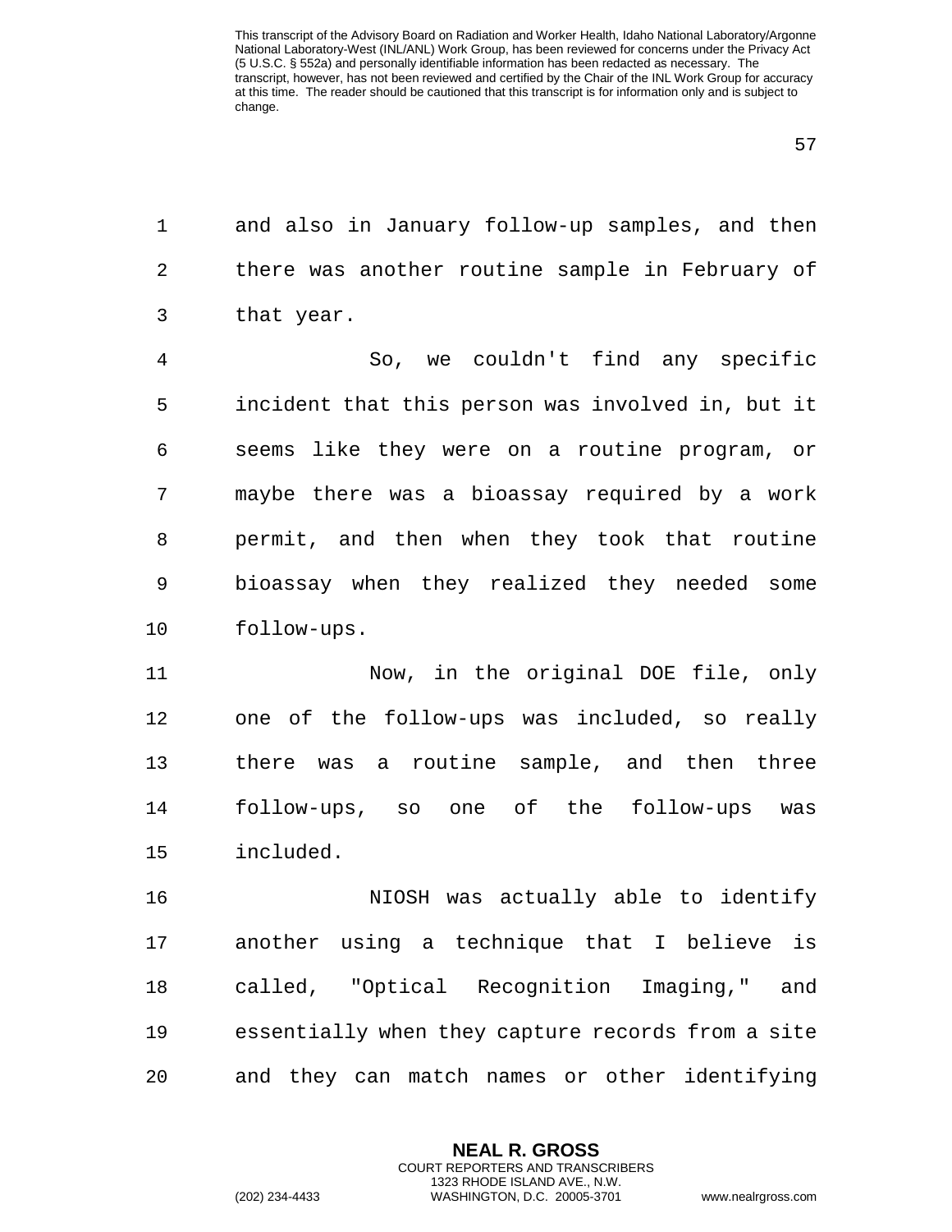and also in January follow-up samples, and then there was another routine sample in February of that year.

So, we couldn't find any specific incident that this person was involved in, but it seems like they were on a routine program, or maybe there was a bioassay required by a work permit, and then when they took that routine bioassay when they realized they needed some follow-ups.

Now, in the original DOE file, only one of the follow-ups was included, so really there was a routine sample, and then three follow-ups, so one of the follow-ups was included.

NIOSH was actually able to identify another using a technique that I believe is called, "Optical Recognition Imaging," and essentially when they capture records from a site and they can match names or other identifying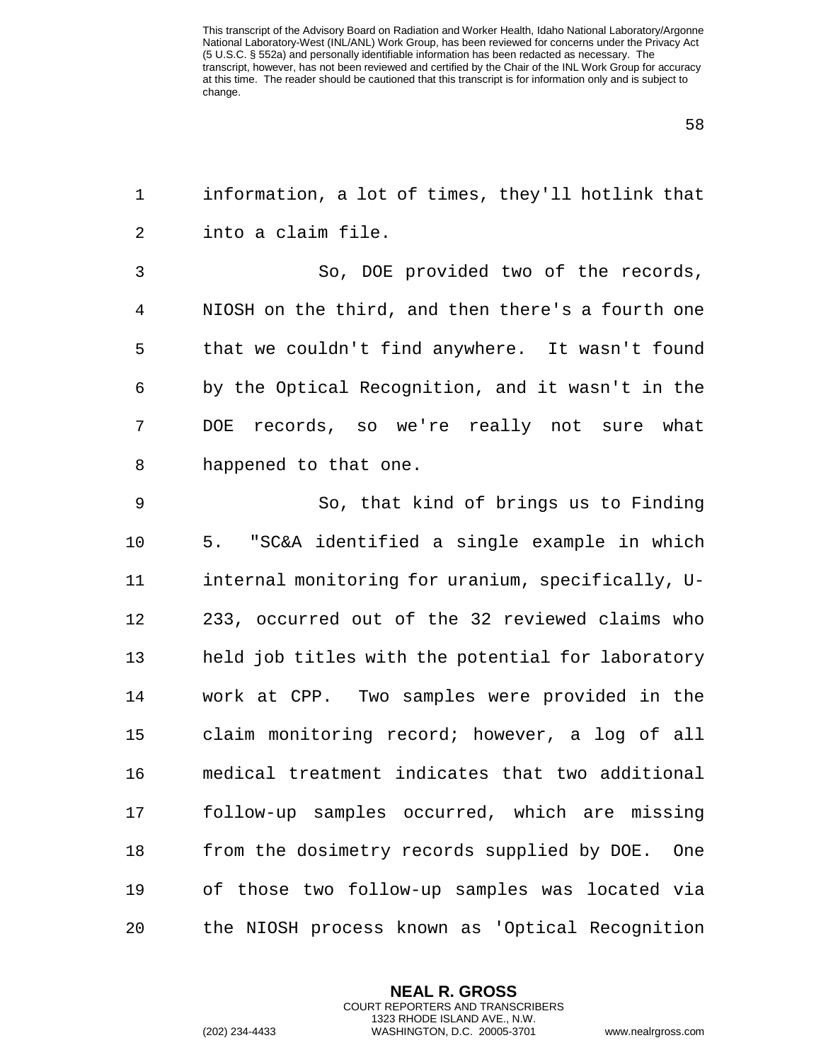information, a lot of times, they'll hotlink that into a claim file.

So, DOE provided two of the records, NIOSH on the third, and then there's a fourth one that we couldn't find anywhere. It wasn't found by the Optical Recognition, and it wasn't in the DOE records, so we're really not sure what happened to that one.

So, that kind of brings us to Finding 5. "SC&A identified a single example in which internal monitoring for uranium, specifically, U-233, occurred out of the 32 reviewed claims who held job titles with the potential for laboratory work at CPP. Two samples were provided in the claim monitoring record; however, a log of all medical treatment indicates that two additional follow-up samples occurred, which are missing from the dosimetry records supplied by DOE. One of those two follow-up samples was located via the NIOSH process known as 'Optical Recognition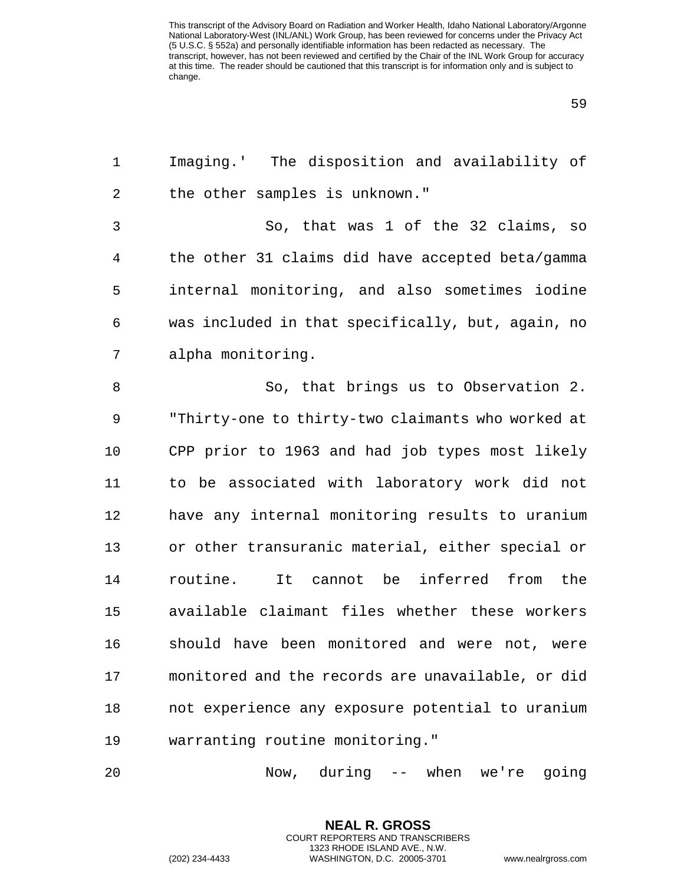Imaging.' The disposition and availability of the other samples is unknown."

So, that was 1 of the 32 claims, so the other 31 claims did have accepted beta/gamma internal monitoring, and also sometimes iodine was included in that specifically, but, again, no alpha monitoring.

So, that brings us to Observation 2. "Thirty-one to thirty-two claimants who worked at CPP prior to 1963 and had job types most likely to be associated with laboratory work did not have any internal monitoring results to uranium or other transuranic material, either special or routine. It cannot be inferred from the available claimant files whether these workers should have been monitored and were not, were monitored and the records are unavailable, or did not experience any exposure potential to uranium warranting routine monitoring."

Now, during -- when we're going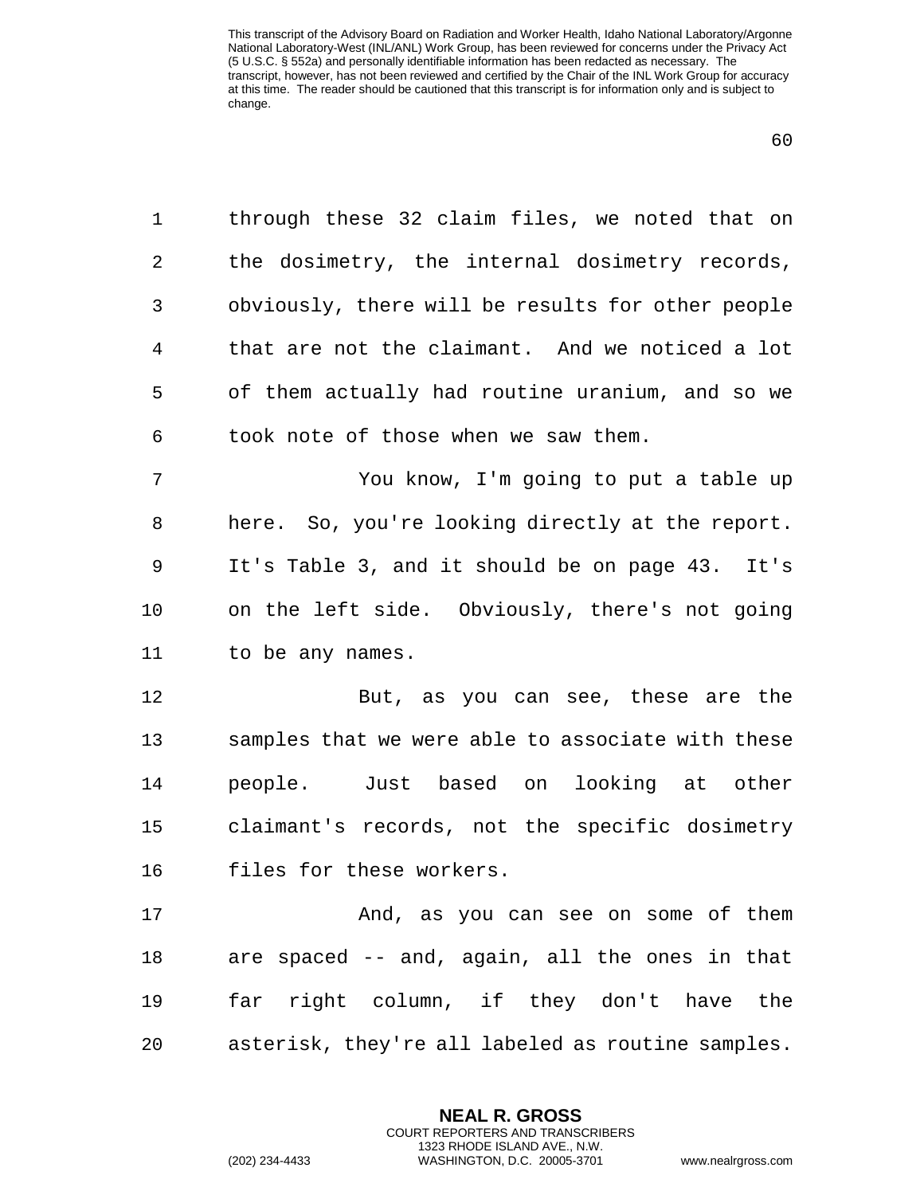through these 32 claim files, we noted that on the dosimetry, the internal dosimetry records, obviously, there will be results for other people that are not the claimant. And we noticed a lot of them actually had routine uranium, and so we took note of those when we saw them.

You know, I'm going to put a table up here. So, you're looking directly at the report. It's Table 3, and it should be on page 43. It's on the left side. Obviously, there's not going to be any names.

But, as you can see, these are the samples that we were able to associate with these people. Just based on looking at other claimant's records, not the specific dosimetry files for these workers.

And, as you can see on some of them are spaced -- and, again, all the ones in that far right column, if they don't have the asterisk, they're all labeled as routine samples.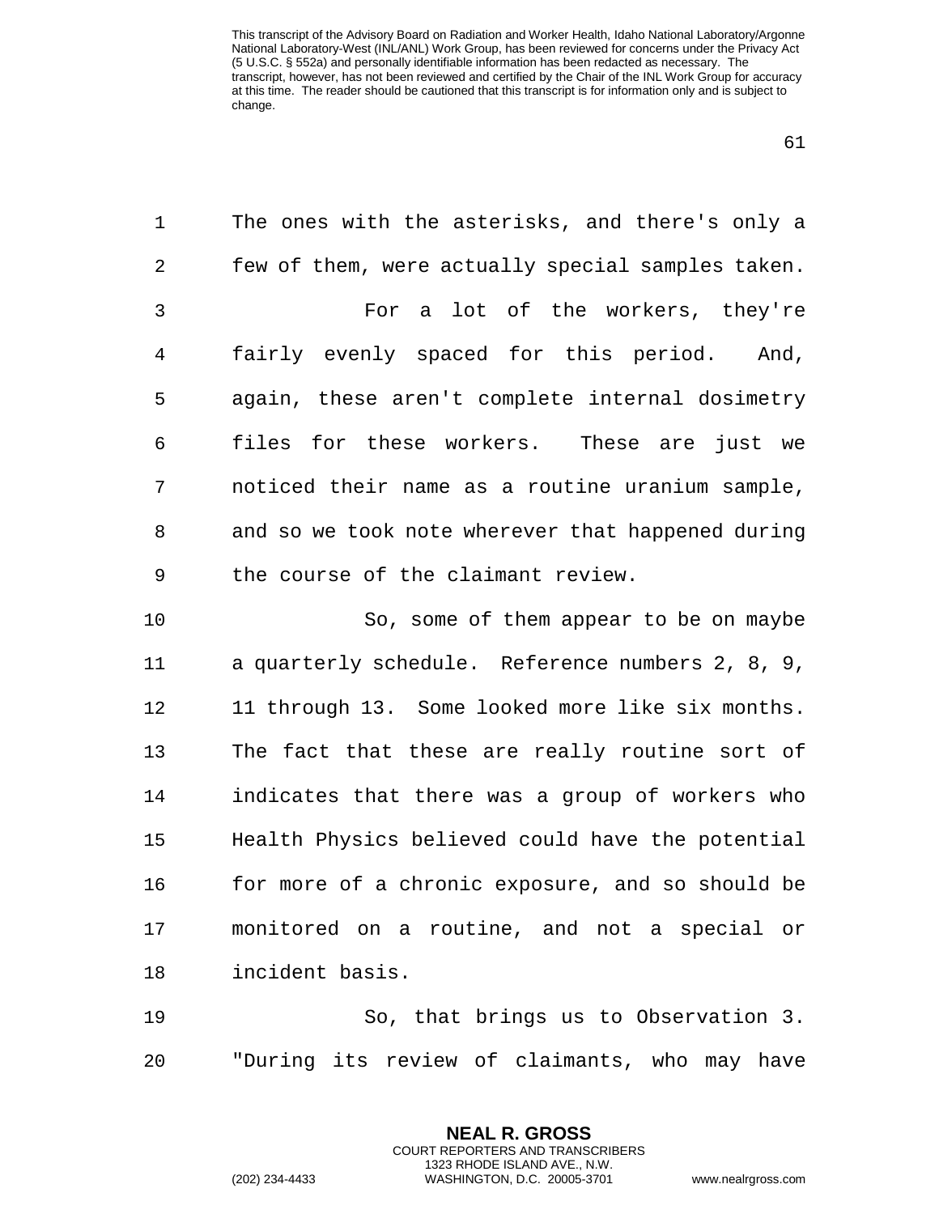The ones with the asterisks, and there's only a few of them, were actually special samples taken.

For a lot of the workers, they're fairly evenly spaced for this period. And, again, these aren't complete internal dosimetry files for these workers. These are just we noticed their name as a routine uranium sample, and so we took note wherever that happened during the course of the claimant review.

So, some of them appear to be on maybe a quarterly schedule. Reference numbers 2, 8, 9, 11 through 13. Some looked more like six months. The fact that these are really routine sort of indicates that there was a group of workers who Health Physics believed could have the potential for more of a chronic exposure, and so should be monitored on a routine, and not a special or incident basis.

So, that brings us to Observation 3. "During its review of claimants, who may have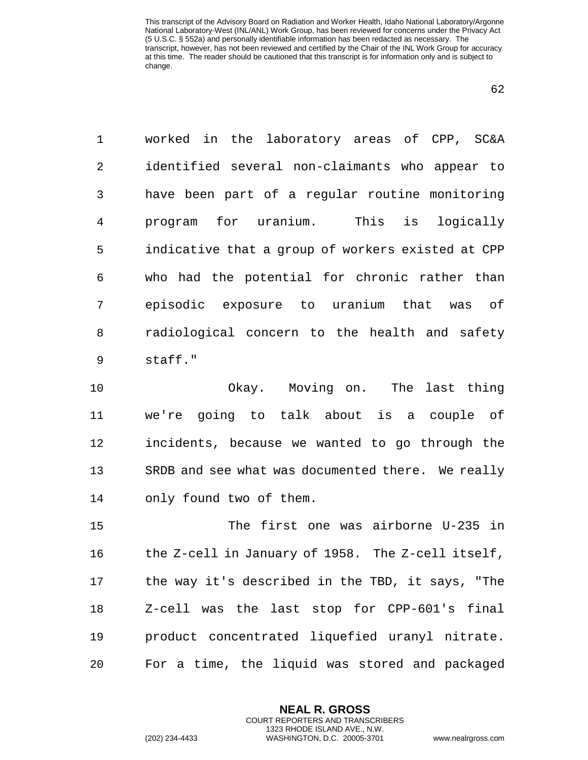worked in the laboratory areas of CPP, SC&A identified several non-claimants who appear to have been part of a regular routine monitoring program for uranium. This is logically indicative that a group of workers existed at CPP who had the potential for chronic rather than episodic exposure to uranium that was of radiological concern to the health and safety staff."

Okay. Moving on. The last thing we're going to talk about is a couple of incidents, because we wanted to go through the SRDB and see what was documented there. We really only found two of them.

The first one was airborne U-235 in the Z-cell in January of 1958. The Z-cell itself, the way it's described in the TBD, it says, "The Z-cell was the last stop for CPP-601's final product concentrated liquefied uranyl nitrate. For a time, the liquid was stored and packaged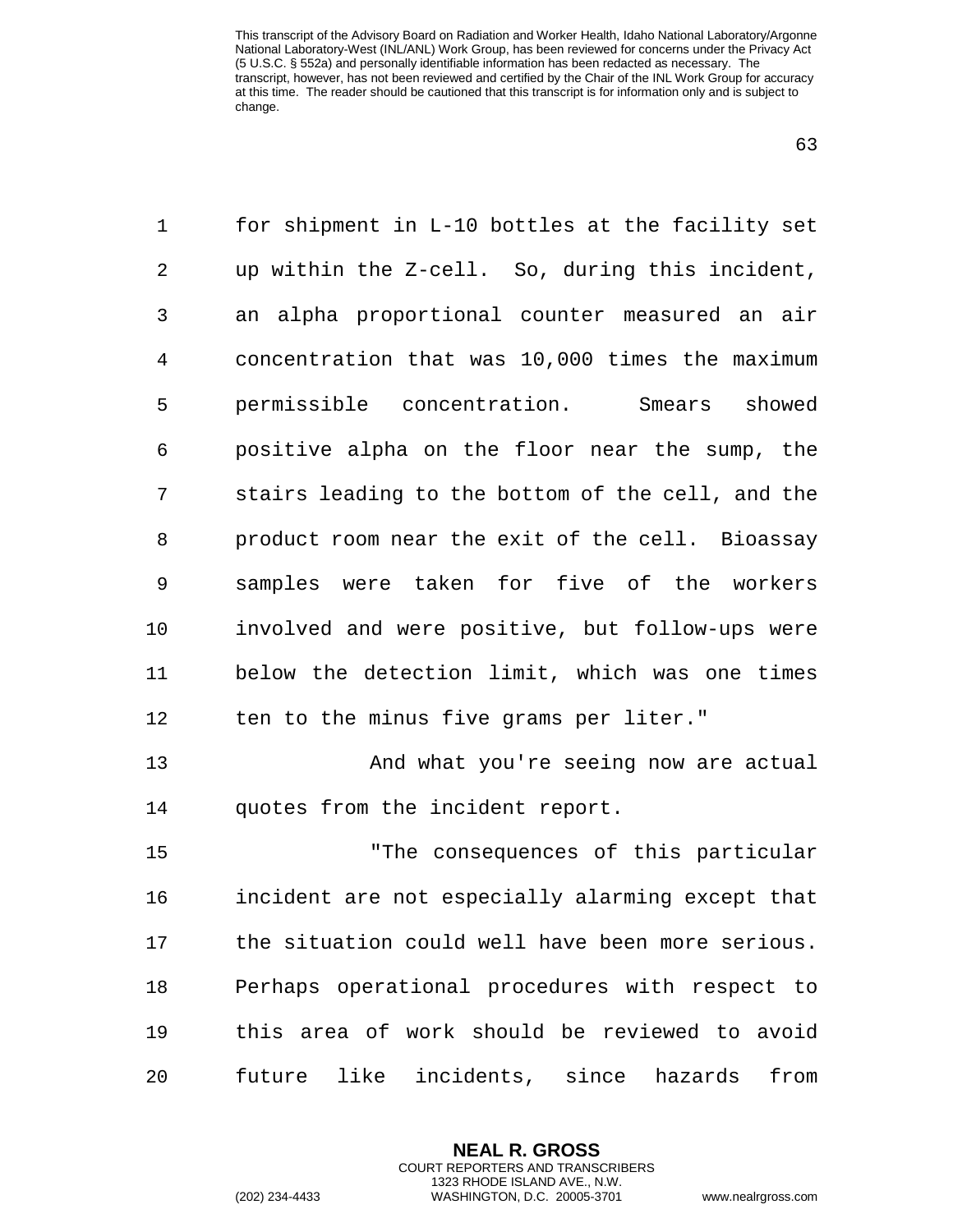for shipment in L-10 bottles at the facility set up within the Z-cell. So, during this incident, an alpha proportional counter measured an air concentration that was 10,000 times the maximum permissible concentration. Smears showed positive alpha on the floor near the sump, the stairs leading to the bottom of the cell, and the product room near the exit of the cell. Bioassay samples were taken for five of the workers involved and were positive, but follow-ups were below the detection limit, which was one times ten to the minus five grams per liter."

And what you're seeing now are actual quotes from the incident report.

"The consequences of this particular incident are not especially alarming except that the situation could well have been more serious. Perhaps operational procedures with respect to this area of work should be reviewed to avoid future like incidents, since hazards from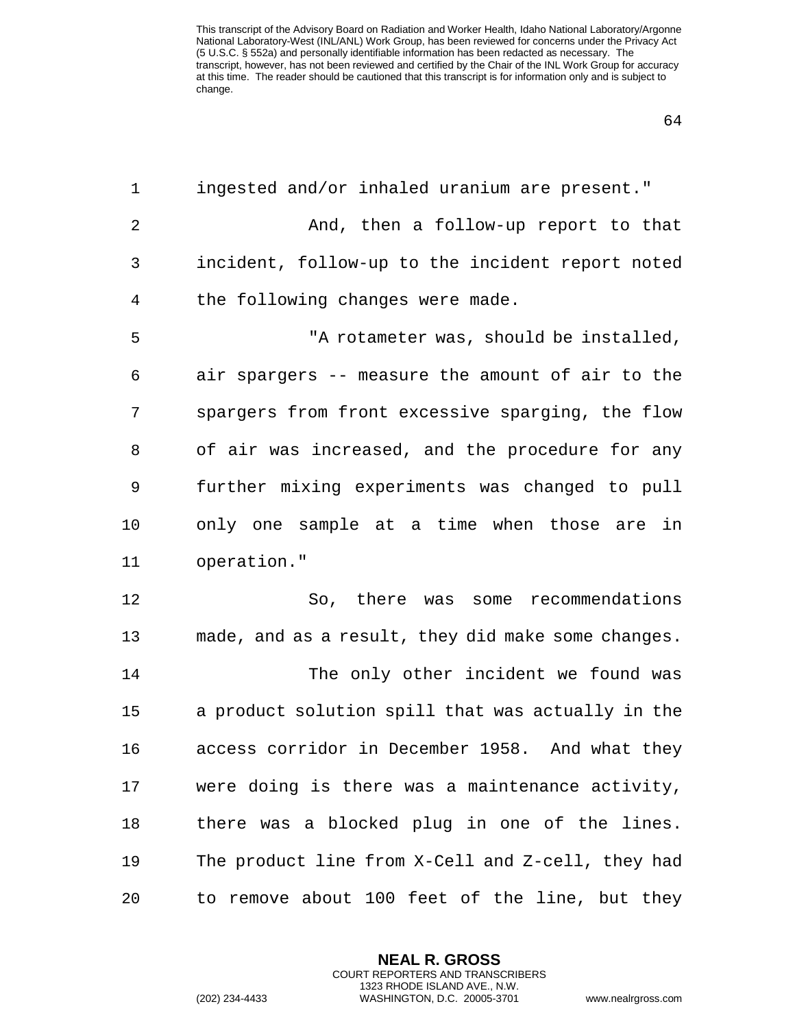ingested and/or inhaled uranium are present."

And, then a follow-up report to that incident, follow-up to the incident report noted the following changes were made.

"A rotameter was, should be installed, air spargers -- measure the amount of air to the spargers from front excessive sparging, the flow of air was increased, and the procedure for any further mixing experiments was changed to pull only one sample at a time when those are in operation."

So, there was some recommendations made, and as a result, they did make some changes.

The only other incident we found was a product solution spill that was actually in the access corridor in December 1958. And what they were doing is there was a maintenance activity, there was a blocked plug in one of the lines. The product line from X-Cell and Z-cell, they had to remove about 100 feet of the line, but they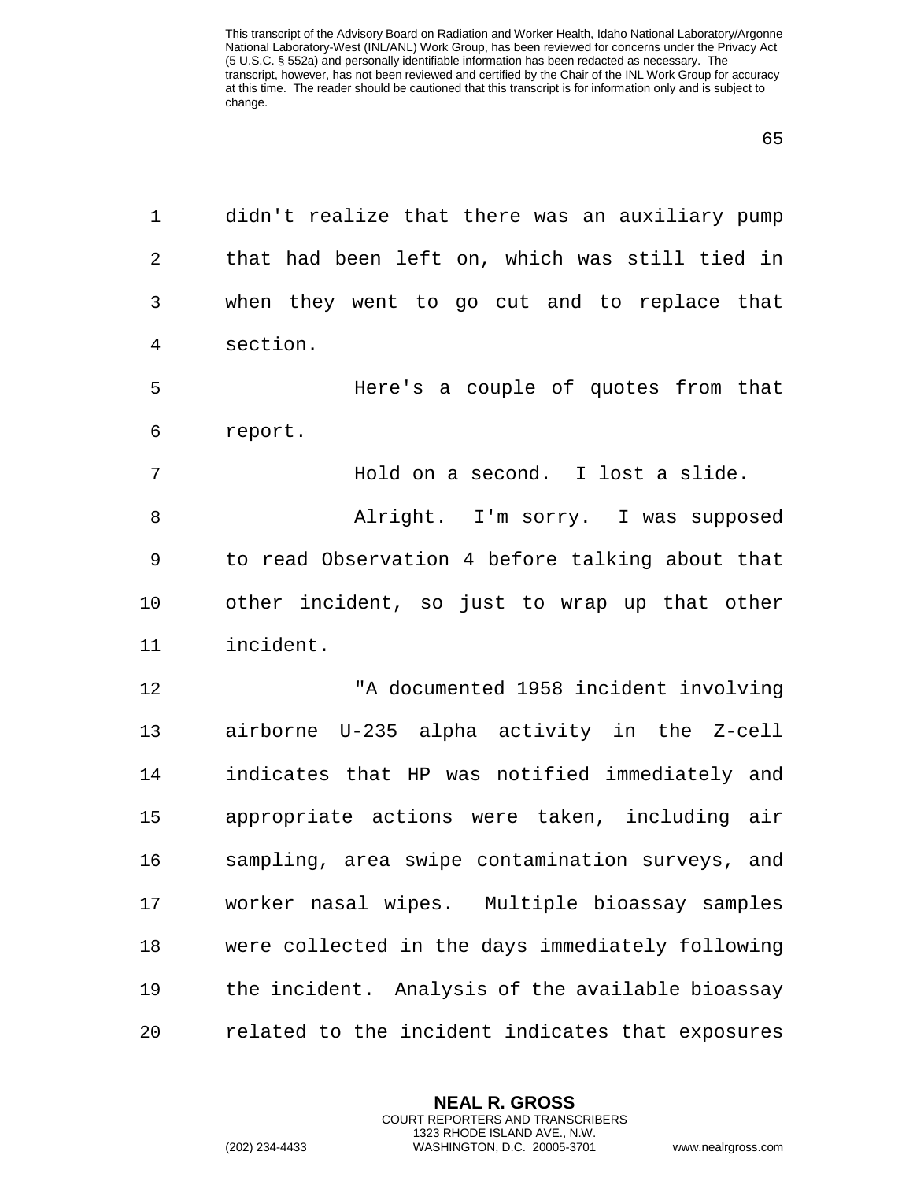didn't realize that there was an auxiliary pump that had been left on, which was still tied in when they went to go cut and to replace that section.

Here's a couple of quotes from that report.

Hold on a second. I lost a slide.

Alright. I'm sorry. I was supposed to read Observation 4 before talking about that other incident, so just to wrap up that other incident.

"A documented 1958 incident involving airborne U-235 alpha activity in the Z-cell indicates that HP was notified immediately and appropriate actions were taken, including air sampling, area swipe contamination surveys, and worker nasal wipes. Multiple bioassay samples were collected in the days immediately following the incident. Analysis of the available bioassay related to the incident indicates that exposures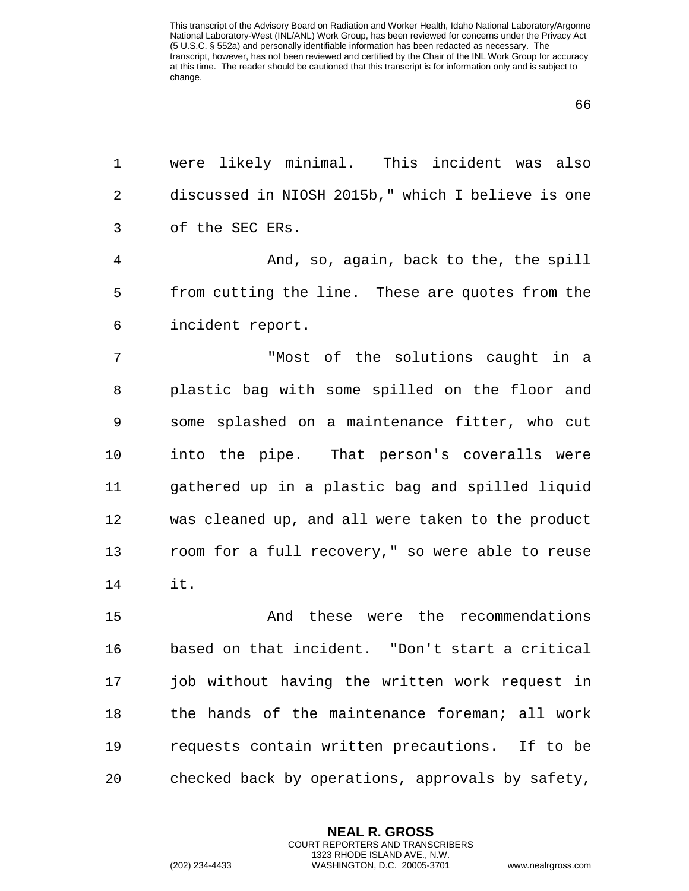were likely minimal. This incident was also discussed in NIOSH 2015b," which I believe is one of the SEC ERs.

And, so, again, back to the, the spill from cutting the line. These are quotes from the incident report.

"Most of the solutions caught in a plastic bag with some spilled on the floor and some splashed on a maintenance fitter, who cut into the pipe. That person's coveralls were gathered up in a plastic bag and spilled liquid was cleaned up, and all were taken to the product room for a full recovery," so were able to reuse it.

And these were the recommendations based on that incident. "Don't start a critical job without having the written work request in the hands of the maintenance foreman; all work requests contain written precautions. If to be checked back by operations, approvals by safety,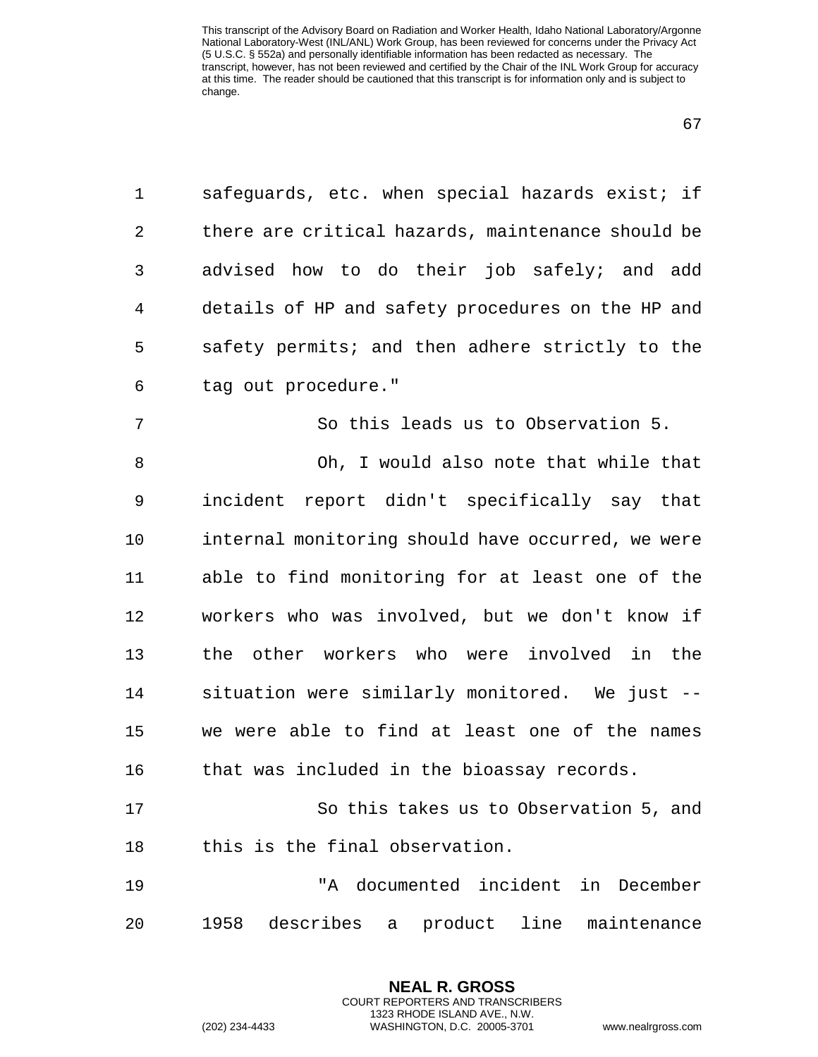safeguards, etc. when special hazards exist; if there are critical hazards, maintenance should be advised how to do their job safely; and add details of HP and safety procedures on the HP and safety permits; and then adhere strictly to the tag out procedure."

So this leads us to Observation 5.

Oh, I would also note that while that incident report didn't specifically say that internal monitoring should have occurred, we were able to find monitoring for at least one of the workers who was involved, but we don't know if the other workers who were involved in the situation were similarly monitored. We just -- we were able to find at least one of the names that was included in the bioassay records.

So this takes us to Observation 5, and this is the final observation.

"A documented incident in December 1958 describes a product line maintenance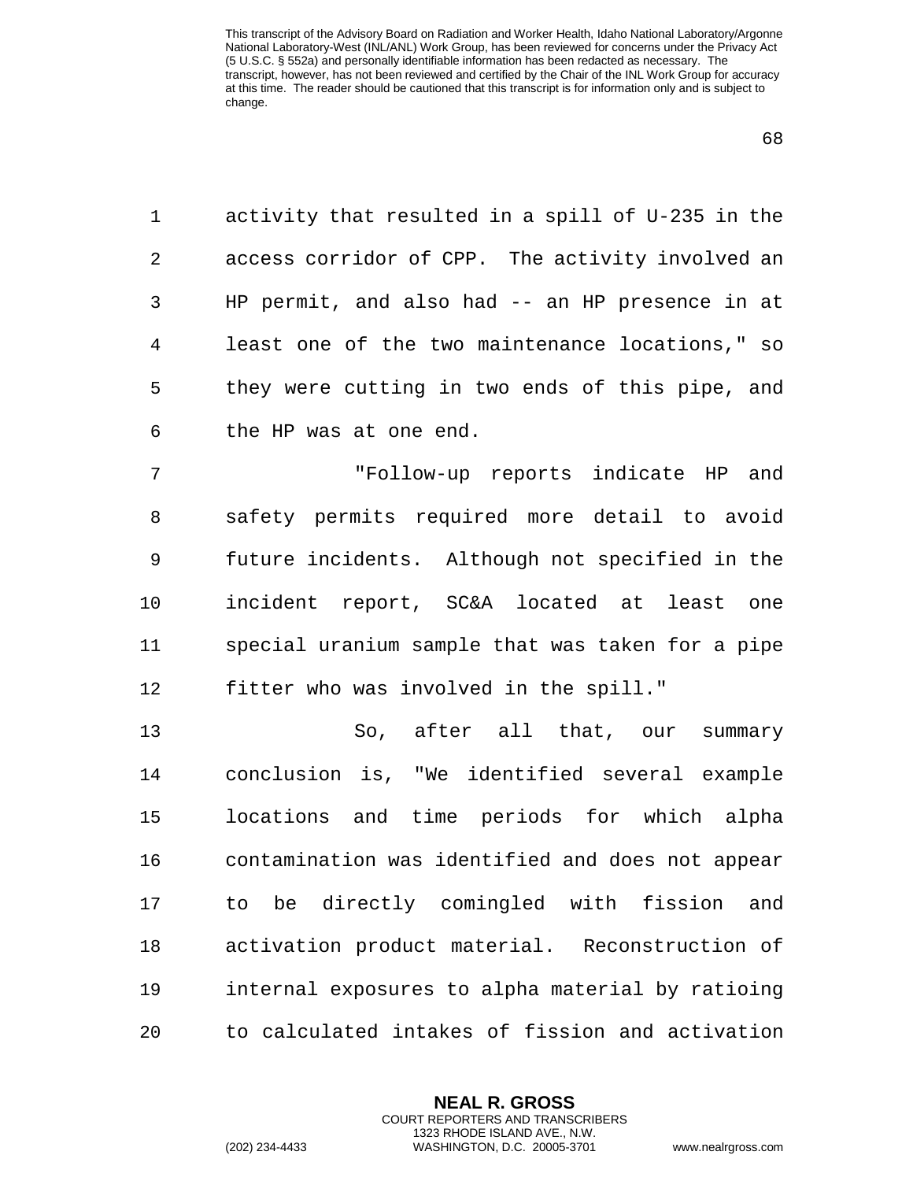activity that resulted in a spill of U-235 in the access corridor of CPP. The activity involved an HP permit, and also had -- an HP presence in at least one of the two maintenance locations," so they were cutting in two ends of this pipe, and the HP was at one end.

"Follow-up reports indicate HP and safety permits required more detail to avoid future incidents. Although not specified in the incident report, SC&A located at least one special uranium sample that was taken for a pipe fitter who was involved in the spill."

So, after all that, our summary conclusion is, "We identified several example locations and time periods for which alpha contamination was identified and does not appear to be directly comingled with fission and activation product material. Reconstruction of internal exposures to alpha material by ratioing to calculated intakes of fission and activation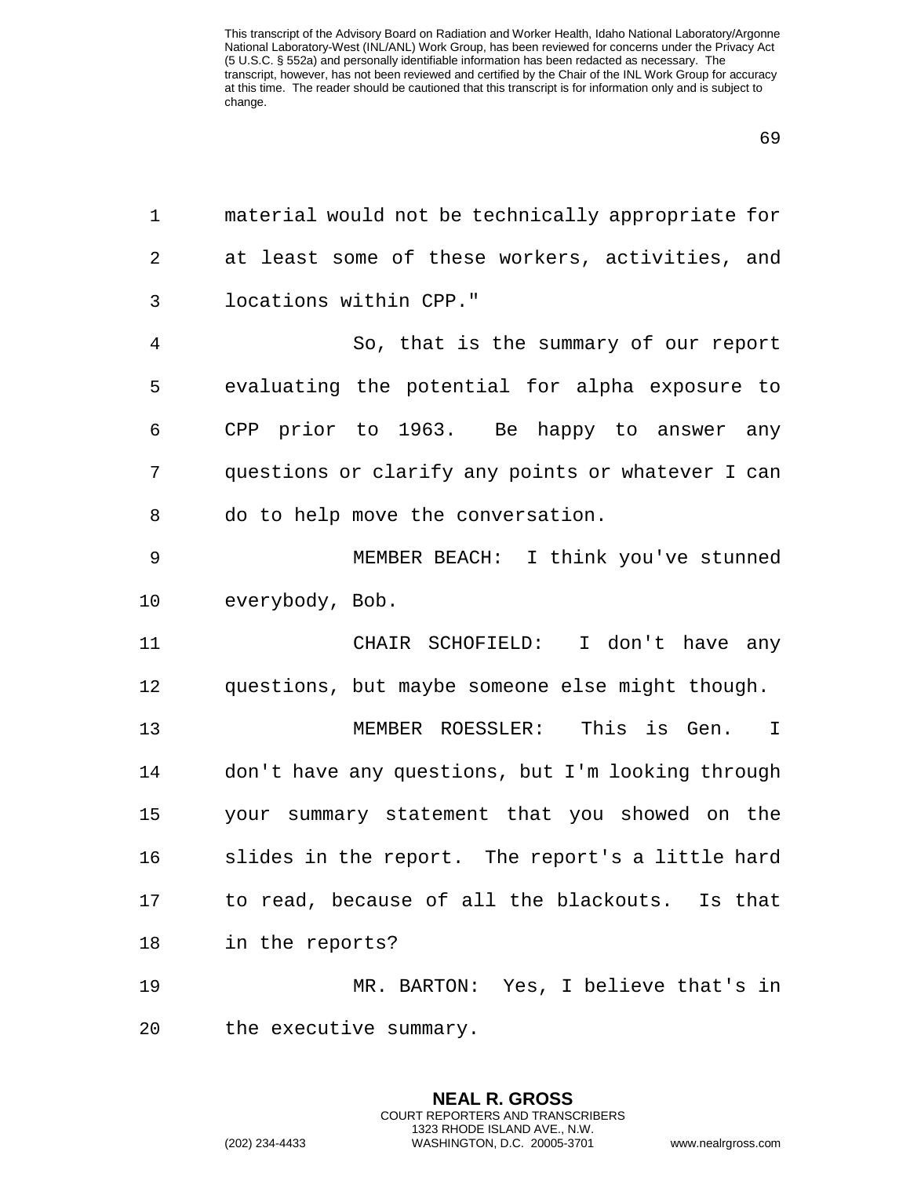material would not be technically appropriate for at least some of these workers, activities, and locations within CPP."

So, that is the summary of our report evaluating the potential for alpha exposure to CPP prior to 1963. Be happy to answer any questions or clarify any points or whatever I can do to help move the conversation.

MEMBER BEACH: I think you've stunned everybody, Bob.

CHAIR SCHOFIELD: I don't have any questions, but maybe someone else might though.

MEMBER ROESSLER: This is Gen. I don't have any questions, but I'm looking through your summary statement that you showed on the slides in the report. The report's a little hard to read, because of all the blackouts. Is that in the reports?

MR. BARTON: Yes, I believe that's in the executive summary.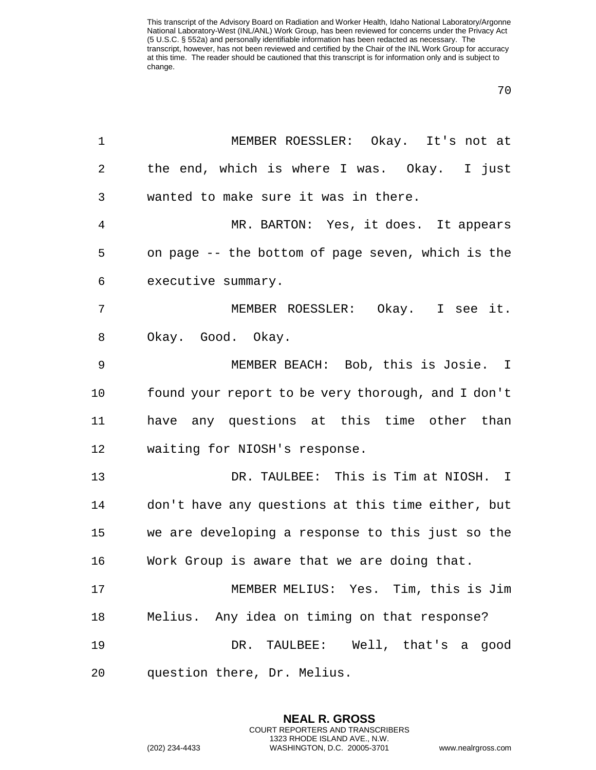MEMBER ROESSLER: Okay. It's not at the end, which is where I was. Okay. I just wanted to make sure it was in there.

MR. BARTON: Yes, it does. It appears on page -- the bottom of page seven, which is the executive summary.

MEMBER ROESSLER: Okay. I see it. Okay. Good. Okay.

MEMBER BEACH: Bob, this is Josie. I found your report to be very thorough, and I don't have any questions at this time other than waiting for NIOSH's response.

DR. TAULBEE: This is Tim at NIOSH. I don't have any questions at this time either, but we are developing a response to this just so the Work Group is aware that we are doing that.

MEMBER MELIUS: Yes. Tim, this is Jim Melius. Any idea on timing on that response?

DR. TAULBEE: Well, that's a good question there, Dr. Melius.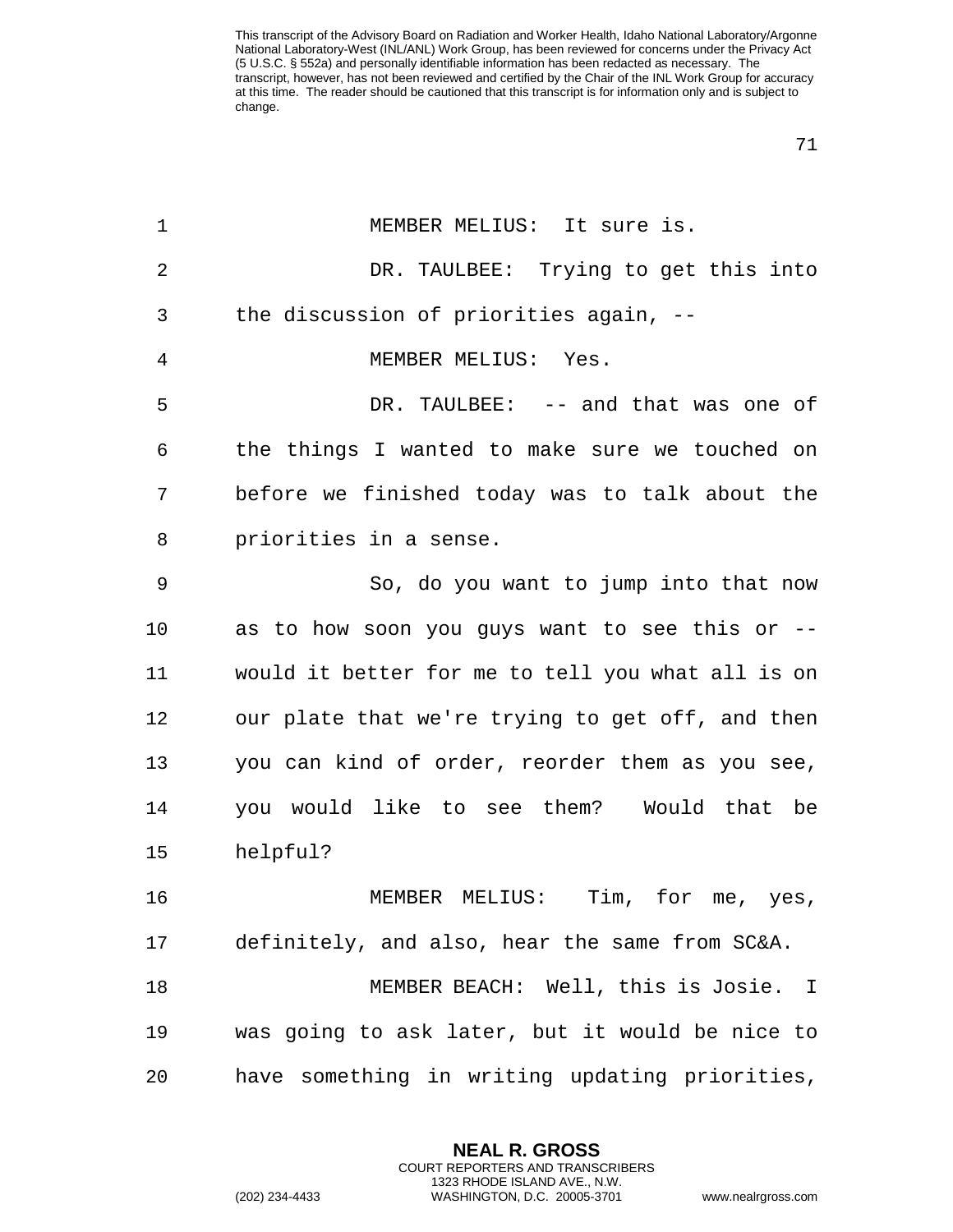MEMBER MELIUS: It sure is.

DR. TAULBEE: Trying to get this into the discussion of priorities again, --

MEMBER MELIUS: Yes.

DR. TAULBEE: -- and that was one of the things I wanted to make sure we touched on before we finished today was to talk about the priorities in a sense.

So, do you want to jump into that now as to how soon you guys want to see this or -- would it better for me to tell you what all is on our plate that we're trying to get off, and then you can kind of order, reorder them as you see, you would like to see them? Would that be helpful?

MEMBER MELIUS: Tim, for me, yes, definitely, and also, hear the same from SC&A.

MEMBER BEACH: Well, this is Josie. I was going to ask later, but it would be nice to have something in writing updating priorities,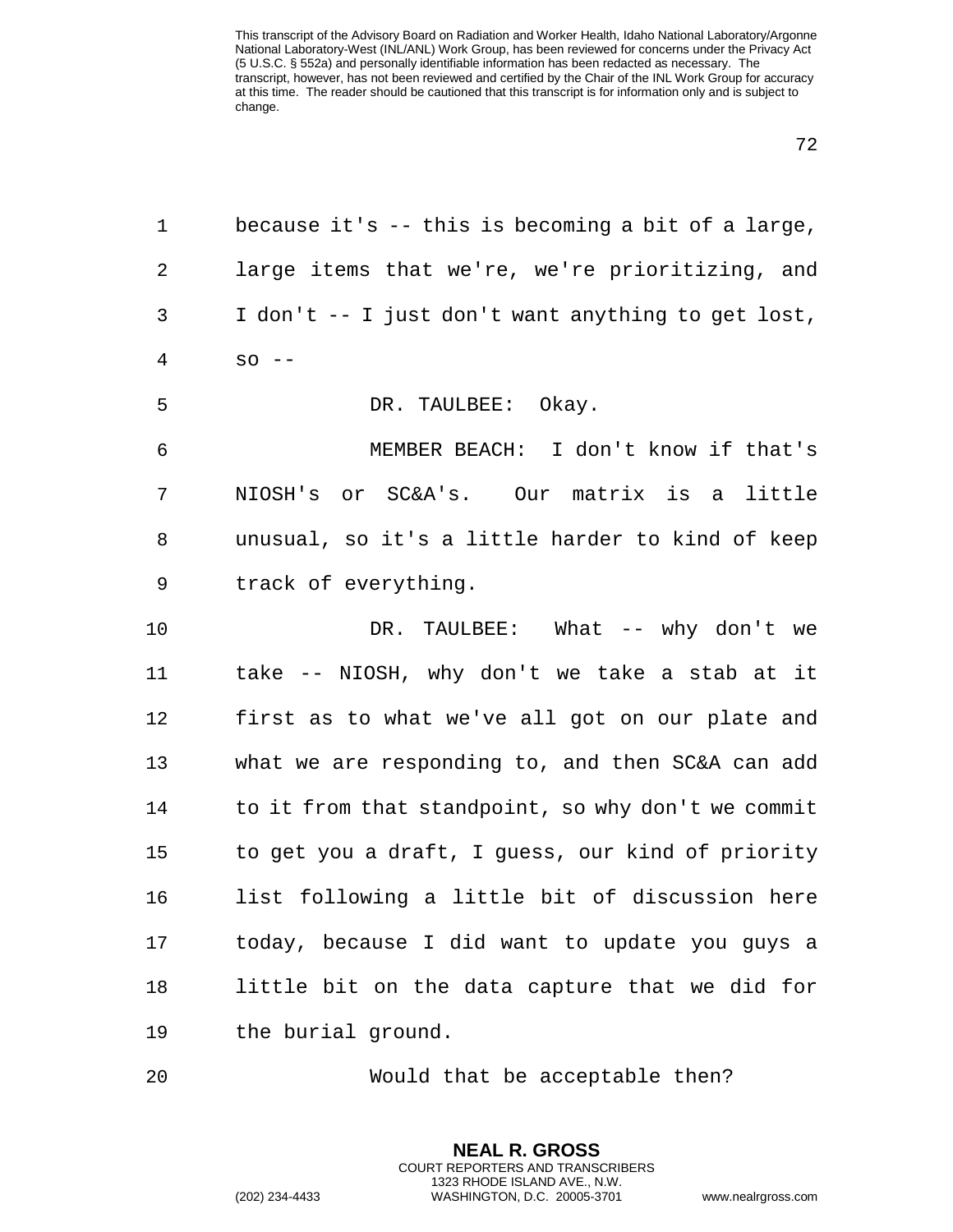because it's -- this is becoming a bit of a large, large items that we're, we're prioritizing, and I don't -- I just don't want anything to get lost, so --

DR. TAULBEE: Okay.

MEMBER BEACH: I don't know if that's NIOSH's or SC&A's. Our matrix is a little unusual, so it's a little harder to kind of keep track of everything.

DR. TAULBEE: What -- why don't we take -- NIOSH, why don't we take a stab at it first as to what we've all got on our plate and what we are responding to, and then SC&A can add to it from that standpoint, so why don't we commit to get you a draft, I guess, our kind of priority list following a little bit of discussion here today, because I did want to update you guys a little bit on the data capture that we did for the burial ground.

Would that be acceptable then?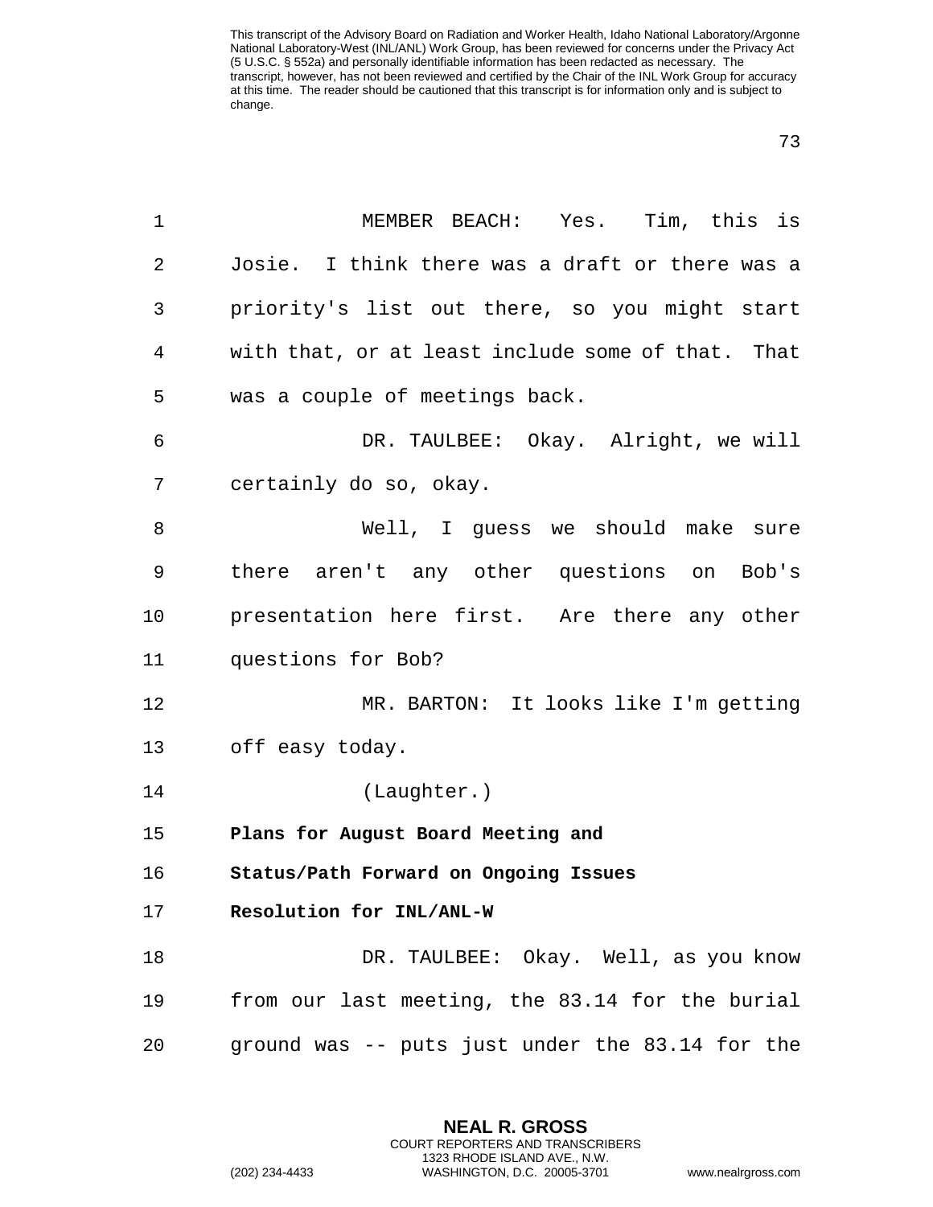MEMBER BEACH: Yes. Tim, this is Josie. I think there was a draft or there was a priority's list out there, so you might start with that, or at least include some of that. That was a couple of meetings back.

DR. TAULBEE: Okay. Alright, we will certainly do so, okay.

Well, I guess we should make sure there aren't any other questions on Bob's presentation here first. Are there any other questions for Bob?

MR. BARTON: It looks like I'm getting off easy today.

(Laughter.)

**Plans for August Board Meeting and Status/Path Forward on Ongoing Issues Resolution for INL/ANL-W**

DR. TAULBEE: Okay. Well, as you know from our last meeting, the 83.14 for the burial ground was -- puts just under the 83.14 for the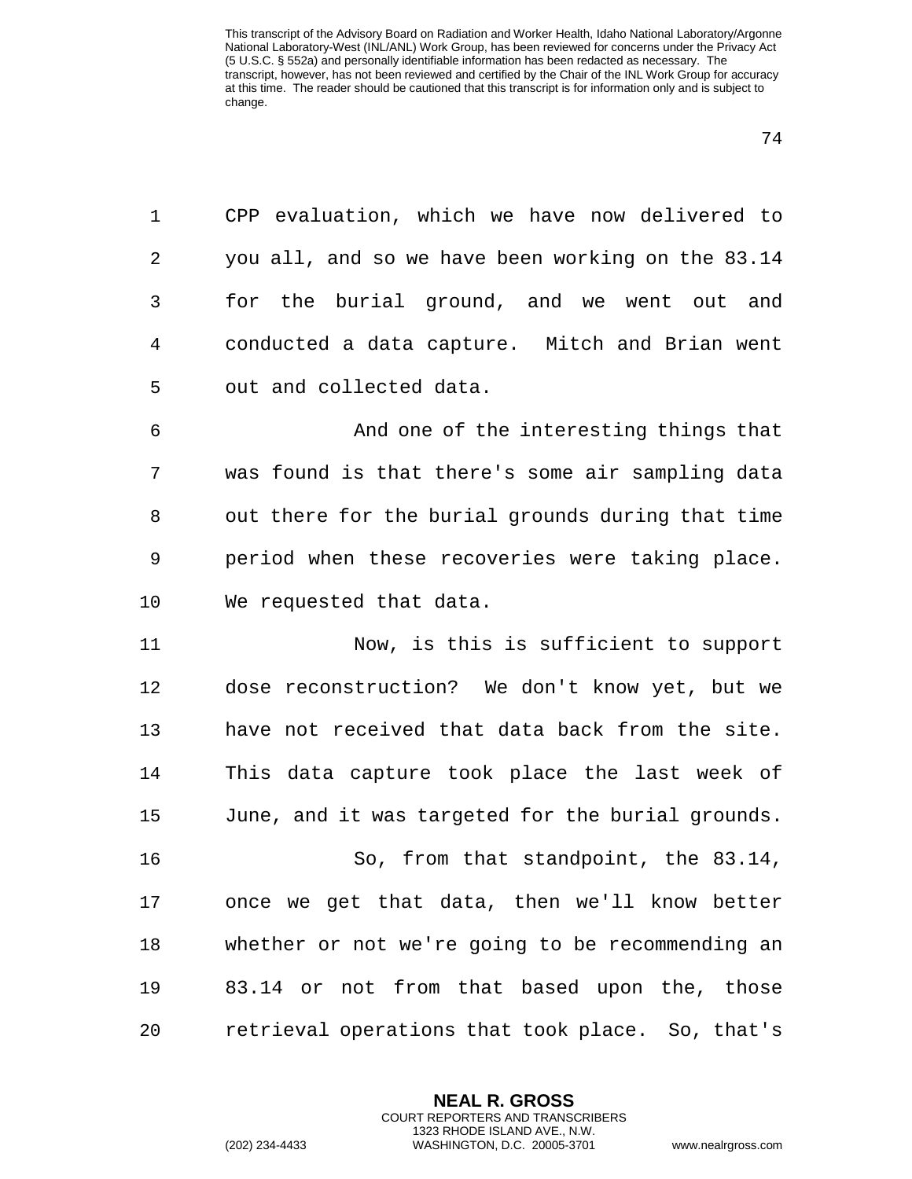CPP evaluation, which we have now delivered to you all, and so we have been working on the 83.14 for the burial ground, and we went out and conducted a data capture. Mitch and Brian went out and collected data.

And one of the interesting things that was found is that there's some air sampling data out there for the burial grounds during that time period when these recoveries were taking place. We requested that data.

Now, is this is sufficient to support dose reconstruction? We don't know yet, but we have not received that data back from the site. This data capture took place the last week of June, and it was targeted for the burial grounds.

So, from that standpoint, the 83.14, once we get that data, then we'll know better whether or not we're going to be recommending an 83.14 or not from that based upon the, those retrieval operations that took place. So, that's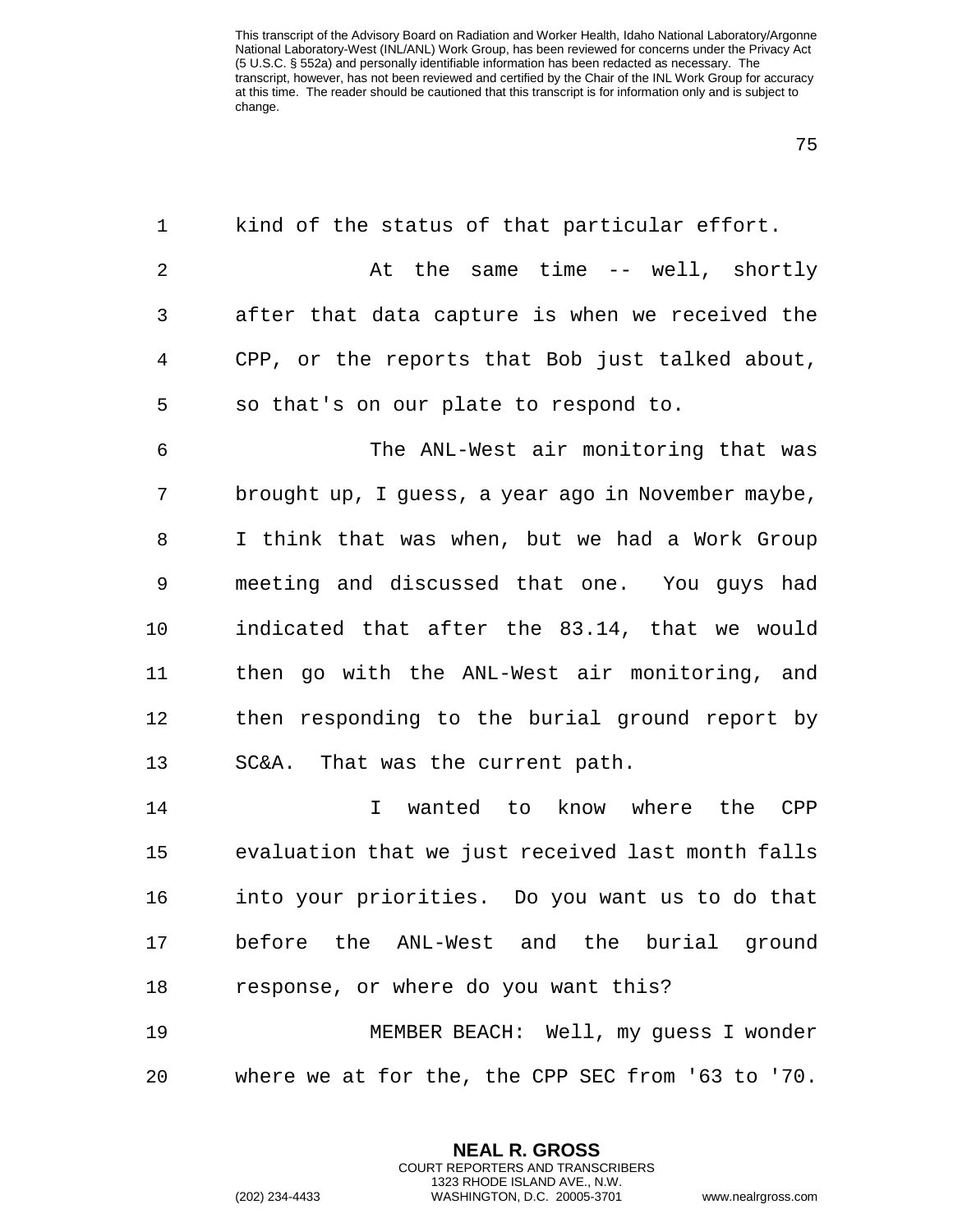kind of the status of that particular effort.

At the same time -- well, shortly after that data capture is when we received the CPP, or the reports that Bob just talked about, so that's on our plate to respond to.

The ANL-West air monitoring that was brought up, I guess, a year ago in November maybe, I think that was when, but we had a Work Group meeting and discussed that one. You guys had indicated that after the 83.14, that we would then go with the ANL-West air monitoring, and then responding to the burial ground report by SC&A. That was the current path.

I wanted to know where the CPP evaluation that we just received last month falls into your priorities. Do you want us to do that before the ANL-West and the burial ground response, or where do you want this?

MEMBER BEACH: Well, my guess I wonder where we at for the, the CPP SEC from '63 to '70.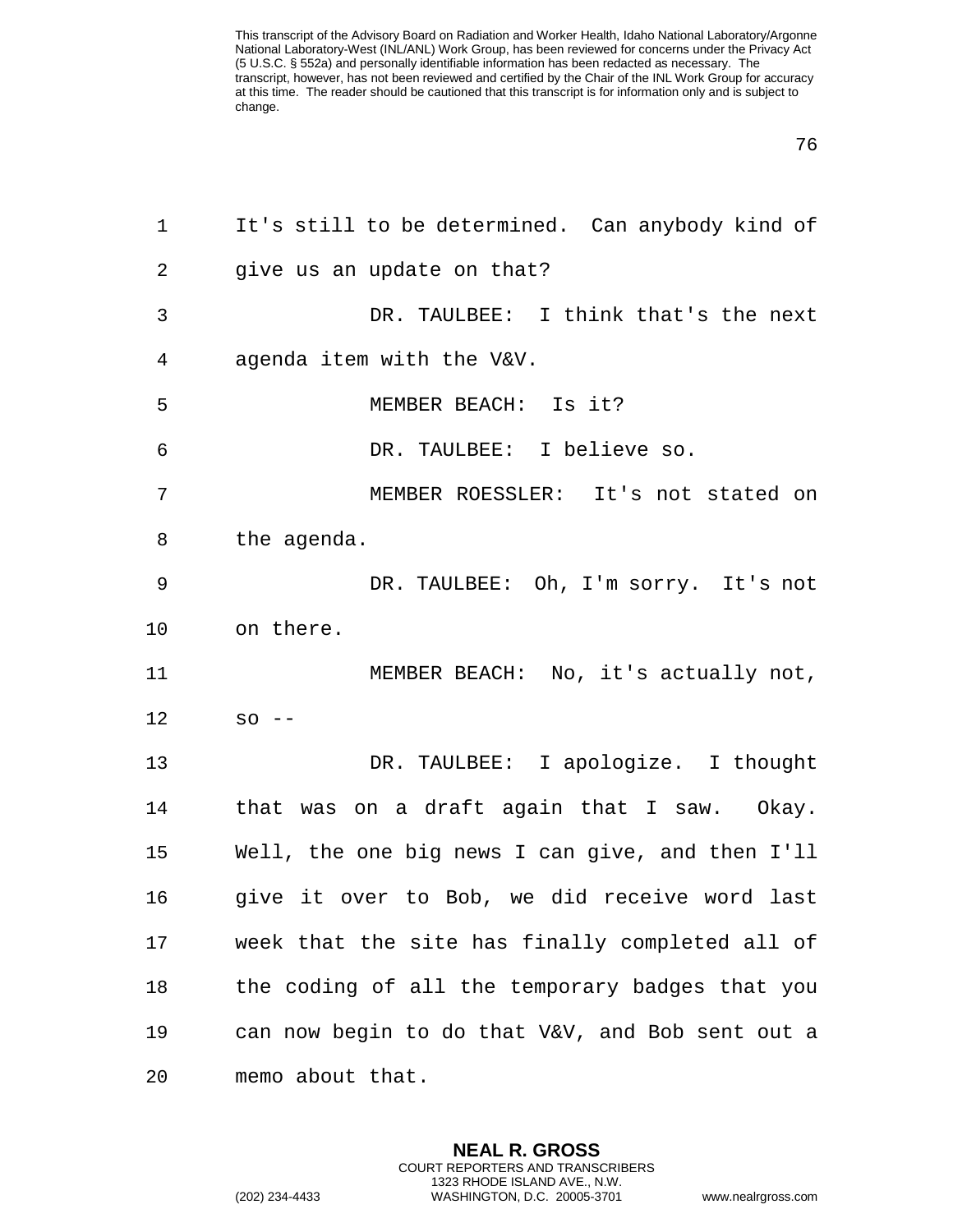It's still to be determined. Can anybody kind of give us an update on that?

DR. TAULBEE: I think that's the next agenda item with the V&V.

MEMBER BEACH: Is it?

DR. TAULBEE: I believe so.

MEMBER ROESSLER: It's not stated on the agenda.

DR. TAULBEE: Oh, I'm sorry. It's not on there.

MEMBER BEACH: No, it's actually not, so --

DR. TAULBEE: I apologize. I thought that was on a draft again that I saw. Okay. Well, the one big news I can give, and then I'll give it over to Bob, we did receive word last week that the site has finally completed all of the coding of all the temporary badges that you can now begin to do that V&V, and Bob sent out a memo about that.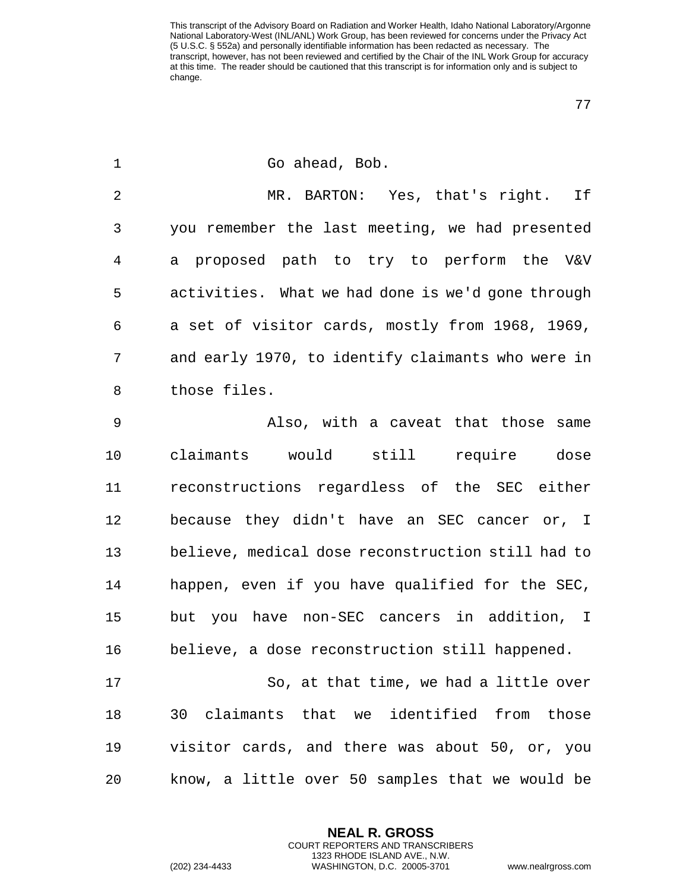Go ahead, Bob.

MR. BARTON: Yes, that's right. If you remember the last meeting, we had presented a proposed path to try to perform the V&V activities. What we had done is we'd gone through a set of visitor cards, mostly from 1968, 1969, and early 1970, to identify claimants who were in those files.

Also, with a caveat that those same claimants would still require dose reconstructions regardless of the SEC either because they didn't have an SEC cancer or, I believe, medical dose reconstruction still had to happen, even if you have qualified for the SEC, but you have non-SEC cancers in addition, I believe, a dose reconstruction still happened.

So, at that time, we had a little over 30 claimants that we identified from those visitor cards, and there was about 50, or, you know, a little over 50 samples that we would be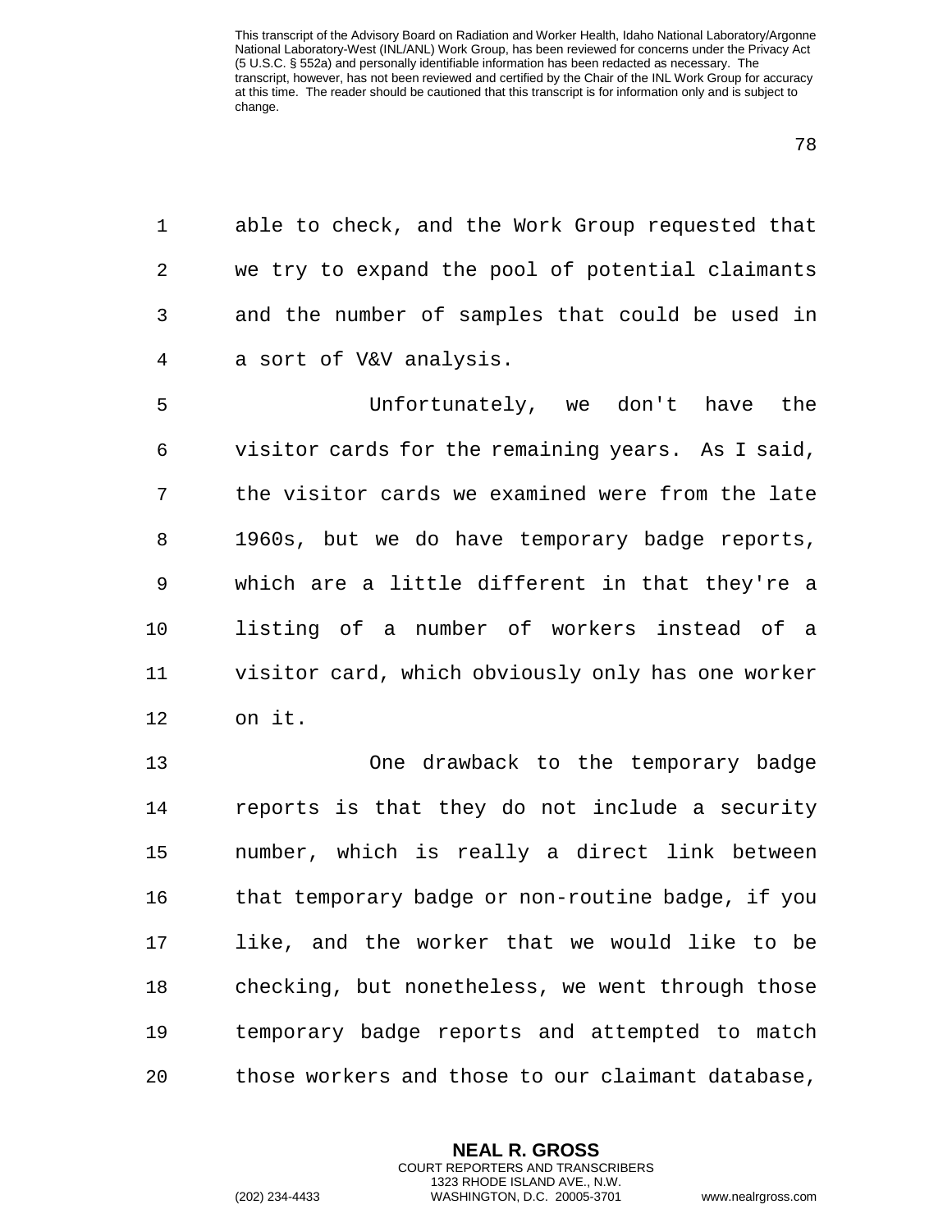able to check, and the Work Group requested that we try to expand the pool of potential claimants and the number of samples that could be used in a sort of V&V analysis.

Unfortunately, we don't have the visitor cards for the remaining years. As I said, the visitor cards we examined were from the late 1960s, but we do have temporary badge reports, which are a little different in that they're a listing of a number of workers instead of a visitor card, which obviously only has one worker on it.

One drawback to the temporary badge reports is that they do not include a security number, which is really a direct link between that temporary badge or non-routine badge, if you like, and the worker that we would like to be checking, but nonetheless, we went through those temporary badge reports and attempted to match those workers and those to our claimant database,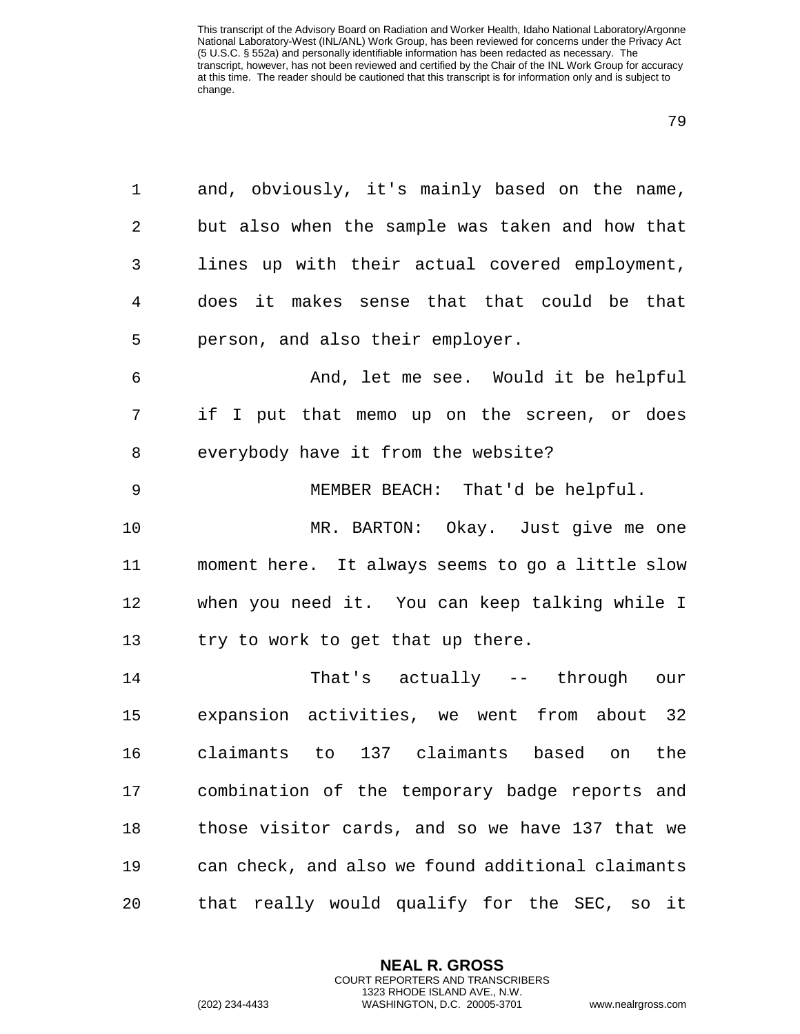and, obviously, it's mainly based on the name, but also when the sample was taken and how that lines up with their actual covered employment, does it makes sense that that could be that person, and also their employer.

And, let me see. Would it be helpful if I put that memo up on the screen, or does everybody have it from the website?

MEMBER BEACH: That'd be helpful.

MR. BARTON: Okay. Just give me one moment here. It always seems to go a little slow when you need it. You can keep talking while I try to work to get that up there.

That's actually -- through our expansion activities, we went from about 32 claimants to 137 claimants based on the combination of the temporary badge reports and those visitor cards, and so we have 137 that we can check, and also we found additional claimants that really would qualify for the SEC, so it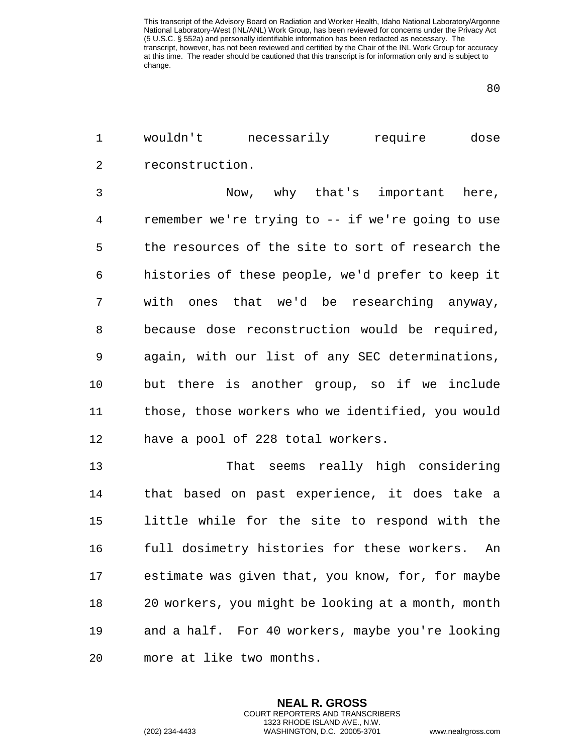wouldn't necessarily require dose reconstruction.

Now, why that's important here, remember we're trying to -- if we're going to use the resources of the site to sort of research the histories of these people, we'd prefer to keep it with ones that we'd be researching anyway, because dose reconstruction would be required, again, with our list of any SEC determinations, but there is another group, so if we include those, those workers who we identified, you would have a pool of 228 total workers.

That seems really high considering that based on past experience, it does take a little while for the site to respond with the full dosimetry histories for these workers. An estimate was given that, you know, for, for maybe 20 workers, you might be looking at a month, month and a half. For 40 workers, maybe you're looking more at like two months.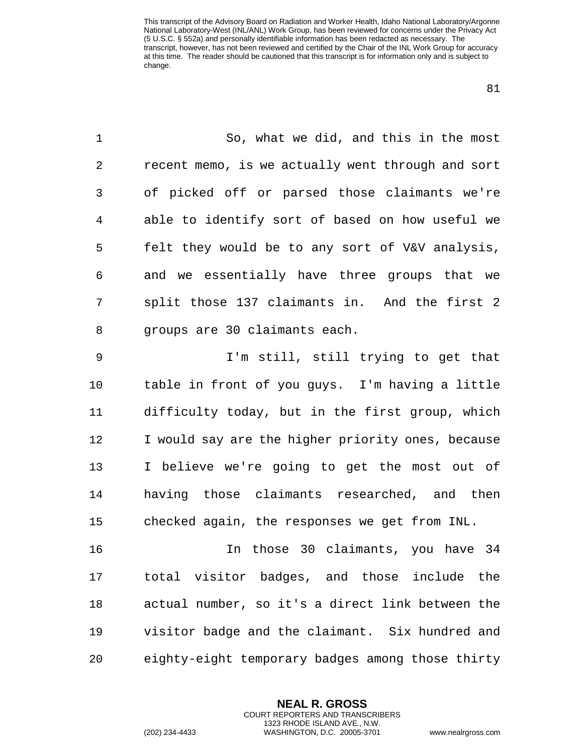So, what we did, and this in the most recent memo, is we actually went through and sort of picked off or parsed those claimants we're able to identify sort of based on how useful we felt they would be to any sort of V&V analysis, and we essentially have three groups that we split those 137 claimants in. And the first 2 groups are 30 claimants each.

I'm still, still trying to get that table in front of you guys. I'm having a little difficulty today, but in the first group, which I would say are the higher priority ones, because I believe we're going to get the most out of having those claimants researched, and then checked again, the responses we get from INL.

In those 30 claimants, you have 34 total visitor badges, and those include the actual number, so it's a direct link between the visitor badge and the claimant. Six hundred and eighty-eight temporary badges among those thirty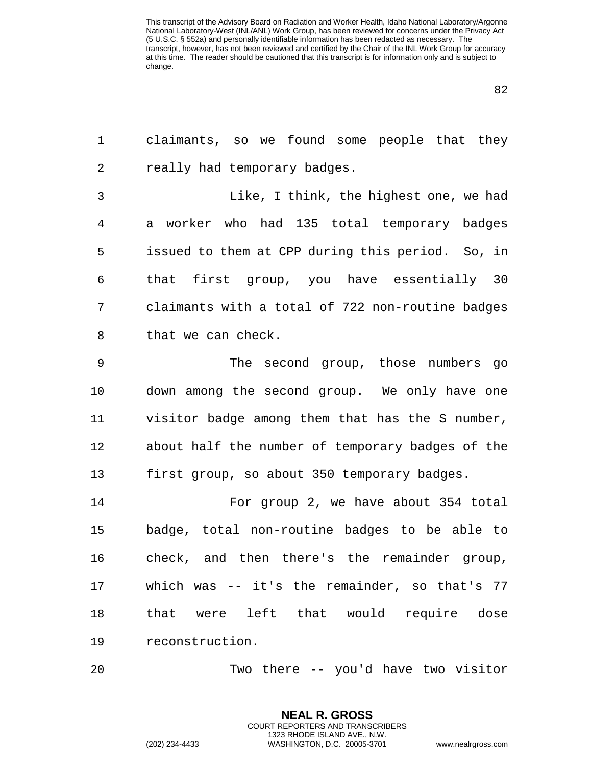claimants, so we found some people that they really had temporary badges.

Like, I think, the highest one, we had a worker who had 135 total temporary badges issued to them at CPP during this period. So, in that first group, you have essentially 30 claimants with a total of 722 non-routine badges that we can check.

The second group, those numbers go down among the second group. We only have one visitor badge among them that has the S number, about half the number of temporary badges of the first group, so about 350 temporary badges.

For group 2, we have about 354 total badge, total non-routine badges to be able to check, and then there's the remainder group, which was -- it's the remainder, so that's 77 that were left that would require dose reconstruction.

Two there -- you'd have two visitor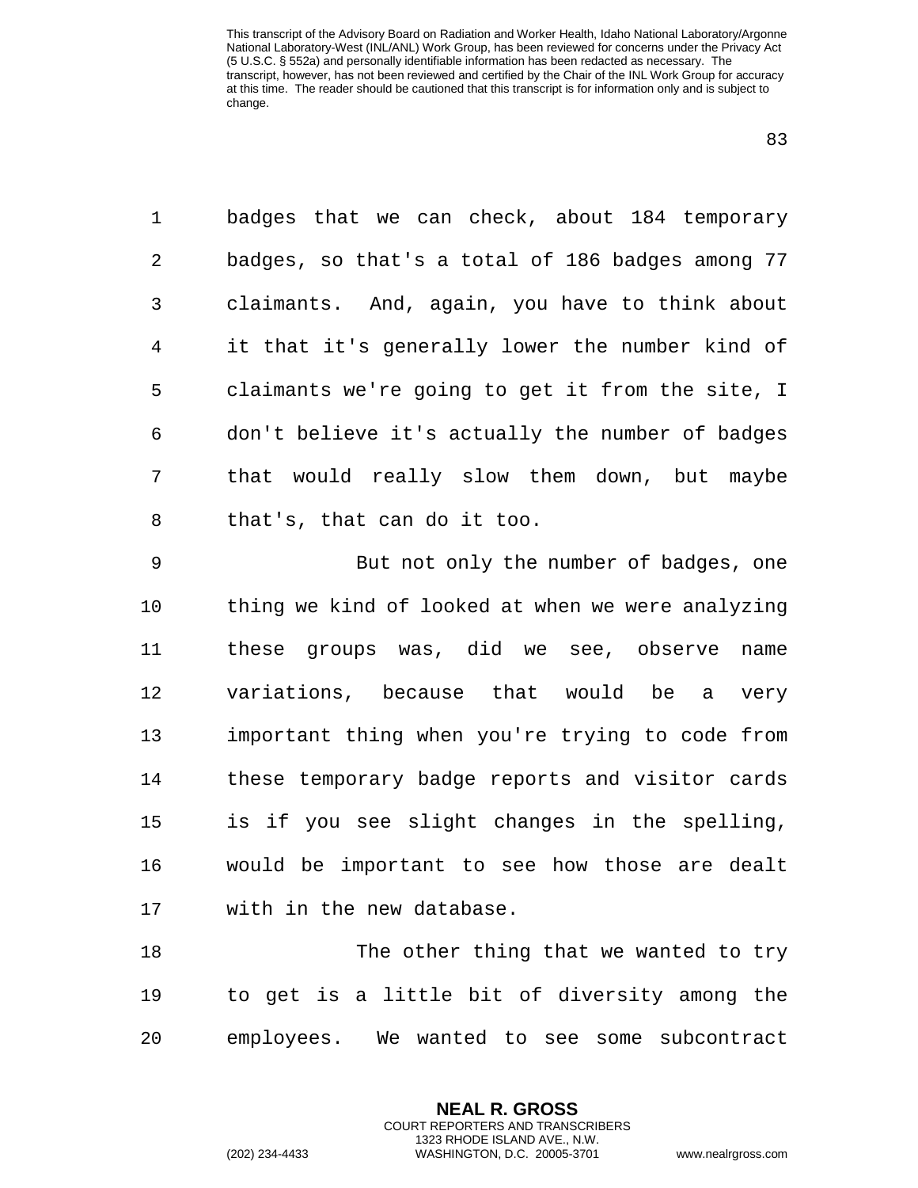badges that we can check, about 184 temporary badges, so that's a total of 186 badges among 77 claimants. And, again, you have to think about it that it's generally lower the number kind of claimants we're going to get it from the site, I don't believe it's actually the number of badges that would really slow them down, but maybe that's, that can do it too.

But not only the number of badges, one thing we kind of looked at when we were analyzing these groups was, did we see, observe name variations, because that would be a very important thing when you're trying to code from these temporary badge reports and visitor cards is if you see slight changes in the spelling, would be important to see how those are dealt with in the new database.

The other thing that we wanted to try to get is a little bit of diversity among the employees. We wanted to see some subcontract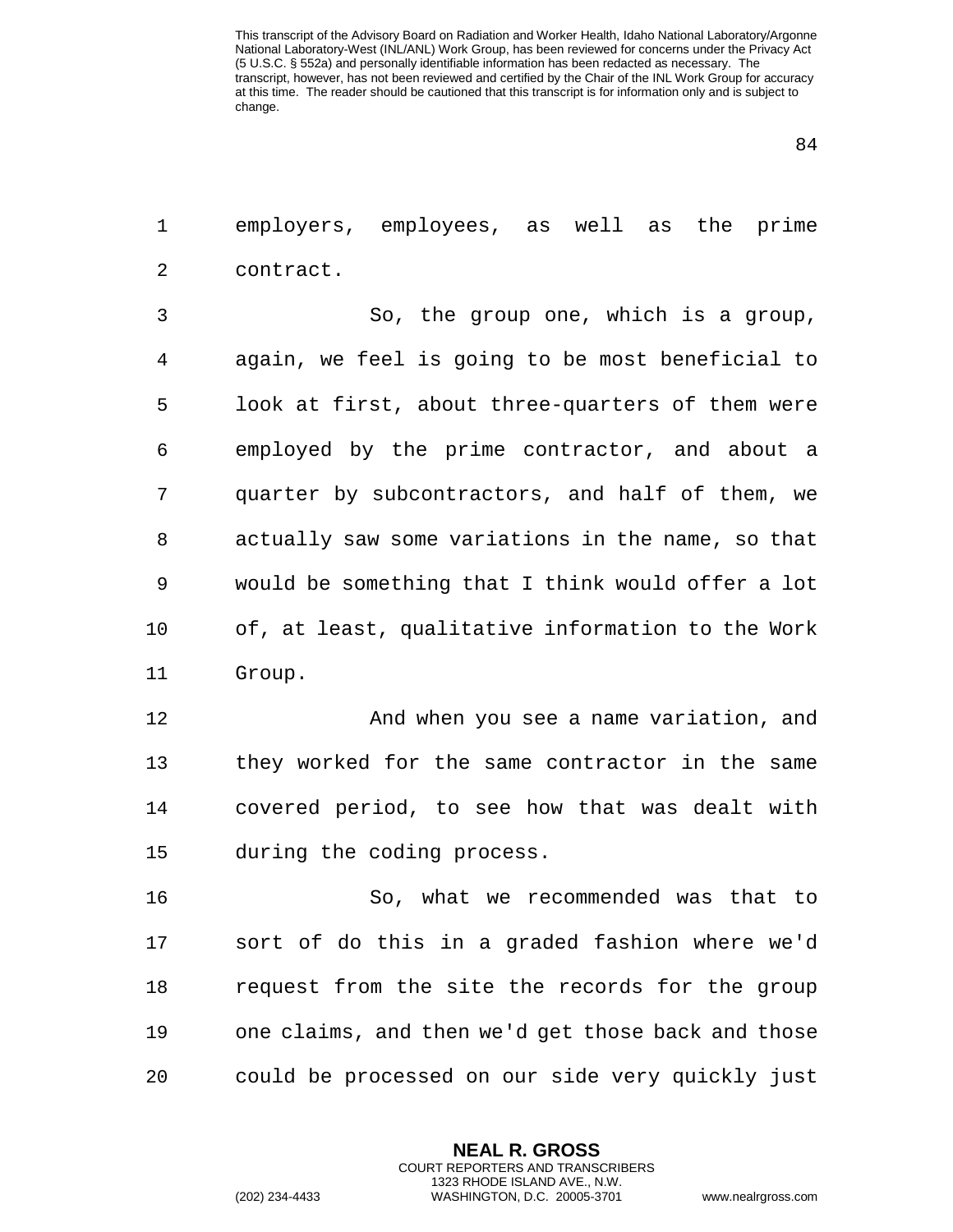employers, employees, as well as the prime contract.

So, the group one, which is a group, again, we feel is going to be most beneficial to look at first, about three-quarters of them were employed by the prime contractor, and about a quarter by subcontractors, and half of them, we actually saw some variations in the name, so that would be something that I think would offer a lot of, at least, qualitative information to the Work Group.

And when you see a name variation, and they worked for the same contractor in the same covered period, to see how that was dealt with during the coding process.

So, what we recommended was that to sort of do this in a graded fashion where we'd request from the site the records for the group one claims, and then we'd get those back and those could be processed on our side very quickly just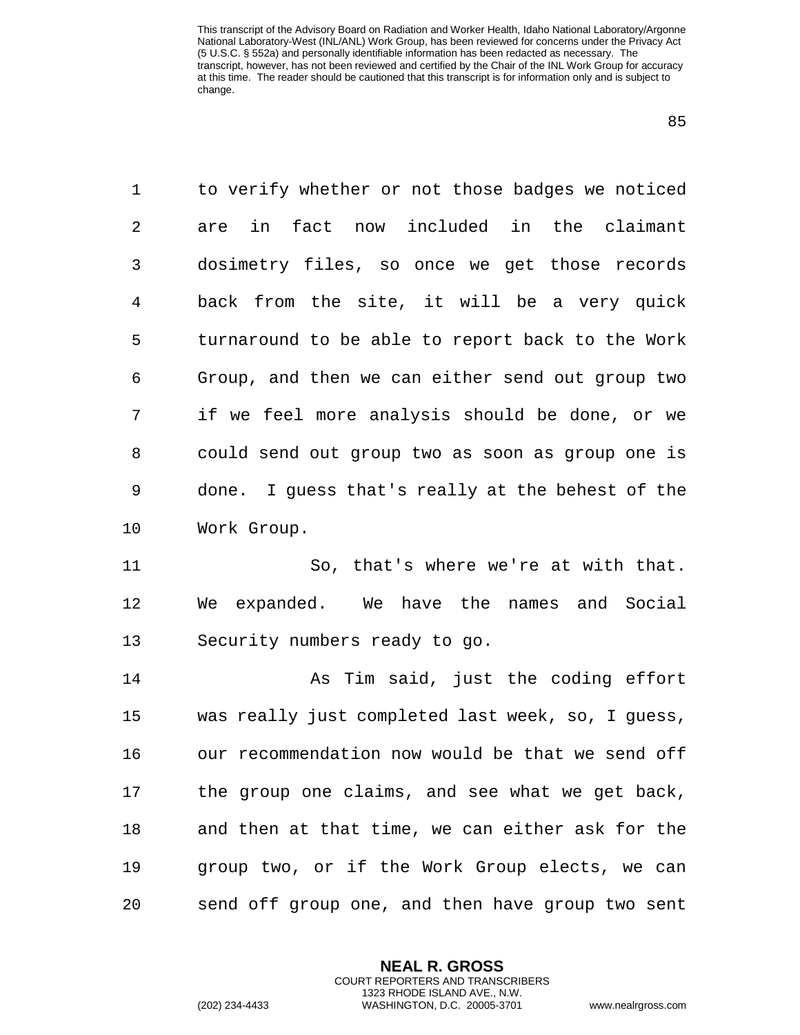to verify whether or not those badges we noticed are in fact now included in the claimant dosimetry files, so once we get those records back from the site, it will be a very quick turnaround to be able to report back to the Work Group, and then we can either send out group two if we feel more analysis should be done, or we could send out group two as soon as group one is done. I guess that's really at the behest of the Work Group.

So, that's where we're at with that. We expanded. We have the names and Social Security numbers ready to go.

As Tim said, just the coding effort was really just completed last week, so, I guess, our recommendation now would be that we send off the group one claims, and see what we get back, and then at that time, we can either ask for the group two, or if the Work Group elects, we can send off group one, and then have group two sent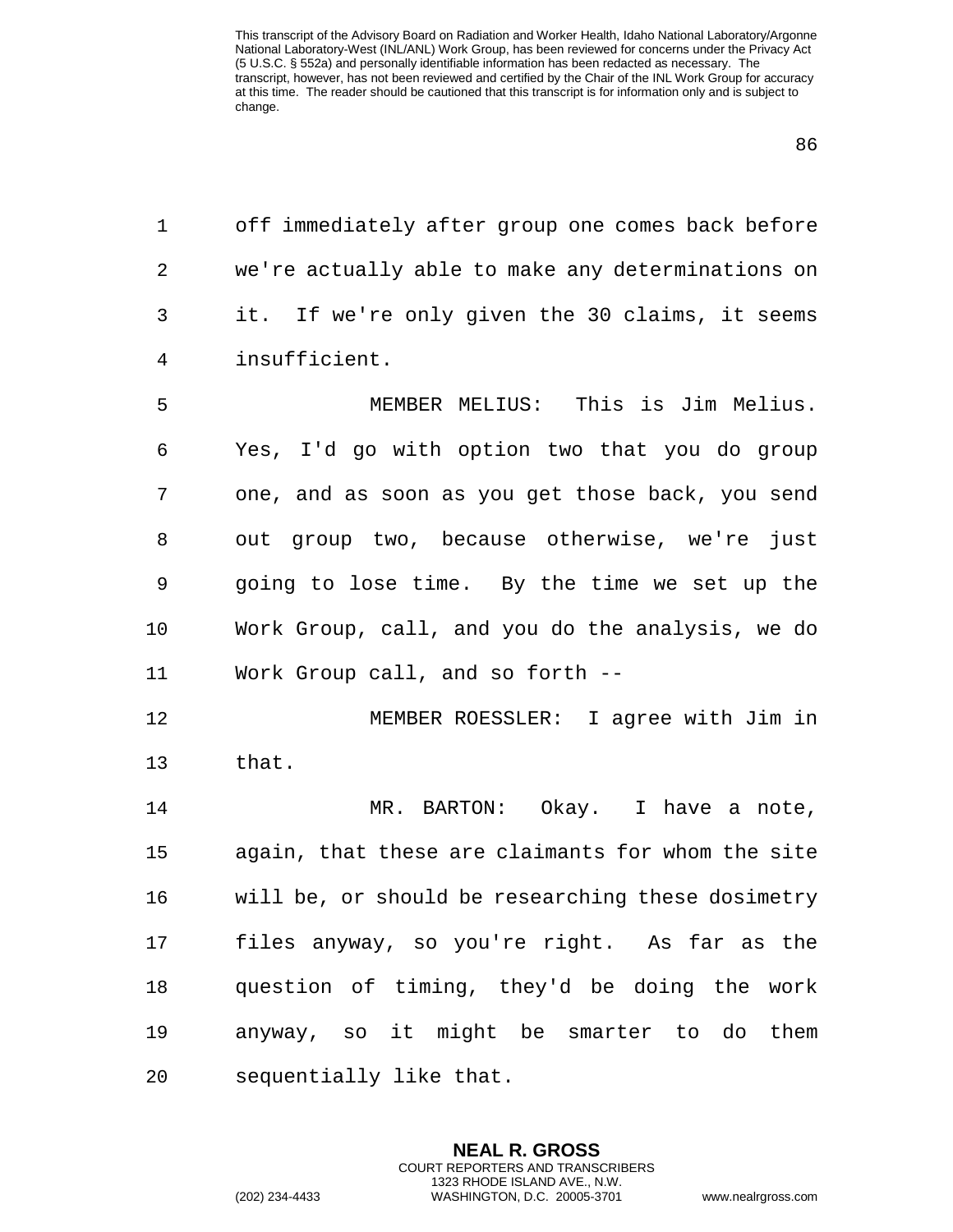off immediately after group one comes back before we're actually able to make any determinations on it. If we're only given the 30 claims, it seems insufficient.

MEMBER MELIUS: This is Jim Melius. Yes, I'd go with option two that you do group one, and as soon as you get those back, you send out group two, because otherwise, we're just going to lose time. By the time we set up the Work Group, call, and you do the analysis, we do Work Group call, and so forth --

MEMBER ROESSLER: I agree with Jim in that.

MR. BARTON: Okay. I have a note, again, that these are claimants for whom the site will be, or should be researching these dosimetry files anyway, so you're right. As far as the question of timing, they'd be doing the work anyway, so it might be smarter to do them sequentially like that.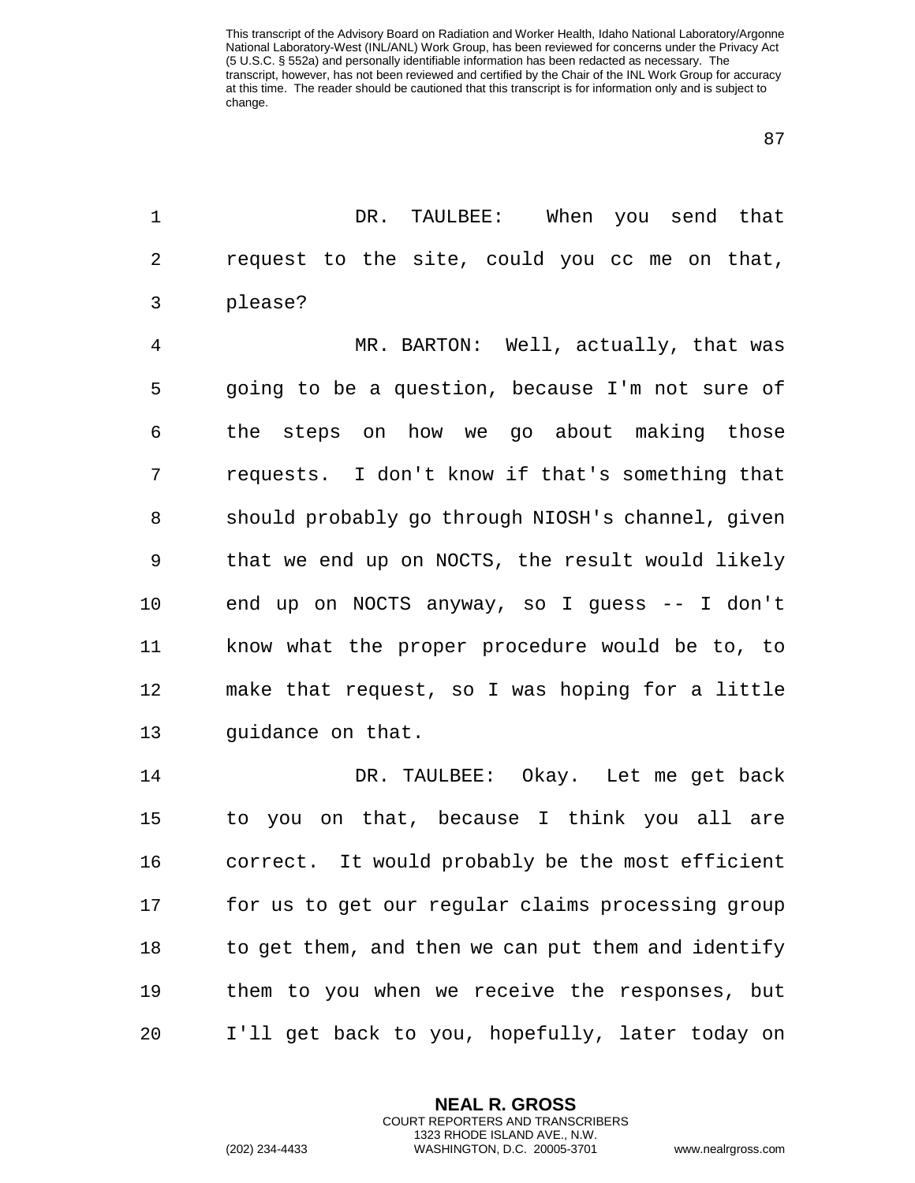DR. TAULBEE: When you send that request to the site, could you cc me on that, please?

MR. BARTON: Well, actually, that was going to be a question, because I'm not sure of the steps on how we go about making those requests. I don't know if that's something that should probably go through NIOSH's channel, given that we end up on NOCTS, the result would likely end up on NOCTS anyway, so I guess -- I don't know what the proper procedure would be to, to make that request, so I was hoping for a little guidance on that.

DR. TAULBEE: Okay. Let me get back to you on that, because I think you all are correct. It would probably be the most efficient for us to get our regular claims processing group to get them, and then we can put them and identify them to you when we receive the responses, but I'll get back to you, hopefully, later today on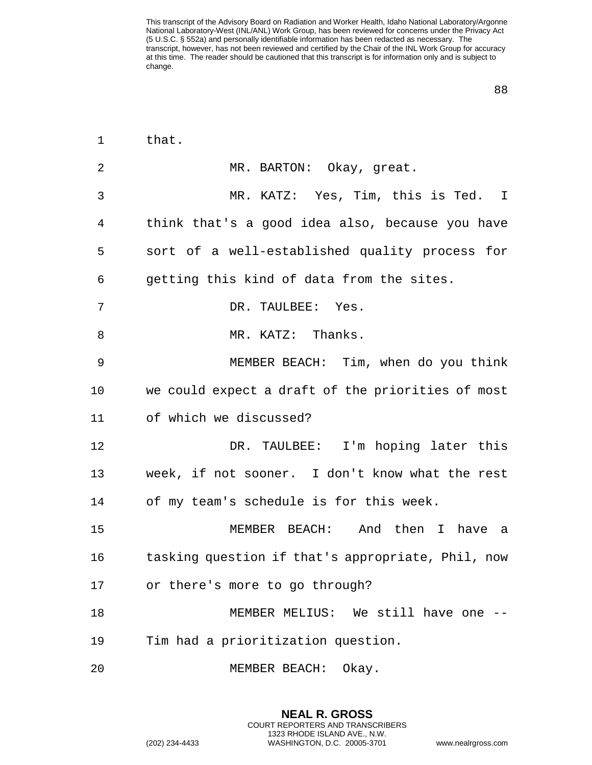that.

MR. BARTON: Okay, great.

MR. KATZ: Yes, Tim, this is Ted. I think that's a good idea also, because you have sort of a well-established quality process for getting this kind of data from the sites.

DR. TAULBEE: Yes.

MR. KATZ: Thanks.

MEMBER BEACH: Tim, when do you think we could expect a draft of the priorities of most of which we discussed?

DR. TAULBEE: I'm hoping later this week, if not sooner. I don't know what the rest of my team's schedule is for this week.

MEMBER BEACH: And then I have a tasking question if that's appropriate, Phil, now or there's more to go through?

MEMBER MELIUS: We still have one -- Tim had a prioritization question.

MEMBER BEACH: Okay.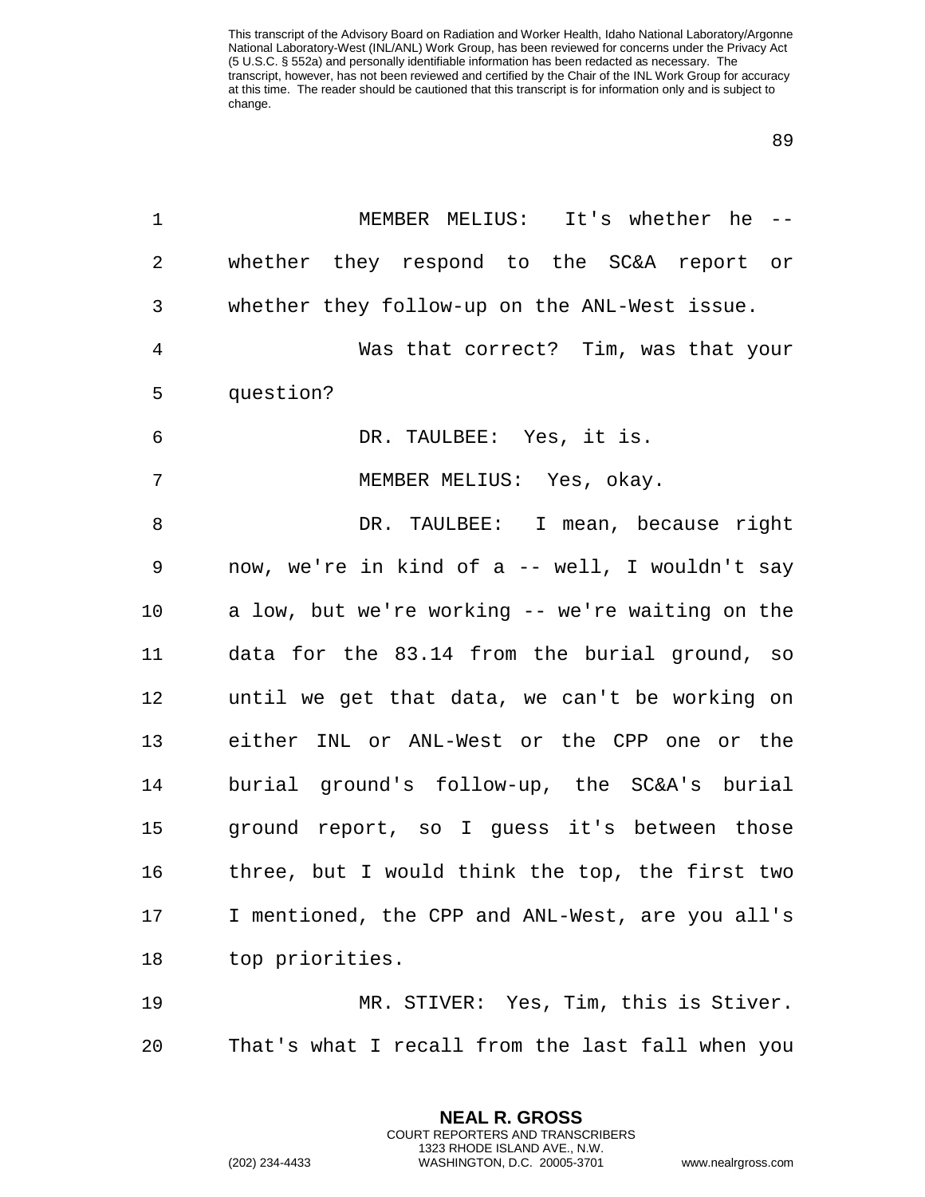MEMBER MELIUS: It's whether he -- whether they respond to the SC&A report or whether they follow-up on the ANL-West issue.

Was that correct? Tim, was that your question?

DR. TAULBEE: Yes, it is.

MEMBER MELIUS: Yes, okay.

DR. TAULBEE: I mean, because right now, we're in kind of a -- well, I wouldn't say a low, but we're working -- we're waiting on the data for the 83.14 from the burial ground, so until we get that data, we can't be working on either INL or ANL-West or the CPP one or the burial ground's follow-up, the SC&A's burial ground report, so I guess it's between those three, but I would think the top, the first two I mentioned, the CPP and ANL-West, are you all's top priorities.

MR. STIVER: Yes, Tim, this is Stiver. That's what I recall from the last fall when you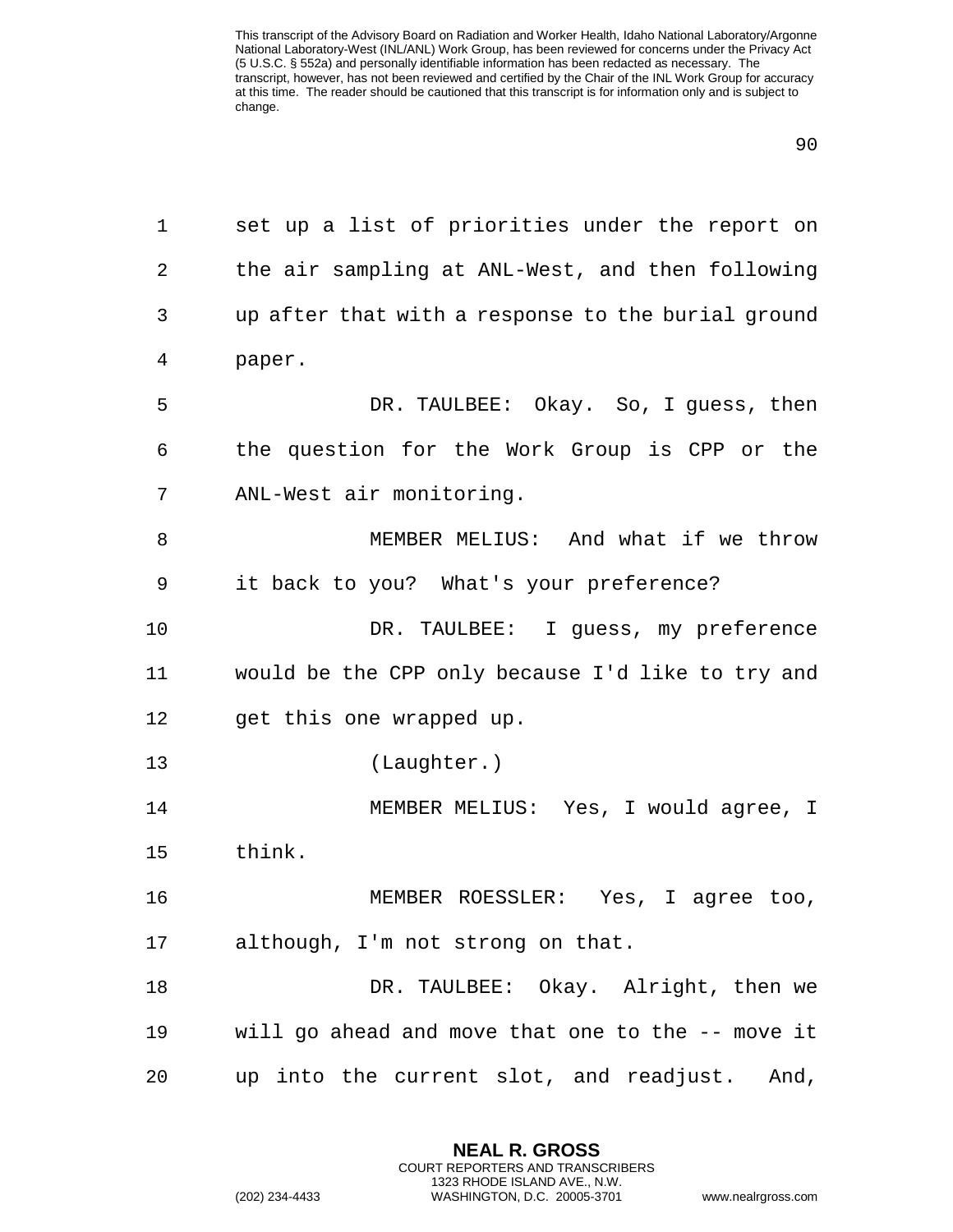set up a list of priorities under the report on the air sampling at ANL-West, and then following up after that with a response to the burial ground paper.

DR. TAULBEE: Okay. So, I guess, then the question for the Work Group is CPP or the ANL-West air monitoring.

MEMBER MELIUS: And what if we throw it back to you? What's your preference?

DR. TAULBEE: I guess, my preference would be the CPP only because I'd like to try and get this one wrapped up.

(Laughter.)

MEMBER MELIUS: Yes, I would agree, I think.

MEMBER ROESSLER: Yes, I agree too, although, I'm not strong on that.

DR. TAULBEE: Okay. Alright, then we will go ahead and move that one to the -- move it up into the current slot, and readjust. And,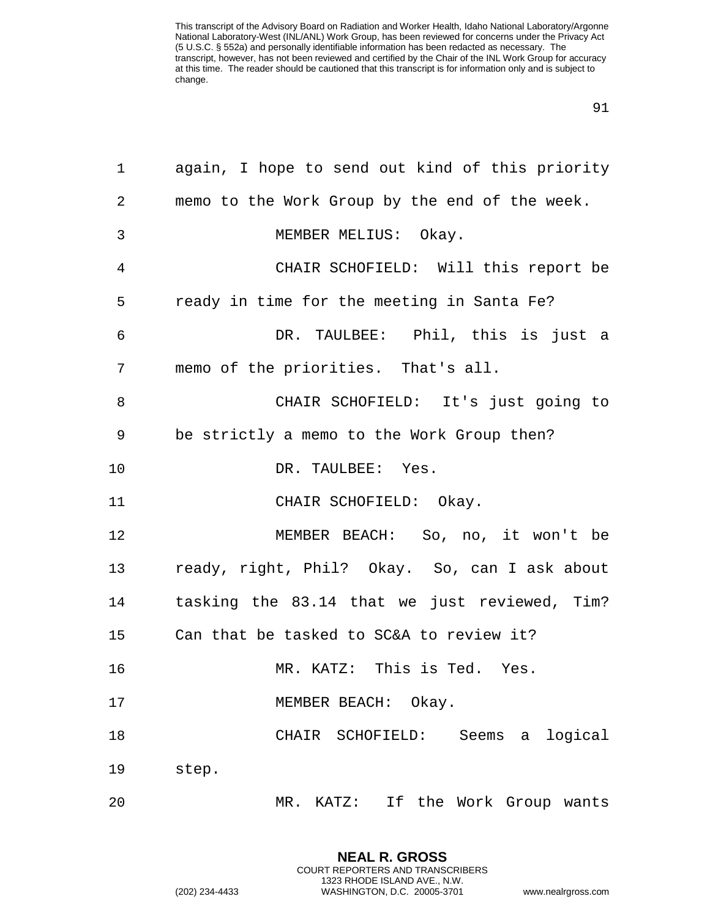again, I hope to send out kind of this priority memo to the Work Group by the end of the week.

MEMBER MELIUS: Okay.

CHAIR SCHOFIELD: Will this report be ready in time for the meeting in Santa Fe?

DR. TAULBEE: Phil, this is just a memo of the priorities. That's all.

CHAIR SCHOFIELD: It's just going to be strictly a memo to the Work Group then?

DR. TAULBEE: Yes.

CHAIR SCHOFIELD: Okay.

MEMBER BEACH: So, no, it won't be ready, right, Phil? Okay. So, can I ask about tasking the 83.14 that we just reviewed, Tim? Can that be tasked to SC&A to review it?

MR. KATZ: This is Ted. Yes.

MEMBER BEACH: Okay.

CHAIR SCHOFIELD: Seems a logical step.

MR. KATZ: If the Work Group wants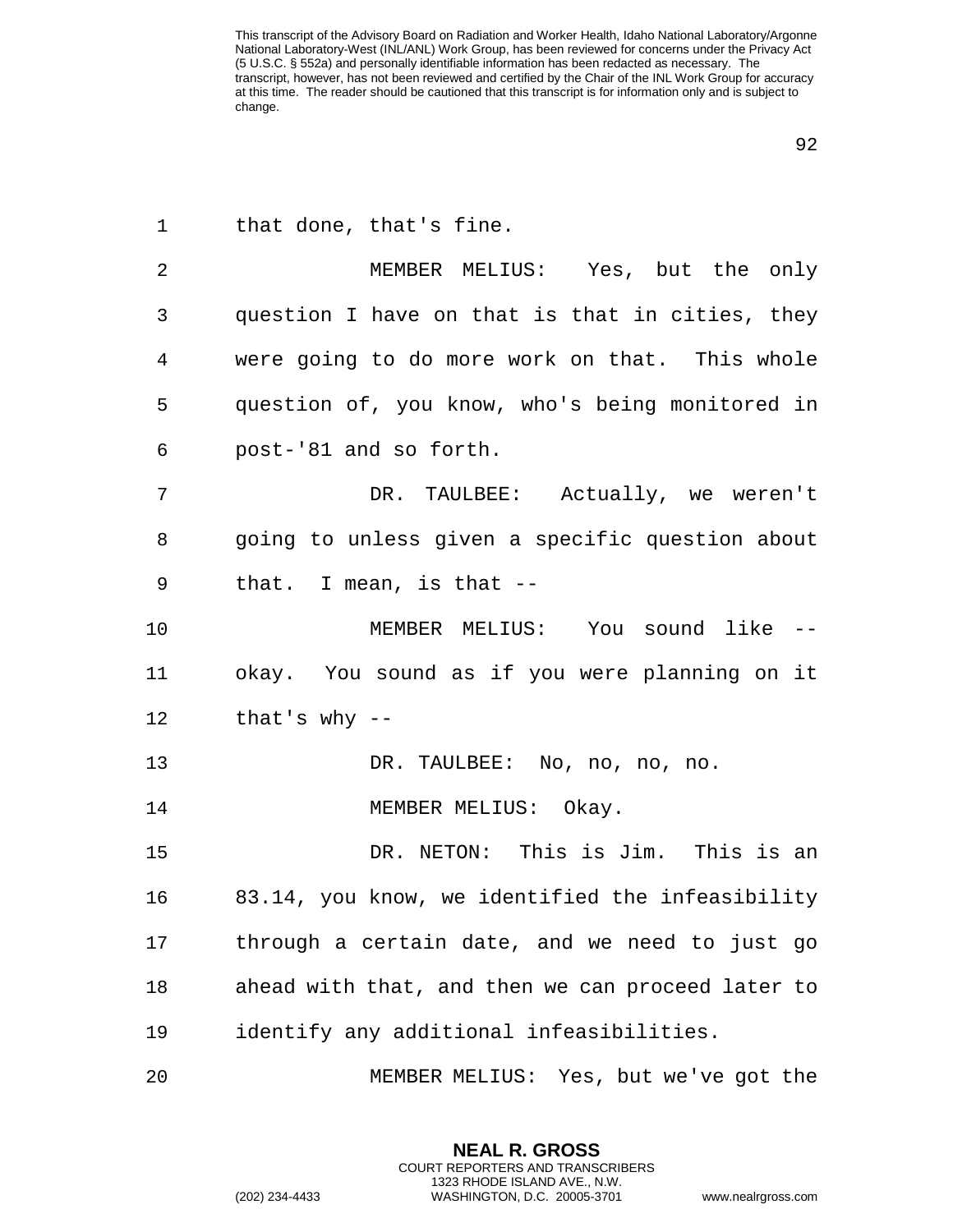that done, that's fine.

MEMBER MELIUS: Yes, but the only question I have on that is that in cities, they were going to do more work on that. This whole question of, you know, who's being monitored in post-'81 and so forth.

DR. TAULBEE: Actually, we weren't going to unless given a specific question about that. I mean, is that --

MEMBER MELIUS: You sound like -- okay. You sound as if you were planning on it that's why --

DR. TAULBEE: No, no, no, no.

MEMBER MELIUS: Okay.

DR. NETON: This is Jim. This is an 83.14, you know, we identified the infeasibility through a certain date, and we need to just go ahead with that, and then we can proceed later to identify any additional infeasibilities.

MEMBER MELIUS: Yes, but we've got the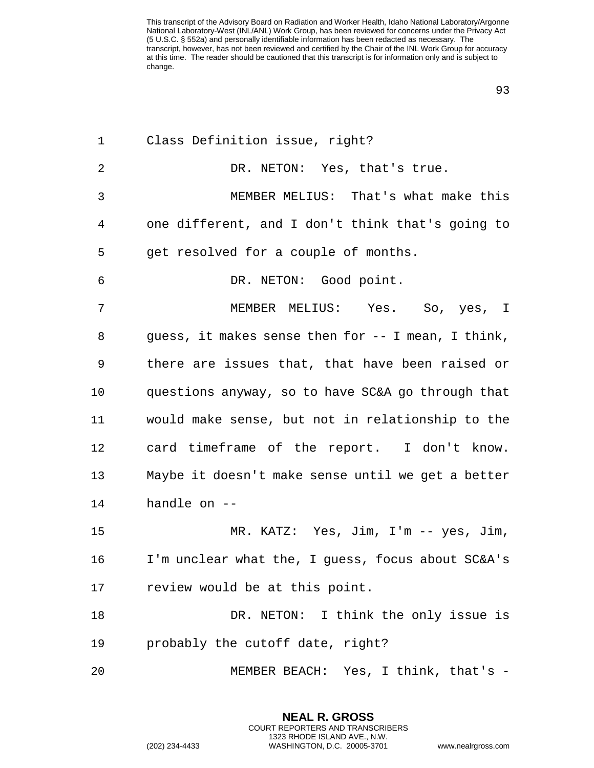Class Definition issue, right?

DR. NETON: Yes, that's true.

MEMBER MELIUS: That's what make this one different, and I don't think that's going to get resolved for a couple of months.

DR. NETON: Good point.

MEMBER MELIUS: Yes. So, yes, I guess, it makes sense then for -- I mean, I think, there are issues that, that have been raised or questions anyway, so to have SC&A go through that would make sense, but not in relationship to the card timeframe of the report. I don't know. Maybe it doesn't make sense until we get a better handle on --

MR. KATZ: Yes, Jim, I'm -- yes, Jim, I'm unclear what the, I guess, focus about SC&A's review would be at this point.

DR. NETON: I think the only issue is probably the cutoff date, right?

MEMBER BEACH: Yes, I think, that's -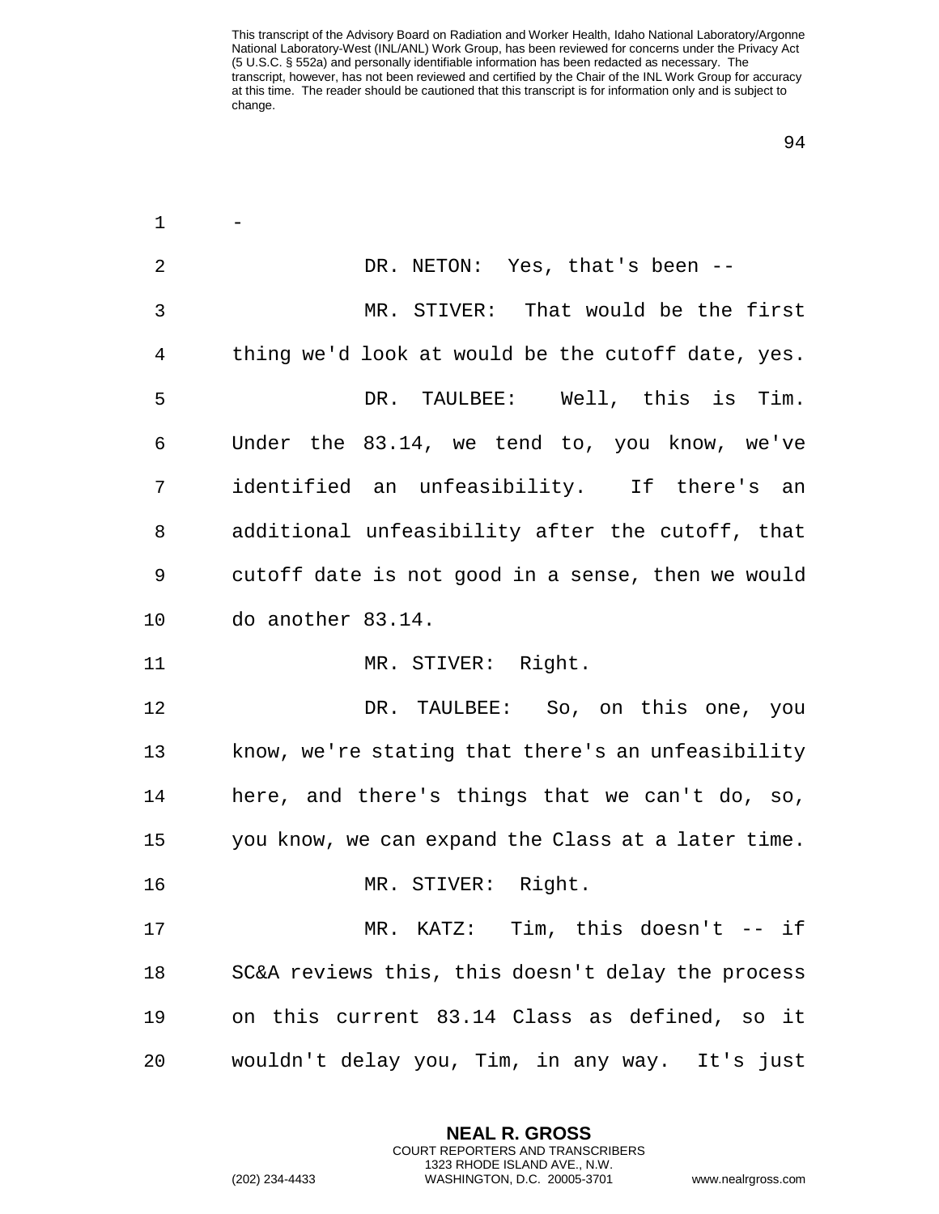-

DR. NETON: Yes, that's been --

MR. STIVER: That would be the first thing we'd look at would be the cutoff date, yes.

DR. TAULBEE: Well, this is Tim. Under the 83.14, we tend to, you know, we've identified an unfeasibility. If there's an additional unfeasibility after the cutoff, that cutoff date is not good in a sense, then we would do another 83.14.

MR. STIVER: Right.

DR. TAULBEE: So, on this one, you know, we're stating that there's an unfeasibility here, and there's things that we can't do, so, you know, we can expand the Class at a later time.

MR. STIVER: Right.

MR. KATZ: Tim, this doesn't -- if SC&A reviews this, this doesn't delay the process on this current 83.14 Class as defined, so it wouldn't delay you, Tim, in any way. It's just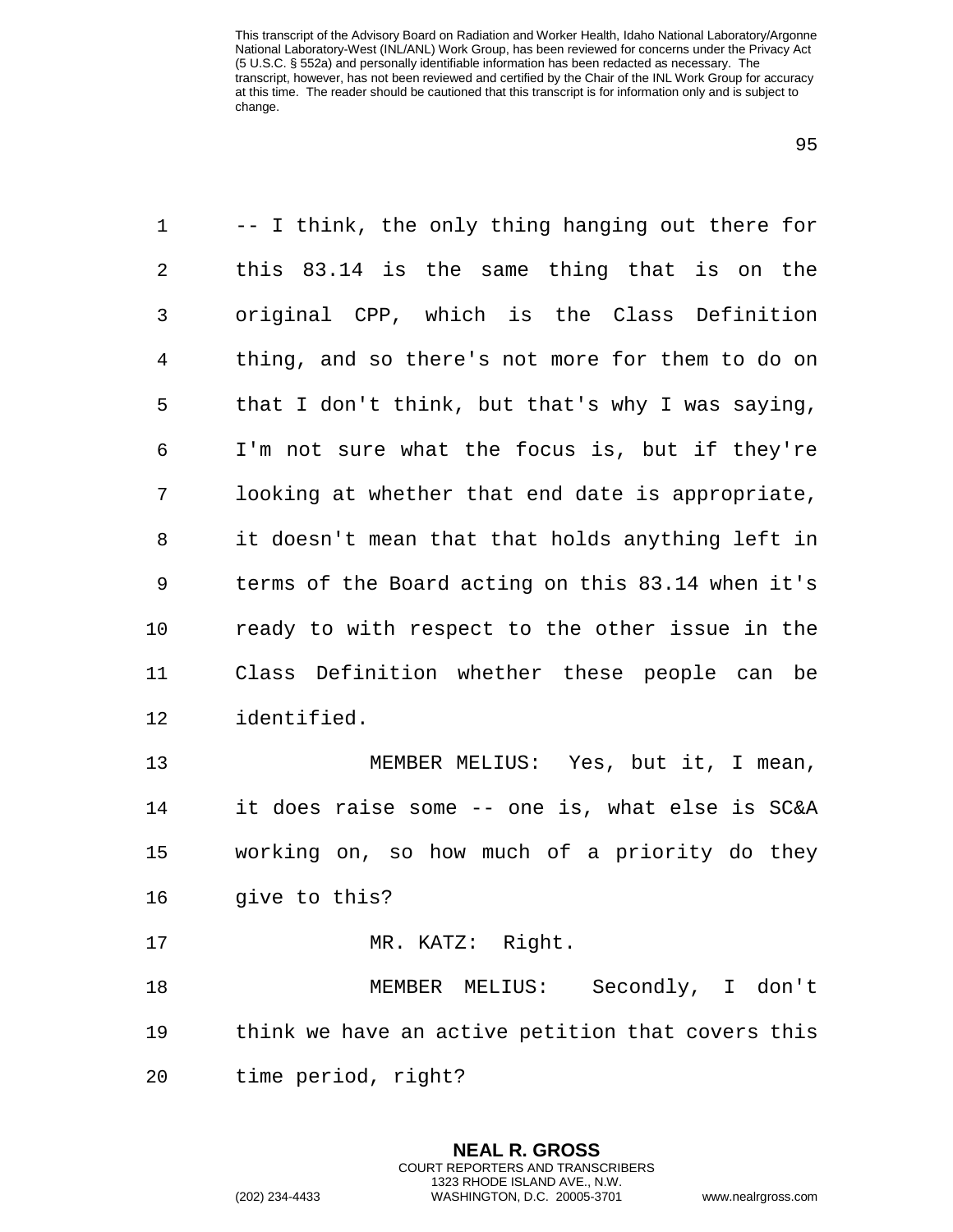-- I think, the only thing hanging out there for this 83.14 is the same thing that is on the original CPP, which is the Class Definition thing, and so there's not more for them to do on that I don't think, but that's why I was saying, I'm not sure what the focus is, but if they're looking at whether that end date is appropriate, it doesn't mean that that holds anything left in terms of the Board acting on this 83.14 when it's ready to with respect to the other issue in the Class Definition whether these people can be identified.

MEMBER MELIUS: Yes, but it, I mean, it does raise some -- one is, what else is SC&A working on, so how much of a priority do they give to this?

MR. KATZ: Right.

MEMBER MELIUS: Secondly, I don't think we have an active petition that covers this time period, right?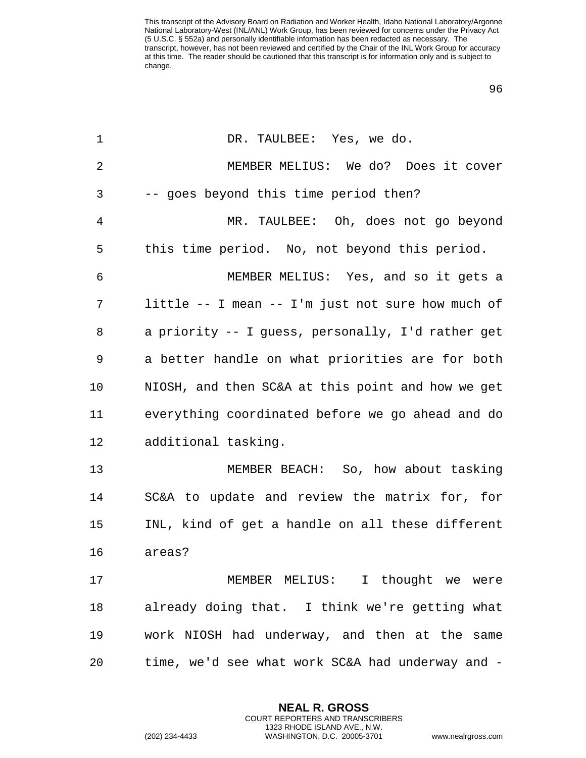DR. TAULBEE: Yes, we do.

MEMBER MELIUS: We do? Does it cover -- goes beyond this time period then?

MR. TAULBEE: Oh, does not go beyond this time period. No, not beyond this period.

MEMBER MELIUS: Yes, and so it gets a little -- I mean -- I'm just not sure how much of a priority -- I guess, personally, I'd rather get a better handle on what priorities are for both NIOSH, and then SC&A at this point and how we get everything coordinated before we go ahead and do additional tasking.

MEMBER BEACH: So, how about tasking SC&A to update and review the matrix for, for INL, kind of get a handle on all these different areas?

MEMBER MELIUS: I thought we were already doing that. I think we're getting what work NIOSH had underway, and then at the same time, we'd see what work SC&A had underway and -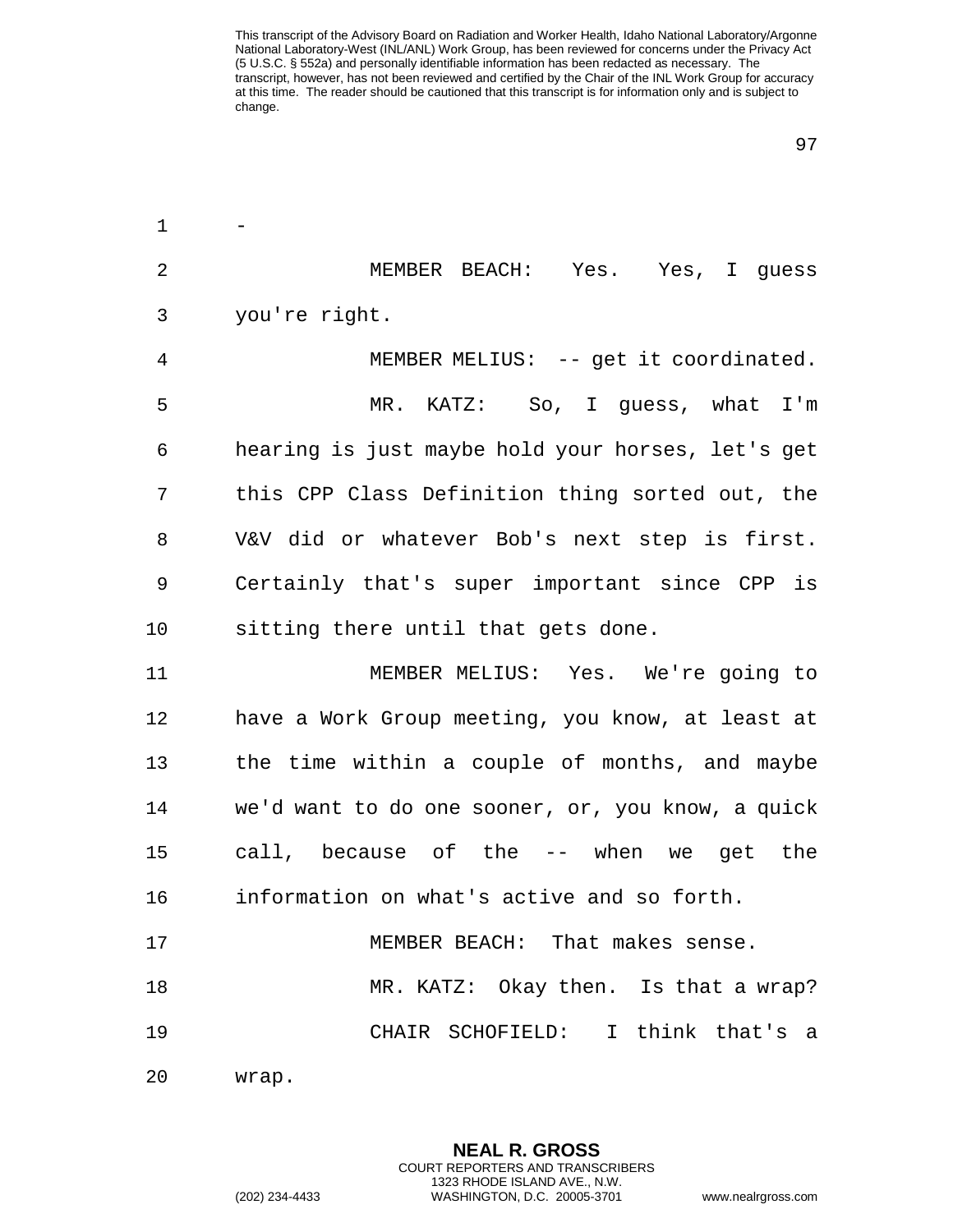This transcript of the Advisory Board on Radiation and Worker Health, Idaho National Laboratory/Argonne National Laboratory-West (INL/ANL) Work Group, has been reviewed for concerns under the Privacy Act (5 U.S.C. § 552a) and personally identifiable information has been redacted as necessary. The transcript, however, has not been reviewed and certified by the Chair of the INL Work Group for accuracy at this time. The reader should be cautioned that this transcript is for information only and is subject to change.

-

MEMBER BEACH: Yes. Yes, I guess you're right.

MEMBER MELIUS: -- get it coordinated.

MR. KATZ: So, I guess, what I'm hearing is just maybe hold your horses, let's get this CPP Class Definition thing sorted out, the V&V did or whatever Bob's next step is first. Certainly that's super important since CPP is sitting there until that gets done.

MEMBER MELIUS: Yes. We're going to have a Work Group meeting, you know, at least at the time within a couple of months, and maybe we'd want to do one sooner, or, you know, a quick call, because of the -- when we get the information on what's active and so forth.

MEMBER BEACH: That makes sense.

MR. KATZ: Okay then. Is that a wrap?

CHAIR SCHOFIELD: I think that's a wrap.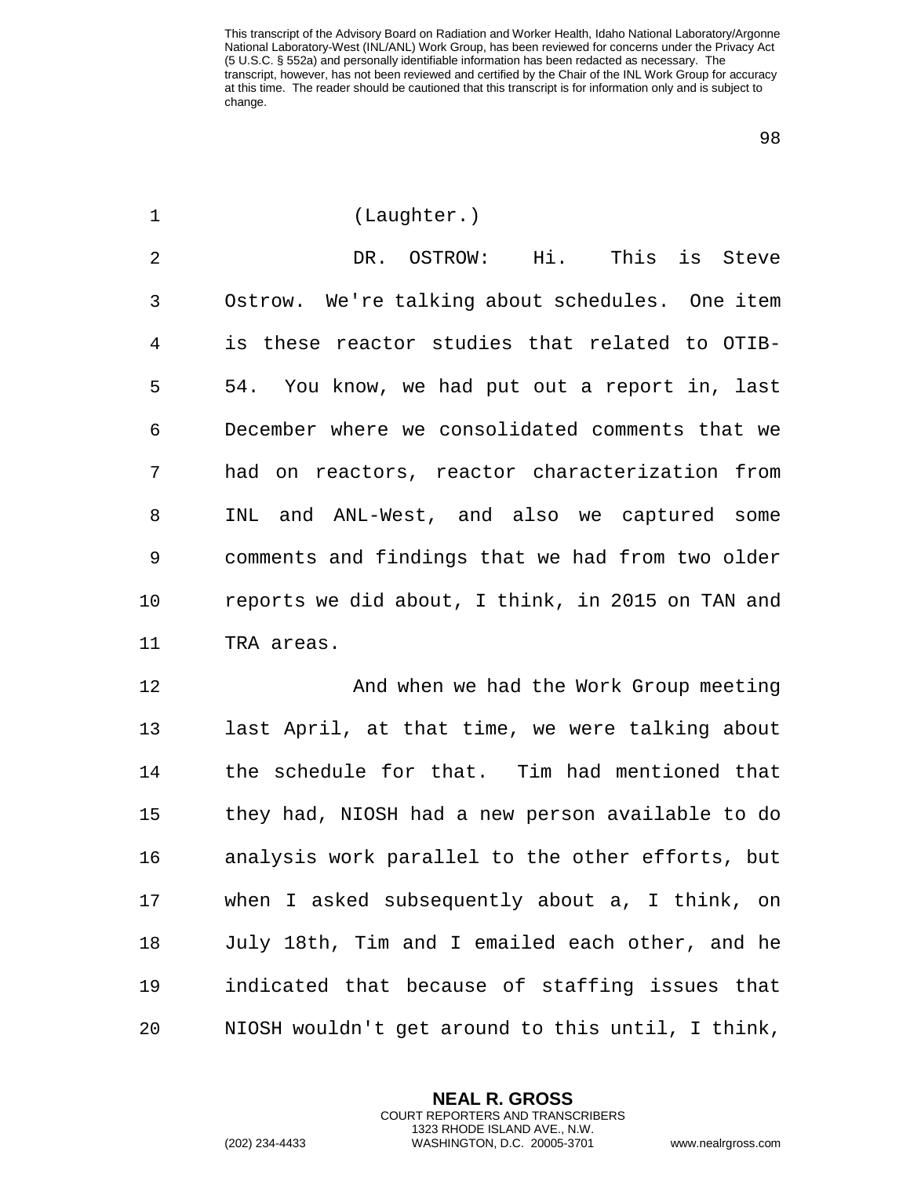(Laughter.)

DR. OSTROW: Hi. This is Steve Ostrow. We're talking about schedules. One item is these reactor studies that related to OTIB-54. You know, we had put out a report in, last December where we consolidated comments that we had on reactors, reactor characterization from INL and ANL-West, and also we captured some comments and findings that we had from two older reports we did about, I think, in 2015 on TAN and TRA areas.

And when we had the Work Group meeting last April, at that time, we were talking about the schedule for that. Tim had mentioned that they had, NIOSH had a new person available to do analysis work parallel to the other efforts, but when I asked subsequently about a, I think, on July 18th, Tim and I emailed each other, and he indicated that because of staffing issues that NIOSH wouldn't get around to this until, I think,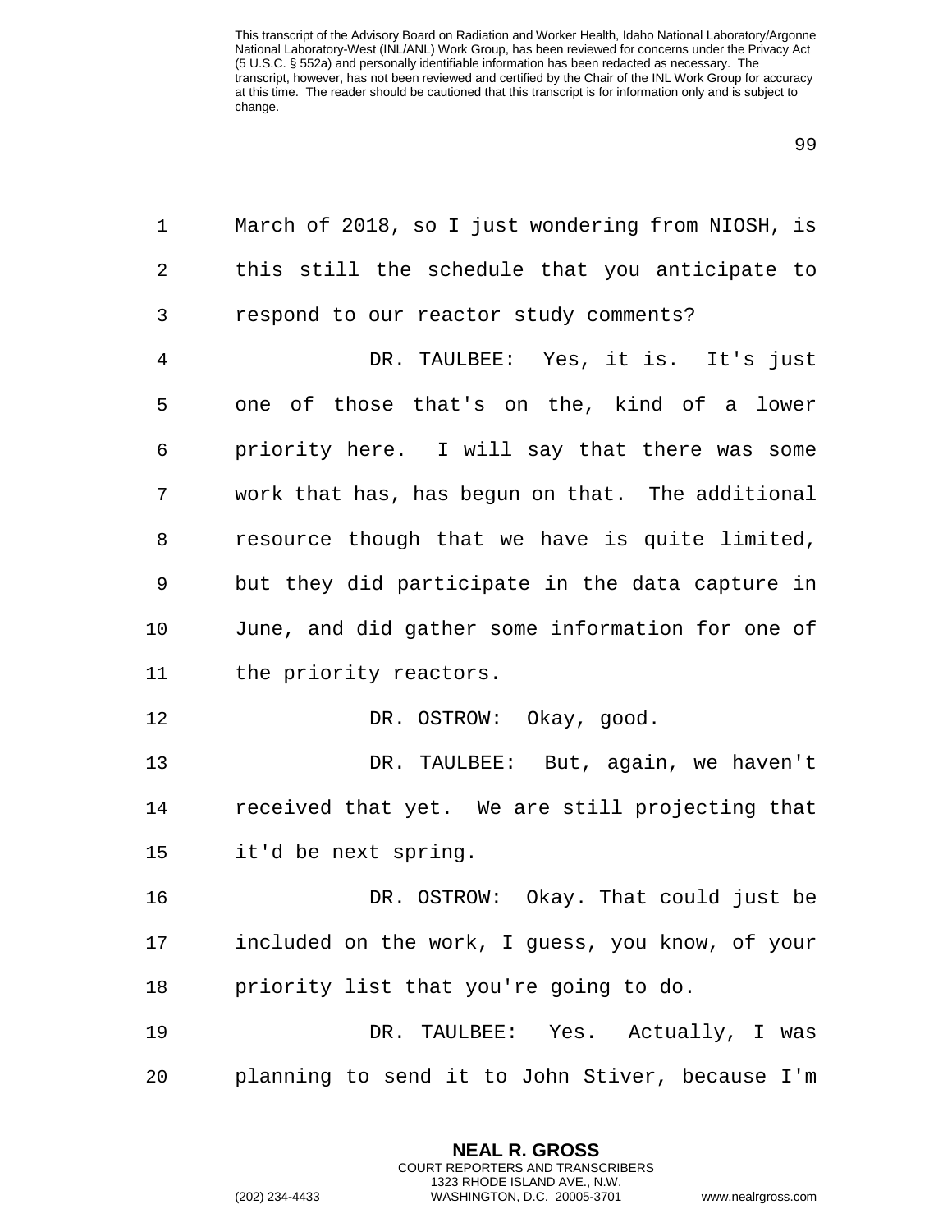March of 2018, so I just wondering from NIOSH, is this still the schedule that you anticipate to respond to our reactor study comments?

DR. TAULBEE: Yes, it is. It's just one of those that's on the, kind of a lower priority here. I will say that there was some work that has, has begun on that. The additional resource though that we have is quite limited, but they did participate in the data capture in June, and did gather some information for one of the priority reactors.

DR. OSTROW: Okay, good.

DR. TAULBEE: But, again, we haven't received that yet. We are still projecting that it'd be next spring.

DR. OSTROW: Okay. That could just be included on the work, I guess, you know, of your priority list that you're going to do.

DR. TAULBEE: Yes. Actually, I was planning to send it to John Stiver, because I'm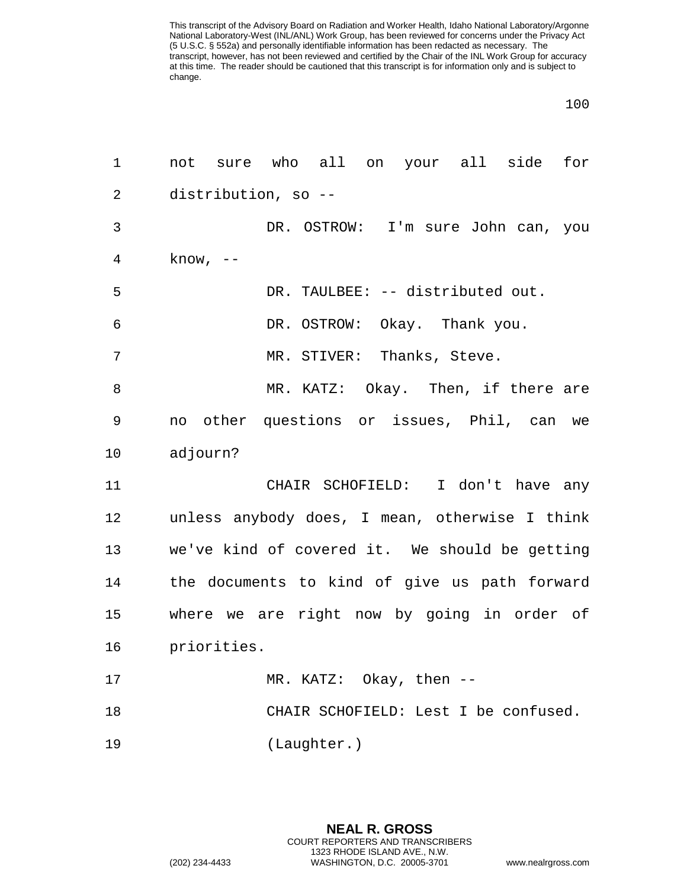not sure who all on your all side for distribution, so --

DR. OSTROW: I'm sure John can, you know, --

DR. TAULBEE: -- distributed out.

DR. OSTROW: Okay. Thank you.

MR. STIVER: Thanks, Steve.

MR. KATZ: Okay. Then, if there are no other questions or issues, Phil, can we adjourn?

CHAIR SCHOFIELD: I don't have any unless anybody does, I mean, otherwise I think we've kind of covered it. We should be getting the documents to kind of give us path forward where we are right now by going in order of priorities.

MR. KATZ: Okay, then --

CHAIR SCHOFIELD: Lest I be confused.

(Laughter.)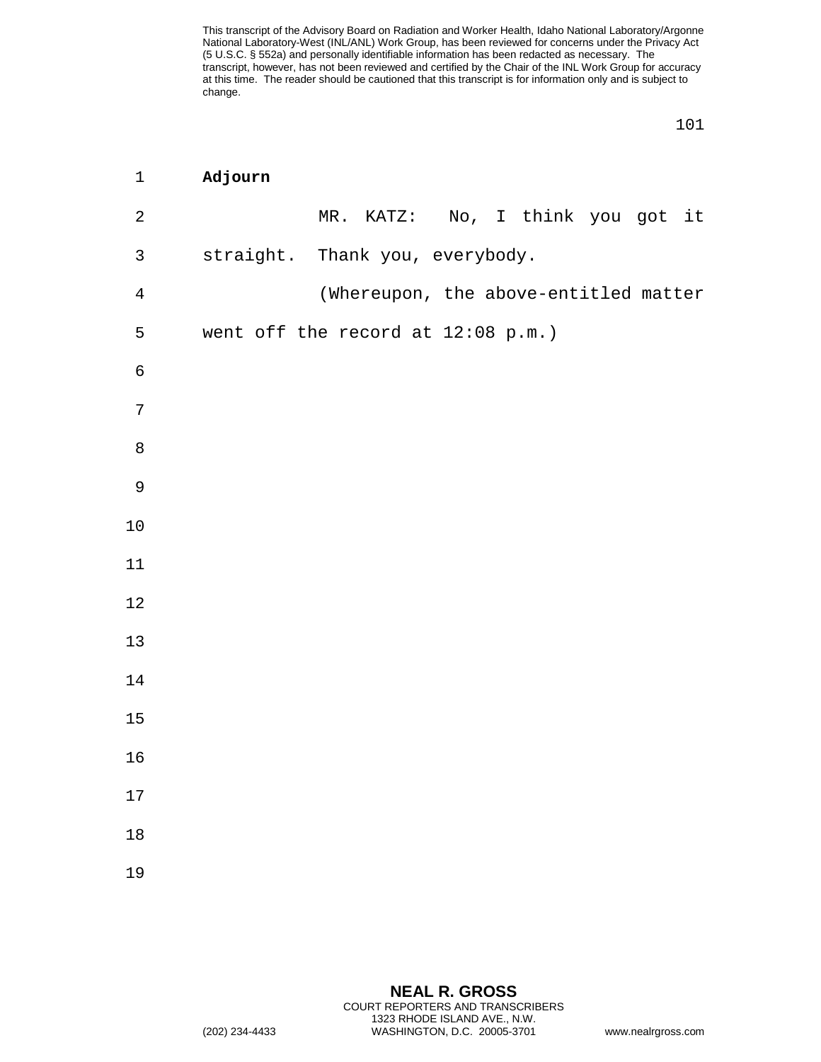**Adjourn**

MR. KATZ: No, I think you got it straight. Thank you, everybody.

(Whereupon, the above-entitled matter went off the record at 12:08 p.m.)